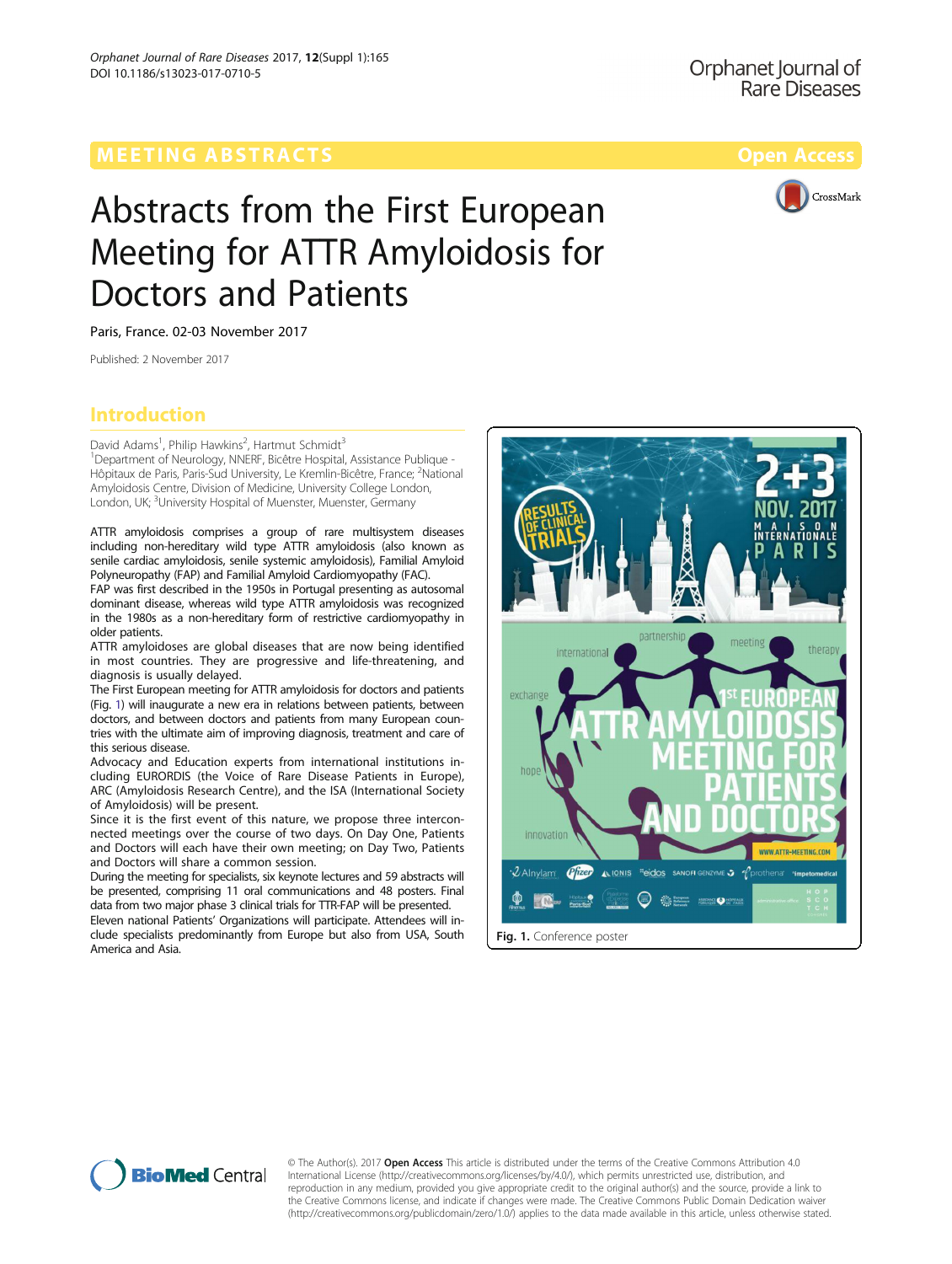MEETING ABSTRACTS

Open Access

# Abstracts from the First European Meeting for ATTR Amyloidosis for Doctors and Patients

Paris, France. 02-03 November 2017

Published: 2 November 2017

## Introduction

David Adams[1], Philip Hawkins[2], Hartmut Schmidt[3]

[1]Department of Neurology, NNERF, Bicêtre Hospital, Assistance Publique - Hôpitaux de Paris, Paris-Sud University, Le Kremlin-Bicêtre, France; [2]National Amyloidosis Centre, Division of Medicine, University College London, London, UK; [3]University Hospital of Muenster, Muenster, Germany

ATTR amyloidosis comprises a group of rare multisystem diseases including non-hereditary wild type ATTR amyloidosis (also known as senile cardiac amyloidosis, senile systemic amyloidosis), Familial Amyloid Polyneuropathy (FAP) and Familial Amyloid Cardiomyopathy (FAC).

FAP was first described in the 1950s in Portugal presenting as autosomal dominant disease, whereas wild type ATTR amyloidosis was recognized in the 1980s as a non-hereditary form of restrictive cardiomyopathy in older patients.

ATTR amyloidoses are global diseases that are now being identified in most countries. They are progressive and life-threatening, and diagnosis is usually delayed.

The First European meeting for ATTR amyloidosis for doctors and patients (Fig. 1) will inaugurate a new era in relations between patients, between doctors, and between doctors and patients from many European countries with the ultimate aim of improving diagnosis, treatment and care of this serious disease.

Advocacy and Education experts from international institutions including EURORDIS (the Voice of Rare Disease Patients in Europe), ARC (Amyloidosis Research Centre), and the ISA (International Society of Amyloidosis) will be present.

Since it is the first event of this nature, we propose three interconnected meetings over the course of two days. On Day One, Patients and Doctors will each have their own meeting; on Day Two, Patients and Doctors will share a common session.

During the meeting for specialists, six keynote lectures and 59 abstracts will be presented, comprising 11 oral communications and 48 posters. Final data from two major phase 3 clinical trials for TTR-FAP will be presented.

Eleven national Patients' Organizations will participate. Attendees will include specialists predominantly from Europe but also from USA, South America and Asia.

Fig. 1. Conference poster

© The Author(s). 2017 **Open Access** This article is distributed under the terms of the Creative Commons Attribution 4.0 International License (http://creativecommons.org/licenses/by/4.0/), which permits unrestricted use, distribution, and reproduction in any medium, provided you give appropriate credit to the original author(s) and the source, provide a link to the Creative Commons license, and indicate if changes were made. The Creative Commons Public Domain Dedication waiver (http://creativecommons.org/publicdomain/zero/1.0/) applies to the data made available in this article, unless otherwise stated.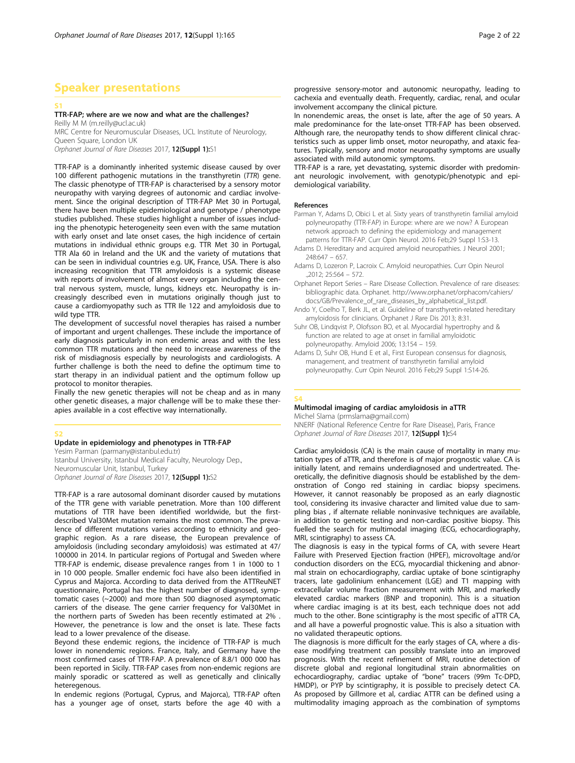# Speaker presentations

## S1

### TTR-FAP; where are we now and what are the challenges?

Reilly M M (m.reilly@ucl.ac.uk)

MRC Centre for Neuromuscular Diseases, UCL Institute of Neurology, Queen Square, London UK

*Orphanet Journal of Rare Diseases* 2017, **12(Suppl 1):**S1

TTR-FAP is a dominantly inherited systemic disease caused by over 100 different pathogenic mutations in the transthyretin (*TTR*) gene. The classic phenotype of TTR-FAP is characterised by a sensory motor neuropathy with varying degrees of autonomic and cardiac involvement. Since the original description of TTR-FAP Met 30 in Portugal, there have been multiple epidemiological and genotype / phenotype studies published. These studies highlight a number of issues including the phenotypic heterogeneity seen even with the same mutation with early onset and late onset cases, the high incidence of certain mutations in individual ethnic groups e.g. TTR Met 30 in Portugal, TTR Ala 60 in Ireland and the UK and the variety of mutations that can be seen in individual countries e.g. UK, France, USA. There is also increasing recognition that TTR amyloidosis is a systemic disease with reports of involvement of almost every organ including the central nervous system, muscle, lungs, kidneys etc. Neuropathy is increasingly described even in mutations originally though just to cause a cardiomyopathy such as TTR Ile 122 and amyloidosis due to wild type TTR.

The development of successful novel therapies has raised a number of important and urgent challenges. These include the importance of early diagnosis particularly in non endemic areas and with the less common TTR mutations and the need to increase awareness of the risk of misdiagnosis especially by neurologists and cardiologists. A further challenge is both the need to define the optimum time to start therapy in an individual patient and the optimum follow up protocol to monitor therapies.

Finally the new genetic therapies will not be cheap and as in many other genetic diseases, a major challenge will be to make these therapies available in a cost effective way internationally.

## S2

### Update in epidemiology and phenotypes in TTR-FAP

Yesim Parman (parmany@istanbul.edu.tr)

Istanbul University, Istanbul Medical Faculty, Neurology Dep., Neuromuscular Unit, Istanbul, Turkey

*Orphanet Journal of Rare Diseases* 2017, **12(Suppl 1):**S2

TTR-FAP is a rare autosomal dominant disorder caused by mutations of the TTR gene with variable penetration. More than 100 different mutations of TTR have been identified worldwide, but the first-described Val30Met mutation remains the most common. The prevalence of different mutations varies according to ethnicity and geographic region. As a rare disease, the European prevalence of amyloidosis (including secondary amyloidosis) was estimated at 47/100000 in 2014. In particular regions of Portugal and Sweden where TTR-FAP is endemic, disease prevalence ranges from 1 in 1000 to 1 in 10 000 people. Smaller endemic foci have also been identified in Cyprus and Majorca. According to data derived from the ATTReuNET questionnaire, Portugal has the highest number of diagnosed, symptomatic cases (~2000) and more than 500 diagnosed asymptomatic carriers of the disease. The gene carrier frequency for Val30Met in the northern parts of Sweden has been recently estimated at 2% . However, the penetrance is low and the onset is late. These facts lead to a lower prevalence of the disease.

Beyond these endemic regions, the incidence of TTR-FAP is much lower in nonendemic regions. France, Italy, and Germany have the most confirmed cases of TTR-FAP. A prevalence of 8.8/1 000 000 has been reported in Sicily. TTR-FAP cases from non-endemic regions are mainly sporadic or scattered as well as genetically and clinically heteregenous.

In endemic regions (Portugal, Cyprus, and Majorca), TTR-FAP often has a younger age of onset, starts before the age 40 with a progressive sensory-motor and autonomic neuropathy, leading to cachexia and eventually death. Frequently, cardiac, renal, and ocular involvement accompany the clinical picture.

In nonendemic areas, the onset is late, after the age of 50 years. A male predominance for the late-onset TTR-FAP has been observed. Although rare, the neuropathy tends to show different clinical chracteristics such as upper limb onset, motor neuropathy, and ataxic features. Typically, sensory and motor neuropathy symptoms are usually associated with mild autonomic symptoms.

TTR-FAP is a rare, yet devastating, systemic disorder with predominant neurologic involvement, with genotypic/phenotypic and epidemiological variability.

#### References

- Parman Y, Adams D, Obici L et al. Sixty years of transthyretin familial amyloid polyneuropathy (TTR-FAP) in Europe: where are we now? A European network approach to defining the epidemiology and management patterns for TTR-FAP. Curr Opin Neurol. 2016 Feb;29 Suppl 1:S3-13.
- Adams D. Hereditary and acquired amyloid neuropathies. J Neurol 2001; 248:647 – 657.
- Adams D, Lozeron P, Lacroix C. Amyloid neuropathies. Curr Opin Neurol .,2012; 25:564 – 572.
- Orphanet Report Series – Rare Disease Collection. Prevalence of rare diseases: bibliographic data. Orphanet. http://www.orpha.net/orphacom/cahiers/docs/GB/Prevalence_of_rare_diseases_by_alphabetical_list.pdf.
- Ando Y, Coelho T, Berk JL, et al. Guideline of transthyretin-related hereditary amyloidosis for clinicians. Orphanet J Rare Dis 2013; 8:31.
- Suhr OB, Lindqvist P, Olofsson BO, et al. Myocardial hypertrophy and & function are related to age at onset in familial amyloidotic polyneuropathy. Amyloid 2006; 13:154 – 159.
- Adams D, Suhr OB, Hund E et al., First European consensus for diagnosis, management, and treatment of transthyretin familial amyloid polyneuropathy. Curr Opin Neurol. 2016 Feb;29 Suppl 1:S14-26.

## S4

### Multimodal imaging of cardiac amyloidosis in aTTR

Michel Slama (prmslama@gmail.com)

NNERF (National Reference Centre for Rare Disease), Paris, France

*Orphanet Journal of Rare Diseases* 2017, **12(Suppl 1):**S4

Cardiac amyloidosis (CA) is the main cause of mortality in many mutation types of aTTR, and therefore is of major prognostic value. CA is initially latent, and remains underdiagnosed and undertreated. Theoretically, the definitive diagnosis should be established by the demonstration of Congo red staining in cardiac biopsy specimens. However, it cannot reasonably be proposed as an early diagnostic tool, considering its invasive character and limited value due to sampling bias , if alternate reliable noninvasive techniques are available, in addition to genetic testing and non-cardiac positive biopsy. This fuelled the search for multimodal imaging (ECG, echocardiography, MRI, scintigraphy) to assess CA.

The diagnosis is easy in the typical forms of CA, with severe Heart Failure with Preserved Ejection fraction (HPEF), microvoltage and/or conduction disorders on the ECG, myocardial thickening and abnormal strain on echocardiography, cardiac uptake of bone scintigraphy tracers, late gadolinium enhancement (LGE) and T1 mapping with extracellular volume fraction measurement with MRI, and markedly elevated cardiac markers (BNP and troponin). This is a situation where cardiac imaging is at its best, each technique does not add much to the other. Bone scintigraphy is the most specific of aTTR CA, and all have a powerful prognostic value. This is also a situation with no validated therapeutic options.

The diagnosis is more difficult for the early stages of CA, where a disease modifying treatment can possibly translate into an improved prognosis. With the recent refinement of MRI, routine detection of discrete global and regional longitudinal strain abnormalities on echocardiography, cardiac uptake of "bone" tracers (99m Tc-DPD, HMDP), or PYP by scintigraphy, it is possible to precisely detect CA. As proposed by Gillmore et al, cardiac ATTR can be defined using a multimodality imaging approach as the combination of symptoms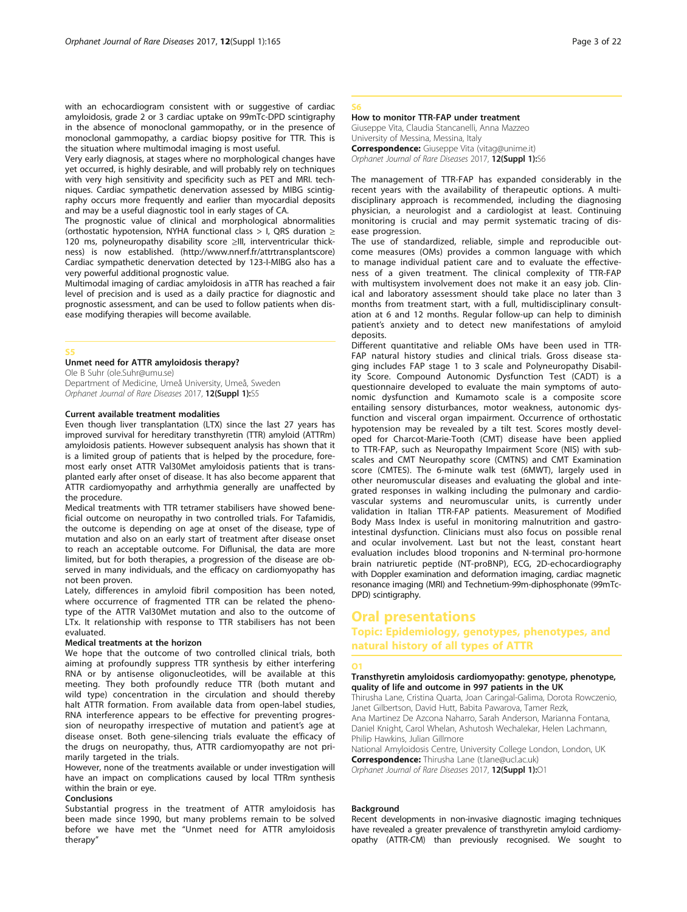with an echocardiogram consistent with or suggestive of cardiac amyloidosis, grade 2 or 3 cardiac uptake on 99mTc-DPD scintigraphy in the absence of monoclonal gammopathy, or in the presence of monoclonal gammopathy, a cardiac biopsy positive for TTR. This is the situation where multimodal imaging is most useful.

Very early diagnosis, at stages where no morphological changes have yet occurred, is highly desirable, and will probably rely on techniques with very high sensitivity and specificity such as PET and MRI. techniques. Cardiac sympathetic denervation assessed by MIBG scintigraphy occurs more frequently and earlier than myocardial deposits and may be a useful diagnostic tool in early stages of CA.

The prognostic value of clinical and morphological abnormalities (orthostatic hypotension, NYHA functional class > I, QRS duration ≥ 120 ms, polyneuropathy disability score ≥III, interventricular thickness) is now established. (http://www.nnerf.fr/attrtransplantscore) Cardiac sympathetic denervation detected by 123-I-MIBG also has a very powerful additional prognostic value.

Multimodal imaging of cardiac amyloidosis in aTTR has reached a fair level of precision and is used as a daily practice for diagnostic and prognostic assessment, and can be used to follow patients when disease modifying therapies will become available.

## S5

### Unmet need for ATTR amyloidosis therapy?

Ole B Suhr (ole.Suhr@umu.se)
Department of Medicine, Umeå University, Umeå, Sweden
*Orphanet Journal of Rare Diseases* 2017, **12(Suppl 1):**S5

#### Current available treatment modalities

Even though liver transplantation (LTX) since the last 27 years has improved survival for hereditary transthyretin (TTR) amyloid (ATTRm) amyloidosis patients. However subsequent analysis has shown that it is a limited group of patients that is helped by the procedure, foremost early onset ATTR Val30Met amyloidosis patients that is transplanted early after onset of disease. It has also become apparent that ATTR cardiomyopathy and arrhythmia generally are unaffected by the procedure.

Medical treatments with TTR tetramer stabilisers have showed beneficial outcome on neuropathy in two controlled trials. For Tafamidis, the outcome is depending on age at onset of the disease, type of mutation and also on an early start of treatment after disease onset to reach an acceptable outcome. For Diflunisal, the data are more limited, but for both therapies, a progression of the disease are observed in many individuals, and the efficacy on cardiomyopathy has not been proven.

Lately, differences in amyloid fibril composition has been noted, where occurrence of fragmented TTR can be related the phenotype of the ATTR Val30Met mutation and also to the outcome of LTx. It relationship with response to TTR stabilisers has not been evaluated.

#### Medical treatments at the horizon

We hope that the outcome of two controlled clinical trials, both aiming at profoundly suppress TTR synthesis by either interfering RNA or by antisense oligonucleotides, will be available at this meeting. They both profoundly reduce TTR (both mutant and wild type) concentration in the circulation and should thereby halt ATTR formation. From available data from open-label studies, RNA interference appears to be effective for preventing progression of neuropathy irrespective of mutation and patient's age at disease onset. Both gene-silencing trials evaluate the efficacy of the drugs on neuropathy, thus, ATTR cardiomyopathy are not primarily targeted in the trials.

However, none of the treatments available or under investigation will have an impact on complications caused by local TTRm synthesis within the brain or eye.

#### Conclusions

Substantial progress in the treatment of ATTR amyloidosis has been made since 1990, but many problems remain to be solved before we have met the "Unmet need for ATTR amyloidosis therapy"

## S6

### How to monitor TTR-FAP under treatment

Giuseppe Vita, Claudia Stancanelli, Anna Mazzeo
University of Messina, Messina, Italy
**Correspondence:** Giuseppe Vita (vitag@unime.it)
*Orphanet Journal of Rare Diseases* 2017, **12(Suppl 1):**S6

The management of TTR-FAP has expanded considerably in the recent years with the availability of therapeutic options. A multidisciplinary approach is recommended, including the diagnosing physician, a neurologist and a cardiologist at least. Continuing monitoring is crucial and may permit systematic tracing of disease progression.

The use of standardized, reliable, simple and reproducible outcome measures (OMs) provides a common language with which to manage individual patient care and to evaluate the effectiveness of a given treatment. The clinical complexity of TTR-FAP with multisystem involvement does not make it an easy job. Clinical and laboratory assessment should take place no later than 3 months from treatment start, with a full, multidisciplinary consultation at 6 and 12 months. Regular follow-up can help to diminish patient's anxiety and to detect new manifestations of amyloid deposits.

Different quantitative and reliable OMs have been used in TTR-FAP natural history studies and clinical trials. Gross disease staging includes FAP stage 1 to 3 scale and Polyneuropathy Disability Score. Compound Autonomic Dysfunction Test (CADT) is a questionnaire developed to evaluate the main symptoms of autonomic dysfunction and Kumamoto scale is a composite score entailing sensory disturbances, motor weakness, autonomic dysfunction and visceral organ impairment. Occurrence of orthostatic hypotension may be revealed by a tilt test. Scores mostly developed for Charcot-Marie-Tooth (CMT) disease have been applied to TTR-FAP, such as Neuropathy Impairment Score (NIS) with subscales and CMT Neuropathy score (CMTNS) and CMT Examination score (CMTES). The 6-minute walk test (6MWT), largely used in other neuromuscular diseases and evaluating the global and integrated responses in walking including the pulmonary and cardiovascular systems and neuromuscular units, is currently under validation in Italian TTR-FAP patients. Measurement of Modified Body Mass Index is useful in monitoring malnutrition and gastrointestinal dysfunction. Clinicians must also focus on possible renal and ocular involvement. Last but not the least, constant heart evaluation includes blood troponins and N-terminal pro-hormone brain natriuretic peptide (NT-proBNP), ECG, 2D-echocardiography with Doppler examination and deformation imaging, cardiac magnetic resonance imaging (MRI) and Technetium-99m-diphosphonate (99mTc-DPD) scintigraphy.

# Oral presentations

## Topic: Epidemiology, genotypes, phenotypes, and natural history of all types of ATTR

## O1

### Transthyretin amyloidosis cardiomyopathy: genotype, phenotype, quality of life and outcome in 997 patients in the UK

Thirusha Lane, Cristina Quarta, Joan Caringal-Galima, Dorota Rowczenio, Janet Gilbertson, David Hutt, Babita Pawarova, Tamer Rezk, Ana Martinez De Azcona Naharro, Sarah Anderson, Marianna Fontana, Daniel Knight, Carol Whelan, Ashutosh Wechalekar, Helen Lachmann, Philip Hawkins, Julian Gillmore
National Amyloidosis Centre, University College London, London, UK
**Correspondence:** Thirusha Lane (t.lane@ucl.ac.uk)
*Orphanet Journal of Rare Diseases* 2017, **12(Suppl 1):**O1

#### Background

Recent developments in non-invasive diagnostic imaging techniques have revealed a greater prevalence of transthyretin amyloid cardiomyopathy (ATTR-CM) than previously recognised. We sought to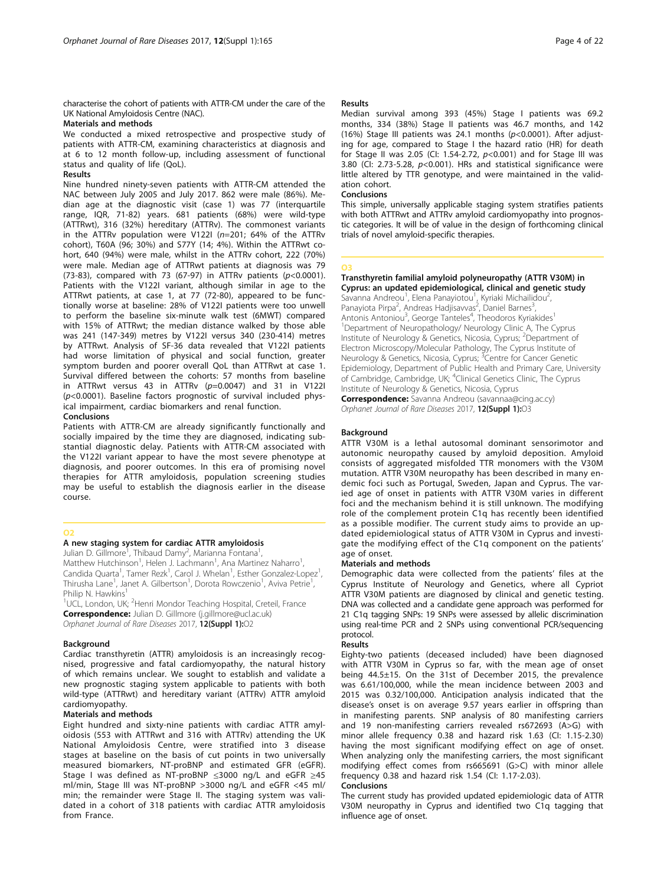characterise the cohort of patients with ATTR-CM under the care of the UK National Amyloidosis Centre (NAC).

**Materials and methods**

We conducted a mixed retrospective and prospective study of patients with ATTR-CM, examining characteristics at diagnosis and at 6 to 12 month follow-up, including assessment of functional status and quality of life (QoL).

**Results**

Nine hundred ninety-seven patients with ATTR-CM attended the NAC between July 2005 and July 2017. 862 were male (86%). Median age at the diagnostic visit (case 1) was 77 (interquartile range, IQR, 71-82) years. 681 patients (68%) were wild-type (ATTRwt), 316 (32%) hereditary (ATTRv). The commonest variants in the ATTRv population were V122I (*n*=201; 64% of the ATTRv cohort), T60A (96; 30%) and S77Y (14; 4%). Within the ATTRwt cohort, 640 (94%) were male, whilst in the ATTRv cohort, 222 (70%) were male. Median age of ATTRwt patients at diagnosis was 79 (73-83), compared with 73 (67-97) in ATTRv patients (*p*<0.0001). Patients with the V122I variant, although similar in age to the ATTRwt patients, at case 1, at 77 (72-80), appeared to be functionally worse at baseline: 28% of V122I patients were too unwell to perform the baseline six-minute walk test (6MWT) compared with 15% of ATTRwt; the median distance walked by those able was 241 (147-349) metres by V122I versus 340 (230-414) metres by ATTRwt. Analysis of SF-36 data revealed that V122I patients had worse limitation of physical and social function, greater symptom burden and poorer overall QoL than ATTRwt at case 1. Survival differed between the cohorts: 57 months from baseline in ATTRwt versus 43 in ATTRv (*p*=0.0047) and 31 in V122I (*p*<0.0001). Baseline factors prognostic of survival included physical impairment, cardiac biomarkers and renal function.

**Conclusions**

Patients with ATTR-CM are already significantly functionally and socially impaired by the time they are diagnosed, indicating substantial diagnostic delay. Patients with ATTR-CM associated with the V122I variant appear to have the most severe phenotype at diagnosis, and poorer outcomes. In this era of promising novel therapies for ATTR amyloidosis, population screening studies may be useful to establish the diagnosis earlier in the disease course.

## O2

### A new staging system for cardiac ATTR amyloidosis

Julian D. Gillmore[1], Thibaud Damy[2], Marianna Fontana[1], Matthew Hutchinson[1], Helen J. Lachmann[1], Ana Martinez Naharro[1], Candida Quarta[1], Tamer Rezk[1], Carol J. Whelan[1], Esther Gonzalez-Lopez[1], Thirusha Lane[1], Janet A. Gilbertson[1], Dorota Rowczenio[1], Aviva Petrie[1], Philip N. Hawkins[1]

[1]UCL, London, UK; [2]Henri Mondor Teaching Hospital, Creteil, France

**Correspondence:** Julian D. Gillmore (j.gillmore@ucl.ac.uk)

*Orphanet Journal of Rare Diseases* 2017, **12(Suppl 1):**O2

**Background**

Cardiac transthyretin (ATTR) amyloidosis is an increasingly recognised, progressive and fatal cardiomyopathy, the natural history of which remains unclear. We sought to establish and validate a new prognostic staging system applicable to patients with both wild-type (ATTRwt) and hereditary variant (ATTRv) ATTR amyloid cardiomyopathy.

**Materials and methods**

Eight hundred and sixty-nine patients with cardiac ATTR amyloidosis (553 with ATTRwt and 316 with ATTRv) attending the UK National Amyloidosis Centre, were stratified into 3 disease stages at baseline on the basis of cut points in two universally measured biomarkers, NT-proBNP and estimated GFR (eGFR). Stage I was defined as NT-proBNP ≤3000 ng/L and eGFR ≥45 ml/min, Stage III was NT-proBNP >3000 ng/L and eGFR <45 ml/min; the remainder were Stage II. The staging system was validated in a cohort of 318 patients with cardiac ATTR amyloidosis from France.

**Results**

Median survival among 393 (45%) Stage I patients was 69.2 months, 334 (38%) Stage II patients was 46.7 months, and 142 (16%) Stage III patients was 24.1 months (*p*<0.0001). After adjusting for age, compared to Stage I the hazard ratio (HR) for death for Stage II was 2.05 (CI: 1.54-2.72, *p*<0.001) and for Stage III was 3.80 (CI: 2.73-5.28, *p*<0.001). HRs and statistical significance were little altered by TTR genotype, and were maintained in the validation cohort.

**Conclusions**

This simple, universally applicable staging system stratifies patients with both ATTRwt and ATTRv amyloid cardiomyopathy into prognostic categories. It will be of value in the design of forthcoming clinical trials of novel amyloid-specific therapies.

## O3

### Transthyretin familial amyloid polyneuropathy (ATTR V30M) in Cyprus: an updated epidemiological, clinical and genetic study

Savanna Andreou[1], Elena Panayiotou[1], Kyriaki Michailidou[2], Panayiota Pirpa[2], Andreas Hadjisavvas[2], Daniel Barnes[3], Antonis Antoniou[3], George Tanteles[4], Theodoros Kyriakides[1]

[1]Department of Neuropathology/ Neurology Clinic A, The Cyprus Institute of Neurology & Genetics, Nicosia, Cyprus; [2]Department of Electron Microscopy/Molecular Pathology, The Cyprus Institute of Neurology & Genetics, Nicosia, Cyprus; [3]Centre for Cancer Genetic Epidemiology, Department of Public Health and Primary Care, University of Cambridge, Cambridge, UK; [4]Clinical Genetics Clinic, The Cyprus Institute of Neurology & Genetics, Nicosia, Cyprus

**Correspondence:** Savanna Andreou (savannaa@cing.ac.cy)

*Orphanet Journal of Rare Diseases* 2017, **12(Suppl 1):**O3

**Background**

ATTR V30M is a lethal autosomal dominant sensorimotor and autonomic neuropathy caused by amyloid deposition. Amyloid consists of aggregated misfolded TTR monomers with the V30M mutation. ATTR V30M neuropathy has been described in many endemic foci such as Portugal, Sweden, Japan and Cyprus. The varied age of onset in patients with ATTR V30M varies in different foci and the mechanism behind it is still unknown. The modifying role of the complement protein C1q has recently been identified as a possible modifier. The current study aims to provide an updated epidemiological status of ATTR V30M in Cyprus and investigate the modifying effect of the C1q component on the patients' age of onset.

**Materials and methods**

Demographic data were collected from the patients' files at the Cyprus Institute of Neurology and Genetics, where all Cypriot ATTR V30M patients are diagnosed by clinical and genetic testing. DNA was collected and a candidate gene approach was performed for 21 C1q tagging SNPs: 19 SNPs were assessed by allelic discrimination using real-time PCR and 2 SNPs using conventional PCR/sequencing protocol.

**Results**

Eighty-two patients (deceased included) have been diagnosed with ATTR V30M in Cyprus so far, with the mean age of onset being 44.5±15. On the 31st of December 2015, the prevalence was 6.61/100,000, while the mean incidence between 2003 and 2015 was 0.32/100,000. Anticipation analysis indicated that the disease's onset is on average 9.57 years earlier in offspring than in manifesting parents. SNP analysis of 80 manifesting carriers and 19 non-manifesting carriers revealed rs672693 (A>G) with minor allele frequency 0.38 and hazard risk 1.63 (CI: 1.15-2.30) having the most significant modifying effect on age of onset. When analyzing only the manifesting carriers, the most significant modifying effect comes from rs665691 (G>C) with minor allele frequency 0.38 and hazard risk 1.54 (CI: 1.17-2.03).

**Conclusions**

The current study has provided updated epidemiologic data of ATTR V30M neuropathy in Cyprus and identified two C1q tagging that influence age of onset.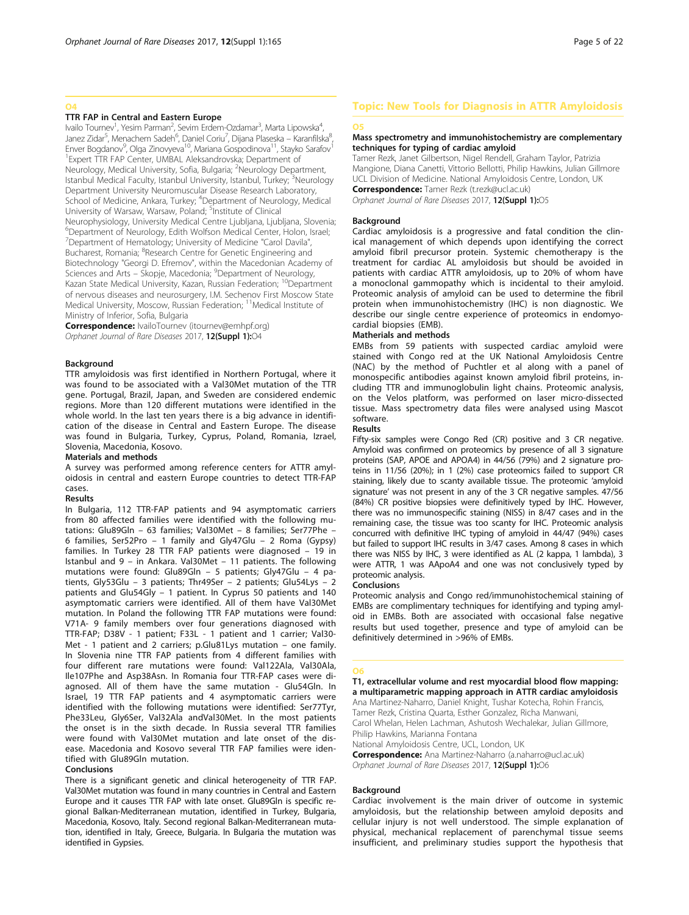## O4

### TTR FAP in Central and Eastern Europe

Ivailo Tournev[1], Yesim Parman[2], Sevim Erdem-Ozdamar[3], Marta Lipowska[4], Janez Zidar[5], Menachem Sadeh[6], Daniel Coriu[7], Dijana Plaseska – Karanfilska[8], Enver Bogdanov[9], Olga Zinovyeva[10], Mariana Gospodinova[11], Stayko Sarafov[1]

[1]Expert TTR FAP Center, UMBAL Aleksandrovska; Department of Neurology, Medical University, Sofia, Bulgaria; [2]Neurology Department, Istanbul Medical Faculty, Istanbul University, Istanbul, Turkey; [3]Neurology Department University Neuromuscular Disease Research Laboratory, School of Medicine, Ankara, Turkey; [4]Department of Neurology, Medical University of Warsaw, Warsaw, Poland; [5]Institute of Clinical Neurophysiology, University Medical Centre Ljubljana, Ljubljana, Slovenia; [6]Department of Neurology, Edith Wolfson Medical Center, Holon, Israel; [7]Department of Hematology; University of Medicine "Carol Davila", Bucharest, Romania; [8]Research Centre for Genetic Engineering and Biotechnology "Georgi D. Efremov", within the Macedonian Academy of Sciences and Arts – Skopje, Macedonia; [9]Department of Neurology, Kazan State Medical University, Kazan, Russian Federation; [10]Department of nervous diseases and neurosurgery, I.M. Sechenov First Moscow State Medical University, Moscow, Russian Federation; [11]Medical Institute of Ministry of Inferior, Sofia, Bulgaria

**Correspondence:** IvailoTournev (itournev@emhpf.org)

*Orphanet Journal of Rare Diseases* 2017, **12(Suppl 1):**O4

#### Background

TTR amyloidosis was first identified in Northern Portugal, where it was found to be associated with a Val30Met mutation of the TTR gene. Portugal, Brazil, Japan, and Sweden are considered endemic regions. More than 120 different mutations were identified in the whole world. In the last ten years there is a big advance in identification of the disease in Central and Eastern Europe. The disease was found in Bulgaria, Turkey, Cyprus, Poland, Romania, Izrael, Slovenia, Macedonia, Kosovo.

#### Materials and methods

A survey was performed among reference centers for ATTR amyloidosis in central and eastern Europe countries to detect TTR-FAP cases.

#### Results

In Bulgaria, 112 TTR-FAP patients and 94 asymptomatic carriers from 80 affected families were identified with the following mutations: Glu89Gln – 63 families; Val30Met – 8 families; Ser77Phe – 6 families, Ser52Pro – 1 family and Gly47Glu – 2 Roma (Gypsy) families. In Turkey 28 TTR FAP patients were diagnosed – 19 in Istanbul and 9 – in Ankara. Val30Met – 11 patients. The following mutations were found: Glu89Gln – 5 patients; Gly47Glu – 4 patients, Gly53Glu – 3 patients; Thr49Ser – 2 patients; Glu54Lys – 2 patients and Glu54Gly – 1 patient. In Cyprus 50 patients and 140 asymptomatic carriers were identified. All of them have Val30Met mutation. In Poland the following TTR FAP mutations were found: V71A- 9 family members over four generations diagnosed with TTR-FAP; D38V - 1 patient; F33L - 1 patient and 1 carrier; Val30-Met - 1 patient and 2 carriers; p.Glu81Lys mutation – one family. In Slovenia nine TTR FAP patients from 4 different families with four different rare mutations were found: Val122Ala, Val30Ala, Ile107Phe and Asp38Asn. In Romania four TTR-FAP cases were diagnosed. All of them have the same mutation - Glu54Gln. In Israel, 19 TTR FAP patients and 4 asymptomatic carriers were identified with the following mutations were identified: Ser77Tyr, Phe33Leu, Gly6Ser, Val32Ala andVal30Met. In the most patients the onset is in the sixth decade. In Russia several TTR families were found with Val30Met mutation and late onset of the disease. Macedonia and Kosovo several TTR FAP families were identified with Glu89Gln mutation.

#### Conclusions

There is a significant genetic and clinical heterogeneity of TTR FAP. Val30Met mutation was found in many countries in Central and Eastern Europe and it causes TTR FAP with late onset. Glu89Gln is specific regional Balkan-Mediterranean mutation, identified in Turkey, Bulgaria, Macedonia, Kosovo, Italy. Second regional Balkan-Mediterranean mutation, identified in Italy, Greece, Bulgaria. In Bulgaria the mutation was identified in Gypsies.

## Topic: New Tools for Diagnosis in ATTR Amyloidosis

## O5

### Mass spectrometry and immunohistochemistry are complementary techniques for typing of cardiac amyloid

Tamer Rezk, Janet Gilbertson, Nigel Rendell, Graham Taylor, Patrizia Mangione, Diana Canetti, Vittorio Bellotti, Philip Hawkins, Julian Gillmore

UCL Division of Medicine. National Amyloidosis Centre, London, UK

**Correspondence:** Tamer Rezk (t.rezk@ucl.ac.uk)

*Orphanet Journal of Rare Diseases* 2017, **12(Suppl 1):**O5

#### Background

Cardiac amyloidosis is a progressive and fatal condition the clinical management of which depends upon identifying the correct amyloid fibril precursor protein. Systemic chemotherapy is the treatment for cardiac AL amyloidosis but should be avoided in patients with cardiac ATTR amyloidosis, up to 20% of whom have a monoclonal gammopathy which is incidental to their amyloid. Proteomic analysis of amyloid can be used to determine the fibril protein when immunohistochemistry (IHC) is non diagnostic. We describe our single centre experience of proteomics in endomyocardial biopsies (EMB).

#### Matherials and methods

EMBs from 59 patients with suspected cardiac amyloid were stained with Congo red at the UK National Amyloidosis Centre (NAC) by the method of Puchtler et al along with a panel of monospecific antibodies against known amyloid fibril proteins, including TTR and immunoglobulin light chains. Proteomic analysis, on the Velos platform, was performed on laser micro-dissected tissue. Mass spectrometry data files were analysed using Mascot software.

#### Results

Fifty-six samples were Congo Red (CR) positive and 3 CR negative. Amyloid was confirmed on proteomics by presence of all 3 signature proteins (SAP, APOE and APOA4) in 44/56 (79%) and 2 signature proteins in 11/56 (20%); in 1 (2%) case proteomics failed to support CR staining, likely due to scanty available tissue. The proteomic 'amyloid signature' was not present in any of the 3 CR negative samples. 47/56 (84%) CR positive biopsies were definitively typed by IHC. However, there was no immunospecific staining (NISS) in 8/47 cases and in the remaining case, the tissue was too scanty for IHC. Proteomic analysis concurred with definitive IHC typing of amyloid in 44/47 (94%) cases but failed to support IHC results in 3/47 cases. Among 8 cases in which there was NISS by IHC, 3 were identified as AL (2 kappa, 1 lambda), 3 were ATTR, 1 was AApoA4 and one was not conclusively typed by proteomic analysis.

#### Conclusions

Proteomic analysis and Congo red/immunohistochemical staining of EMBs are complimentary techniques for identifying and typing amyloid in EMBs. Both are associated with occasional false negative results but used together, presence and type of amyloid can be definitively determined in >96% of EMBs.

## O6

### T1, extracellular volume and rest myocardial blood flow mapping: a multiparametric mapping approach in ATTR cardiac amyloidosis

Ana Martinez-Naharro, Daniel Knight, Tushar Kotecha, Rohin Francis, Tamer Rezk, Cristina Quarta, Esther Gonzalez, Richa Manwani, Carol Whelan, Helen Lachman, Ashutosh Wechalekar, Julian Gillmore, Philip Hawkins, Marianna Fontana

National Amyloidosis Centre, UCL, London, UK

**Correspondence:** Ana Martinez-Naharro (a.naharro@ucl.ac.uk)

*Orphanet Journal of Rare Diseases* 2017, **12(Suppl 1):**O6

#### Background

Cardiac involvement is the main driver of outcome in systemic amyloidosis, but the relationship between amyloid deposits and cellular injury is not well understood. The simple explanation of physical, mechanical replacement of parenchymal tissue seems insufficient, and preliminary studies support the hypothesis that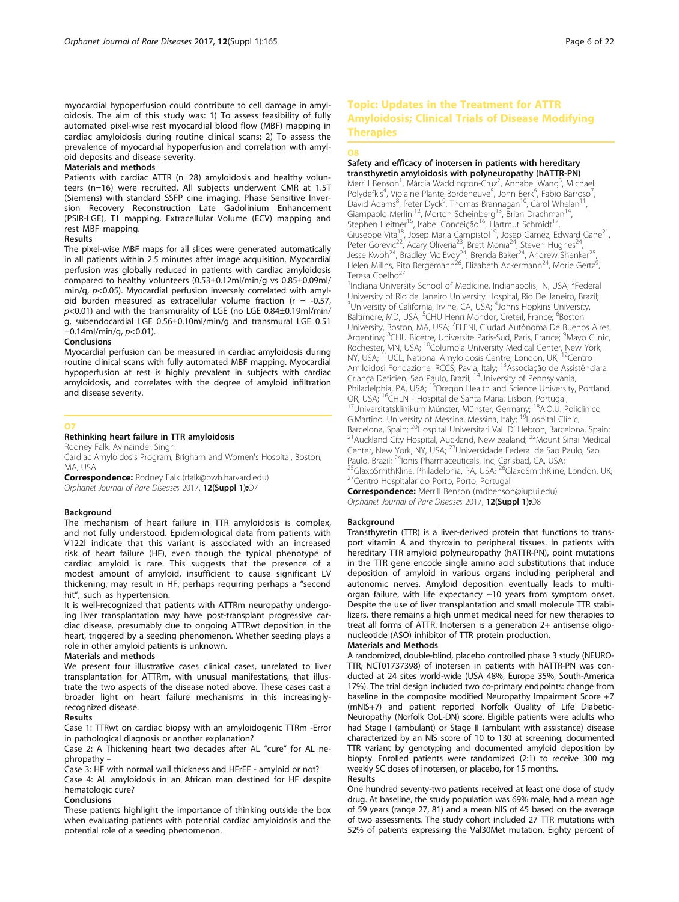myocardial hypoperfusion could contribute to cell damage in amyloidosis. The aim of this study was: 1) To assess feasibility of fully automated pixel-wise rest myocardial blood flow (MBF) mapping in cardiac amyloidosis during routine clinical scans; 2) To assess the prevalence of myocardial hypoperfusion and correlation with amyloid deposits and disease severity.

**Materials and methods**

Patients with cardiac ATTR (n=28) amyloidosis and healthy volunteers (n=16) were recruited. All subjects underwent CMR at 1.5T (Siemens) with standard SSFP cine imaging, Phase Sensitive Inversion Recovery Reconstruction Late Gadolinium Enhancement (PSIR-LGE), T1 mapping, Extracellular Volume (ECV) mapping and rest MBF mapping.

**Results**

The pixel-wise MBF maps for all slices were generated automatically in all patients within 2.5 minutes after image acquisition. Myocardial perfusion was globally reduced in patients with cardiac amyloidosis compared to healthy volunteers (0.53±0.12ml/min/g vs 0.85±0.09ml/min/g, $p<0.05$). Myocardial perfusion inversely correlated with amyloid burden measured as extracellular volume fraction (r = -0.57, $p<0.01$) and with the transmurality of LGE (no LGE 0.84±0.19ml/min/g, subendocardial LGE 0.56±0.10ml/min/g and transmural LGE 0.51 ±0.14ml/min/g, $p<0.01$).

**Conclusions**

Myocardial perfusion can be measured in cardiac amyloidosis during routine clinical scans with fully automated MBF mapping. Myocardial hypoperfusion at rest is highly prevalent in subjects with cardiac amyloidosis, and correlates with the degree of amyloid infiltration and disease severity.

## O7

### Rethinking heart failure in TTR amyloidosis

Rodney Falk, Avinainder Singh

Cardiac Amyloidosis Program, Brigham and Women's Hospital, Boston, MA, USA

**Correspondence:** Rodney Falk (rfalk@bwh.harvard.edu)

*Orphanet Journal of Rare Diseases* 2017, **12(Suppl 1):**O7

**Background**

The mechanism of heart failure in TTR amyloidosis is complex, and not fully understood. Epidemiological data from patients with V122I indicate that this variant is associated with an increased risk of heart failure (HF), even though the typical phenotype of cardiac amyloid is rare. This suggests that the presence of a modest amount of amyloid, insufficient to cause significant LV thickening, may result in HF, perhaps requiring perhaps a "second hit", such as hypertension.

It is well-recognized that patients with ATTRm neuropathy undergoing liver transplantation may have post-transplant progressive cardiac disease, presumably due to ongoing ATTRwt deposition in the heart, triggered by a seeding phenomenon. Whether seeding plays a role in other amyloid patients is unknown.

**Materials and methods**

We present four illustrative cases clinical cases, unrelated to liver transplantation for ATTRm, with unusual manifestations, that illustrate the two aspects of the disease noted above. These cases cast a broader light on heart failure mechanisms in this increasingly-recognized disease.

**Results**

Case 1: TTRwt on cardiac biopsy with an amyloidogenic TTRm -Error in pathological diagnosis or another explanation?

Case 2: A Thickening heart two decades after AL "cure" for AL nephropathy –

Case 3: HF with normal wall thickness and HFrEF - amyloid or not?

Case 4: AL amyloidosis in an African man destined for HF despite hematologic cure?

**Conclusions**

These patients highlight the importance of thinking outside the box when evaluating patients with potential cardiac amyloidosis and the potential role of a seeding phenomenon.

# Topic: Updates in the Treatment for ATTR Amyloidosis; Clinical Trials of Disease Modifying Therapies

## O8

### Safety and efficacy of inotersen in patients with hereditary transthyretin amyloidosis with polyneuropathy (hATTR-PN)

Merrill Benson[1], Márcia Waddington-Cruz[2], Annabel Wang[3], Michael Polydefkis[4], Violaine Plante-Bordeneuve[5], John Berk[6], Fabio Barroso[7], David Adams[8], Peter Dyck[9], Thomas Brannagan[10], Carol Whelan[11], Giampaolo Merlini[12], Morton Scheinberg[13], Brian Drachman[14], Stephen Heitner[15], Isabel Conceição[16], Hartmut Schmidt[17], Giuseppe Vita[18], Josep Maria Campistol[19], Josep Gamez, Edward Gane[21], Peter Gorevic[22], Acary Oliveria[23], Brett Monia[24], Steven Hughes[24], Jesse Kwoh[24], Bradley Mc Evoy[24], Brenda Baker[24], Andrew Shenker[25], Helen Millns, Rito Bergemann[26], Elizabeth Ackermann[24], Morie Gertz[9], Teresa Coelho[27]

[1]Indiana University School of Medicine, Indianapolis, IN, USA; [2]Federal University of Rio de Janeiro University Hospital, Rio De Janeiro, Brazil; [3]University of California, Irvine, CA, USA; [4]Johns Hopkins University, Baltimore, MD, USA; [5]CHU Henri Mondor, Creteil, France; [6]Boston University, Boston, MA, USA; [7]FLENI, Ciudad Autónoma De Buenos Aires, Argentina; [8]CHU Bicetre, Universite Paris-Sud, Paris, France; [9]Mayo Clinic, Rochester, MN, USA; [10]Columbia University Medical Center, New York, NY, USA; [11]UCL, National Amyloidosis Centre, London, UK; [12]Centro Amiloidosi Fondazione IRCCS, Pavia, Italy; [13]Associação de Assistência a Criança Deficien, Sao Paulo, Brazil; [14]University of Pennsylvania, Philadelphia, PA, USA; [15]Oregon Health and Science University, Portland, OR, USA; [16]CHLN - Hospital de Santa Maria, Lisbon, Portugal; [17]Universitatsklinikum Münster, Münster, Germany; [18]A.O.U. Policlinico G.Martino, University of Messina, Messina, Italy; [19]Hospital Clínic, Barcelona, Spain; [20]Hospital Universitari Vall D' Hebron, Barcelona, Spain; [21]Auckland City Hospital, Auckland, New zealand; [22]Mount Sinai Medical Center, New York, NY, USA; [23]Universidade Federal de Sao Paulo, Sao Paulo, Brazil; [24]Ionis Pharmaceuticals, Inc, Carlsbad, CA, USA; [25]GlaxoSmithKline, Philadelphia, PA, USA; [26]GlaxoSmithKline, London, UK; [27]Centro Hospitalar do Porto, Porto, Portugal

**Correspondence:** Merrill Benson (mdbenson@iupui.edu)

*Orphanet Journal of Rare Diseases* 2017, **12(Suppl 1):**O8

**Background**

Transthyretin (TTR) is a liver-derived protein that functions to transport vitamin A and thyroxin to peripheral tissues. In patients with hereditary TTR amyloid polyneuropathy (hATTR-PN), point mutations in the TTR gene encode single amino acid substitutions that induce deposition of amyloid in various organs including peripheral and autonomic nerves. Amyloid deposition eventually leads to multi-organ failure, with life expectancy ~10 years from symptom onset. Despite the use of liver transplantation and small molecule TTR stabilizers, there remains a high unmet medical need for new therapies to treat all forms of ATTR. Inotersen is a generation 2+ antisense oligonucleotide (ASO) inhibitor of TTR protein production.

**Materials and Methods**

A randomized, double-blind, placebo controlled phase 3 study (NEURO-TTR, NCT01737398) of inotersen in patients with hATTR-PN was conducted at 24 sites world-wide (USA 48%, Europe 35%, South-America 17%). The trial design included two co-primary endpoints: change from baseline in the composite modified Neuropathy Impairment Score +7 (mNIS+7) and patient reported Norfolk Quality of Life Diabetic-Neuropathy (Norfolk QoL-DN) score. Eligible patients were adults who had Stage I (ambulant) or Stage II (ambulant with assistance) disease characterized by an NIS score of 10 to 130 at screening, documented TTR variant by genotyping and documented amyloid deposition by biopsy. Enrolled patients were randomized (2:1) to receive 300 mg weekly SC doses of inotersen, or placebo, for 15 months.

**Results**

One hundred seventy-two patients received at least one dose of study drug. At baseline, the study population was 69% male, had a mean age of 59 years (range 27, 81) and a mean NIS of 45 based on the average of two assessments. The study cohort included 27 TTR mutations with 52% of patients expressing the Val30Met mutation. Eighty percent of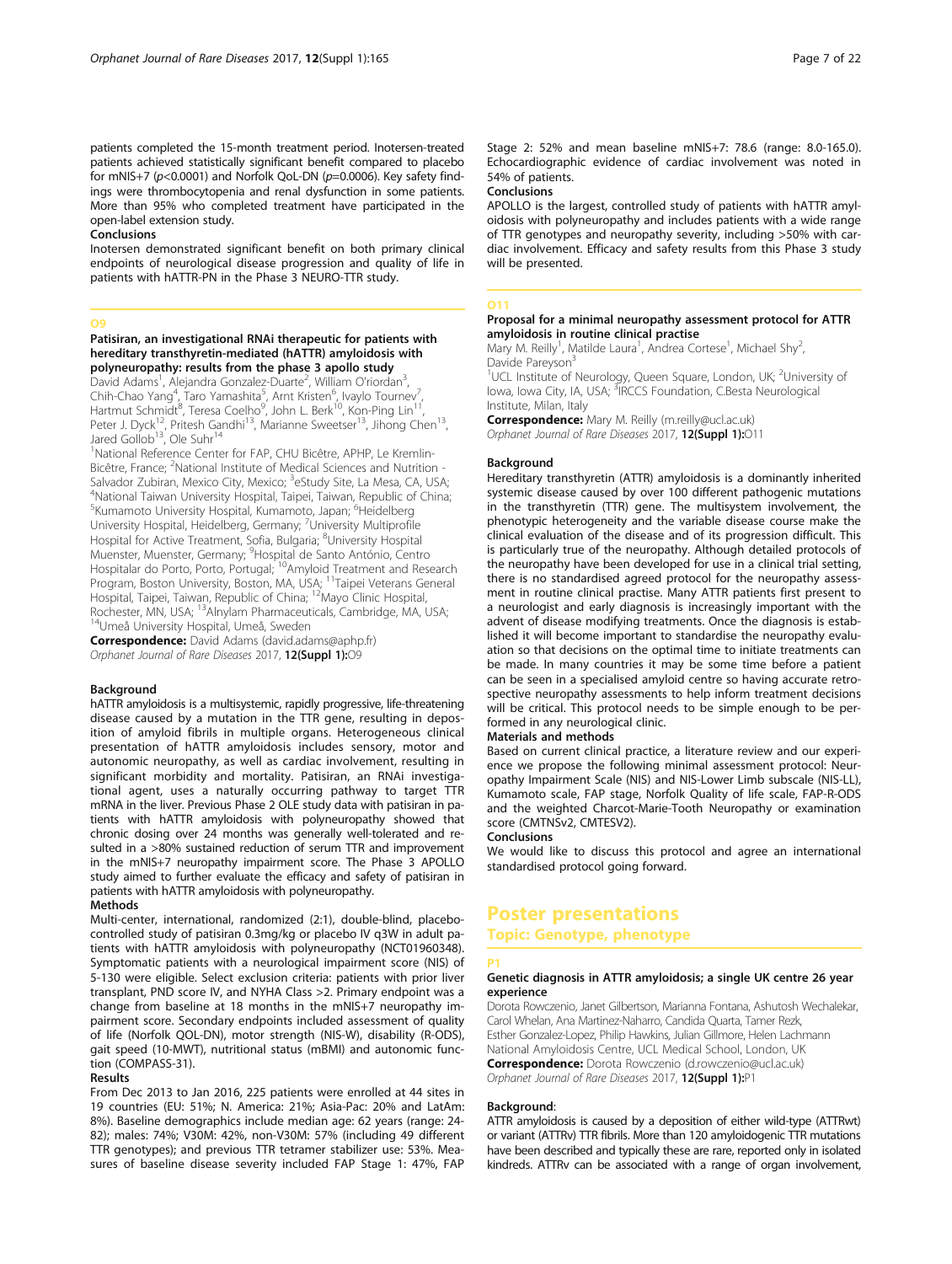patients completed the 15-month treatment period. Inotersen-treated patients achieved statistically significant benefit compared to placebo for mNIS+7 ($p<0.0001$) and Norfolk QoL-DN ($p=0.0006$). Key safety findings were thrombocytopenia and renal dysfunction in some patients. More than 95% who completed treatment have participated in the open-label extension study.

**Conclusions**

Inotersen demonstrated significant benefit on both primary clinical endpoints of neurological disease progression and quality of life in patients with hATTR-PN in the Phase 3 NEURO-TTR study.

## O9

### Patisiran, an investigational RNAi therapeutic for patients with hereditary transthyretin-mediated (hATTR) amyloidosis with polyneuropathy: results from the phase 3 apollo study

David Adams[1], Alejandra Gonzalez-Duarte[2], William O'riordan[3], Chih-Chao Yang[4], Taro Yamashita[5], Arnt Kristen[6], Ivaylo Tournev[7], Hartmut Schmidt[8], Teresa Coelho[9], John L. Berk[10], Kon-Ping Lin[11], Peter J. Dyck[12], Pritesh Gandhi[13], Marianne Sweetser[13], Jihong Chen[13], Jared Gollob[13], Ole Suhr[14]

[1]National Reference Center for FAP, CHU Bicêtre, APHP, Le Kremlin-Bicêtre, France; [2]National Institute of Medical Sciences and Nutrition - Salvador Zubiran, Mexico City, Mexico; [3]eStudy Site, La Mesa, CA, USA; [4]National Taiwan University Hospital, Taipei, Taiwan, Republic of China; [5]Kumamoto University Hospital, Kumamoto, Japan; [6]Heidelberg University Hospital, Heidelberg, Germany; [7]University Multiprofile Hospital for Active Treatment, Sofia, Bulgaria; [8]University Hospital Muenster, Muenster, Germany; [9]Hospital de Santo António, Centro Hospitalar do Porto, Porto, Portugal; [10]Amyloid Treatment and Research Program, Boston University, Boston, MA, USA; [11]Taipei Veterans General Hospital, Taipei, Taiwan, Republic of China; [12]Mayo Clinic Hospital, Rochester, MN, USA; [13]Alnylam Pharmaceuticals, Cambridge, MA, USA; [14]Umeå University Hospital, Umeå, Sweden

**Correspondence:** David Adams (david.adams@aphp.fr)
*Orphanet Journal of Rare Diseases* 2017, **12(Suppl 1):**O9

**Background**

hATTR amyloidosis is a multisystemic, rapidly progressive, life-threatening disease caused by a mutation in the TTR gene, resulting in deposition of amyloid fibrils in multiple organs. Heterogeneous clinical presentation of hATTR amyloidosis includes sensory, motor and autonomic neuropathy, as well as cardiac involvement, resulting in significant morbidity and mortality. Patisiran, an RNAi investigational agent, uses a naturally occurring pathway to target TTR mRNA in the liver. Previous Phase 2 OLE study data with patisiran in patients with hATTR amyloidosis with polyneuropathy showed that chronic dosing over 24 months was generally well-tolerated and resulted in a >80% sustained reduction of serum TTR and improvement in the mNIS+7 neuropathy impairment score. The Phase 3 APOLLO study aimed to further evaluate the efficacy and safety of patisiran in patients with hATTR amyloidosis with polyneuropathy.

**Methods**

Multi-center, international, randomized (2:1), double-blind, placebo-controlled study of patisiran 0.3mg/kg or placebo IV q3W in adult patients with hATTR amyloidosis with polyneuropathy (NCT01960348). Symptomatic patients with a neurological impairment score (NIS) of 5-130 were eligible. Select exclusion criteria: patients with prior liver transplant, PND score IV, and NYHA Class >2. Primary endpoint was a change from baseline at 18 months in the mNIS+7 neuropathy impairment score. Secondary endpoints included assessment of quality of life (Norfolk QOL-DN), motor strength (NIS-W), disability (R-ODS), gait speed (10-MWT), nutritional status (mBMI) and autonomic function (COMPASS-31).

**Results**

From Dec 2013 to Jan 2016, 225 patients were enrolled at 44 sites in 19 countries (EU: 51%; N. America: 21%; Asia-Pac: 20% and LatAm: 8%). Baseline demographics include median age: 62 years (range: 24-82); males: 74%; V30M: 42%, non-V30M: 57% (including 49 different TTR genotypes); and previous TTR tetramer stabilizer use: 53%. Measures of baseline disease severity included FAP Stage 1: 47%, FAP Stage 2: 52% and mean baseline mNIS+7: 78.6 (range: 8.0-165.0). Echocardiographic evidence of cardiac involvement was noted in 54% of patients.

**Conclusions**

APOLLO is the largest, controlled study of patients with hATTR amyloidosis with polyneuropathy and includes patients with a wide range of TTR genotypes and neuropathy severity, including >50% with cardiac involvement. Efficacy and safety results from this Phase 3 study will be presented.

## O11

### Proposal for a minimal neuropathy assessment protocol for ATTR amyloidosis in routine clinical practise

Mary M. Reilly[1], Matilde Laura[1], Andrea Cortese[1], Michael Shy[2], Davide Pareyson[3]

[1]UCL Institute of Neurology, Queen Square, London, UK; [2]University of Iowa, Iowa City, IA, USA; [3]IRCCS Foundation, C.Besta Neurological Institute, Milan, Italy

**Correspondence:** Mary M. Reilly (m.reilly@ucl.ac.uk)
*Orphanet Journal of Rare Diseases* 2017, **12(Suppl 1):**O11

**Background**

Hereditary transthyretin (ATTR) amyloidosis is a dominantly inherited systemic disease caused by over 100 different pathogenic mutations in the transthyretin (TTR) gene. The multisystem involvement, the phenotypic heterogeneity and the variable disease course make the clinical evaluation of the disease and of its progression difficult. This is particularly true of the neuropathy. Although detailed protocols of the neuropathy have been developed for use in a clinical trial setting, there is no standardised agreed protocol for the neuropathy assessment in routine clinical practise. Many ATTR patients first present to a neurologist and early diagnosis is increasingly important with the advent of disease modifying treatments. Once the diagnosis is established it will become important to standardise the neuropathy evaluation so that decisions on the optimal time to initiate treatments can be made. In many countries it may be some time before a patient can be seen in a specialised amyloid centre so having accurate retrospective neuropathy assessments to help inform treatment decisions will be critical. This protocol needs to be simple enough to be performed in any neurological clinic.

**Materials and methods**

Based on current clinical practice, a literature review and our experience we propose the following minimal assessment protocol: Neuropathy Impairment Scale (NIS) and NIS-Lower Limb subscale (NIS-LL), Kumamoto scale, FAP stage, Norfolk Quality of life scale, FAP-R-ODS and the weighted Charcot-Marie-Tooth Neuropathy or examination score (CMTNSv2, CMTESV2).

**Conclusions**

We would like to discuss this protocol and agree an international standardised protocol going forward.

# Poster presentations

## Topic: Genotype, phenotype

## P1

### Genetic diagnosis in ATTR amyloidosis; a single UK centre 26 year experience

Dorota Rowczenio, Janet Gilbertson, Marianna Fontana, Ashutosh Wechalekar, Carol Whelan, Ana Martinez-Naharro, Candida Quarta, Tamer Rezk, Esther Gonzalez-Lopez, Philip Hawkins, Julian Gillmore, Helen Lachmann

National Amyloidosis Centre, UCL Medical School, London, UK

**Correspondence:** Dorota Rowczenio (d.rowczenio@ucl.ac.uk)
*Orphanet Journal of Rare Diseases* 2017, **12(Suppl 1):**P1

**Background**:

ATTR amyloidosis is caused by a deposition of either wild-type (ATTRwt) or variant (ATTRv) TTR fibrils. More than 120 amyloidogenic TTR mutations have been described and typically these are rare, reported only in isolated kindreds. ATTRv can be associated with a range of organ involvement,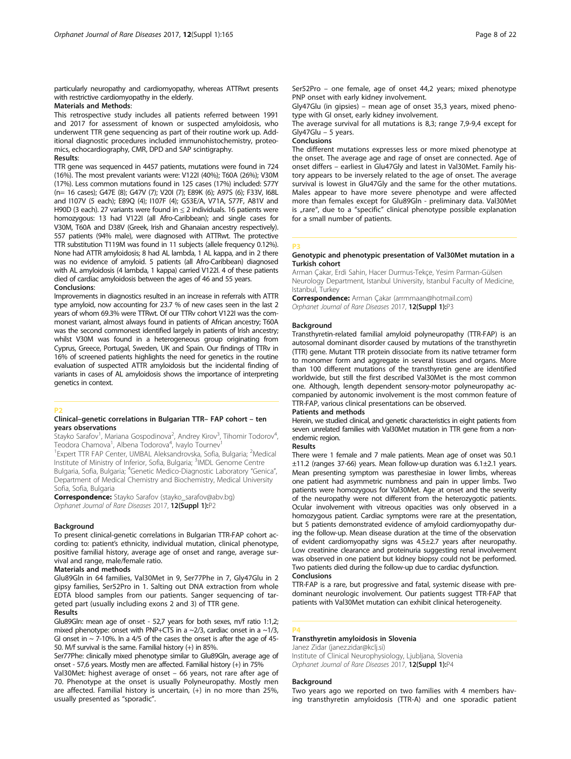particularly neuropathy and cardiomyopathy, whereas ATTRwt presents with restrictive cardiomyopathy in the elderly.

**Materials and Methods**:

This retrospective study includes all patients referred between 1991 and 2017 for assessment of known or suspected amyloidosis, who underwent TTR gene sequencing as part of their routine work up. Additional diagnostic procedures included immunohistochemistry, proteomics, echocardiography, CMR, DPD and SAP scintigraphy.

**Results**:

TTR gene was sequenced in 4457 patients, mutations were found in 724 (16%). The most prevalent variants were: V122I (40%); T60A (26%); V30M (17%). Less common mutations found in 125 cases (17%) included: S77Y (n= 16 cases); G47E (8); G47V (7); V20I (7); E89K (6); A97S (6); F33V, I68L and I107V (5 each); E89Q (4); I107F (4); G53E/A, V71A, S77F, A81V and H90D (3 each). 27 variants were found in ≤ 2 individuals. 16 patients were homozygous: 13 had V122I (all Afro-Caribbean); and single cases for V30M, T60A and D38V (Greek, Irish and Ghanaian ancestry respectively). 557 patients (94% male), were diagnosed with ATTRwt. The protective TTR substitution T119M was found in 11 subjects (allele frequency 0.12%). None had ATTR amyloidosis; 8 had AL lambda, 1 AL kappa, and in 2 there was no evidence of amyloid. 5 patients (all Afro-Caribbean) diagnosed with AL amyloidosis (4 lambda, 1 kappa) carried V122I. 4 of these patients died of cardiac amyloidosis between the ages of 46 and 55 years.

**Conclusions**:

Improvements in diagnostics resulted in an increase in referrals with ATTR type amyloid, now accounting for 23.7 % of new cases seen in the last 2 years of whom 69.3% were TTRwt. Of our TTRv cohort V122I was the commonest variant, almost always found in patients of African ancestry; T60A was the second commonest identified largely in patients of Irish ancestry; whilst V30M was found in a heterogeneous group originating from Cyprus, Greece, Portugal, Sweden, UK and Spain. Our findings of TTRv in 16% of screened patients highlights the need for genetics in the routine evaluation of suspected ATTR amyloidosis but the incidental finding of variants in cases of AL amyloidosis shows the importance of interpreting genetics in context.

## P2

### Clinical–genetic correlations in Bulgarian TTR– FAP cohort – ten years observations

Stayko Sarafov[1], Mariana Gospodinova[2], Andrey Kirov[3], Tihomir Todorov[4], Teodora Chamova[1], Albena Todorova[4], Ivaylo Tournev[1]

[1]Expert TTR FAP Center, UMBAL Aleksandrovska, Sofia, Bulgaria; [2]Medical Institute of Ministry of Inferior, Sofia, Bulgaria; [3]IMDL Genome Centre Bulgaria, Sofia, Bulgaria; [4]Genetic Medico-Diagnostic Laboratory "Genica", Department of Medical Chemistry and Biochemistry, Medical University Sofia, Sofia, Bulgaria

**Correspondence:** Stayko Sarafov (stayko_sarafov@abv.bg)
*Orphanet Journal of Rare Diseases* 2017, **12(Suppl 1):**P2

#### Background

To present clinical-genetic correlations in Bulgarian TTR-FAP cohort according to: patient's ethnicity, individual mutation, clinical phenotype, positive familial history, average age of onset and range, average survival and range, male/female ratio.

#### Materials and methods

Glu89Gln in 64 families, Val30Met in 9, Ser77Phe in 7, Gly47Glu in 2 gipsy families, Ser52Pro in 1. Salting out DNA extraction from whole EDTA blood samples from our patients. Sanger sequencing of targeted part (usually including exons 2 and 3) of TTR gene.

#### Results

Glu89Gln: mean age of onset - 52,7 years for both sexes, m/f ratio 1:1,2; mixed phenotype: onset with PNP+CTS in a ~2/3, cardiac onset in a ~1/3, GI onset in ~ 7-10%. In a 4/5 of the cases the onset is after the age of 45-50. M/f survival is the same. Familial history (+) in 85%.

Ser77Phe: clinically mixed phenotype similar to Glu89Gln, average age of onset - 57,6 years. Mostly men are affected. Familial history (+) in 75%

Val30Met: highest average of onset – 66 years, not rare after age of 70. Phenotype at the onset is usually Polyneuropathy. Mostly men are affected. Familial history is uncertain, (+) in no more than 25%, usually presented as "sporadic".

Ser52Pro – one female, age of onset 44,2 years; mixed phenotype PNP onset with early kidney involvement.

Gly47Glu (in gipsies) – mean age of onset 35,3 years, mixed phenotype with GI onset, early kidney involvement.

The average survival for all mutations is 8,3; range 7,9-9,4 except for Gly47Glu – 5 years.

#### Conclusions

The different mutations expresses less or more mixed phenotype at the onset. The average age and rage of onset are connected. Age of onset differs – earliest in Glu47Gly and latest in Val30Met. Family history appears to be inversely related to the age of onset. The average survival is lowest in Glu47Gly and the same for the other mutations. Males appear to have more severe phenotype and were affected more than females except for Glu89Gln - preliminary data. Val30Met is „rare", due to a "specific" clinical phenotype possible explanation for a small number of patients.

## P3

### Genotypic and phenotypic presentation of Val30Met mutation in a Turkish cohort

Arman Çakar, Erdi Sahin, Hacer Durmus-Tekçe, Yesim Parman-Gülsen
Neurology Department, Istanbul University, Istanbul Faculty of Medicine, Istanbul, Turkey

**Correspondence:** Arman Çakar (arrmmaan@hotmail.com)
*Orphanet Journal of Rare Diseases* 2017, **12(Suppl 1):**P3

#### Background

Transthyretin-related familial amyloid polyneuropathy (TTR-FAP) is an autosomal dominant disorder caused by mutations of the transthyretin (TTR) gene. Mutant TTR protein dissociate from its native tetramer form to monomer form and aggregate in several tissues and organs. More than 100 different mutations of the transthyretin gene are identified worldwide, but still the first described Val30Met is the most common one. Although, length dependent sensory-motor polyneuropathy accompanied by autonomic involvement is the most common feature of TTR-FAP, various clinical presentations can be observed.

#### Patients and methods

Herein, we studied clinical, and genetic characteristics in eight patients from seven unrelated families with Val30Met mutation in TTR gene from a non-endemic region.

#### Results

There were 1 female and 7 male patients. Mean age of onset was 50.1 ±11.2 (ranges 37-66) years. Mean follow-up duration was 6.1±2.1 years. Mean presenting symptom was paresthesiae in lower limbs, whereas one patient had asymmetric numbness and pain in upper limbs. Two patients were homozygous for Val30Met. Age at onset and the severity of the neuropathy were not different from the heterozygotic patients. Ocular involvement with vitreous opacities was only observed in a homozygous patient. Cardiac symptoms were rare at the presentation, but 5 patients demonstrated evidence of amyloid cardiomyopathy during the follow-up. Mean disease duration at the time of the observation of evident cardiomyopathy signs was 4.5±2.7 years after neuropathy. Low creatinine clearance and proteinuria suggesting renal involvement was observed in one patient but kidney biopsy could not be performed. Two patients died during the follow-up due to cardiac dysfunction.

#### Conclusions

TTR-FAP is a rare, but progressive and fatal, systemic disease with predominant neurologic involvement. Our patients suggest TTR-FAP that patients with Val30Met mutation can exhibit clinical heterogeneity.

## P4

### Transthyretin amyloidosis in Slovenia

Janez Zidar (janez.zidar@kclj.si)
Institute of Clinical Neurophysiology, Ljubljana, Slovenia
*Orphanet Journal of Rare Diseases* 2017, **12(Suppl 1):**P4

#### Background

Two years ago we reported on two families with 4 members having transthyretin amyloidosis (TTR-A) and one sporadic patient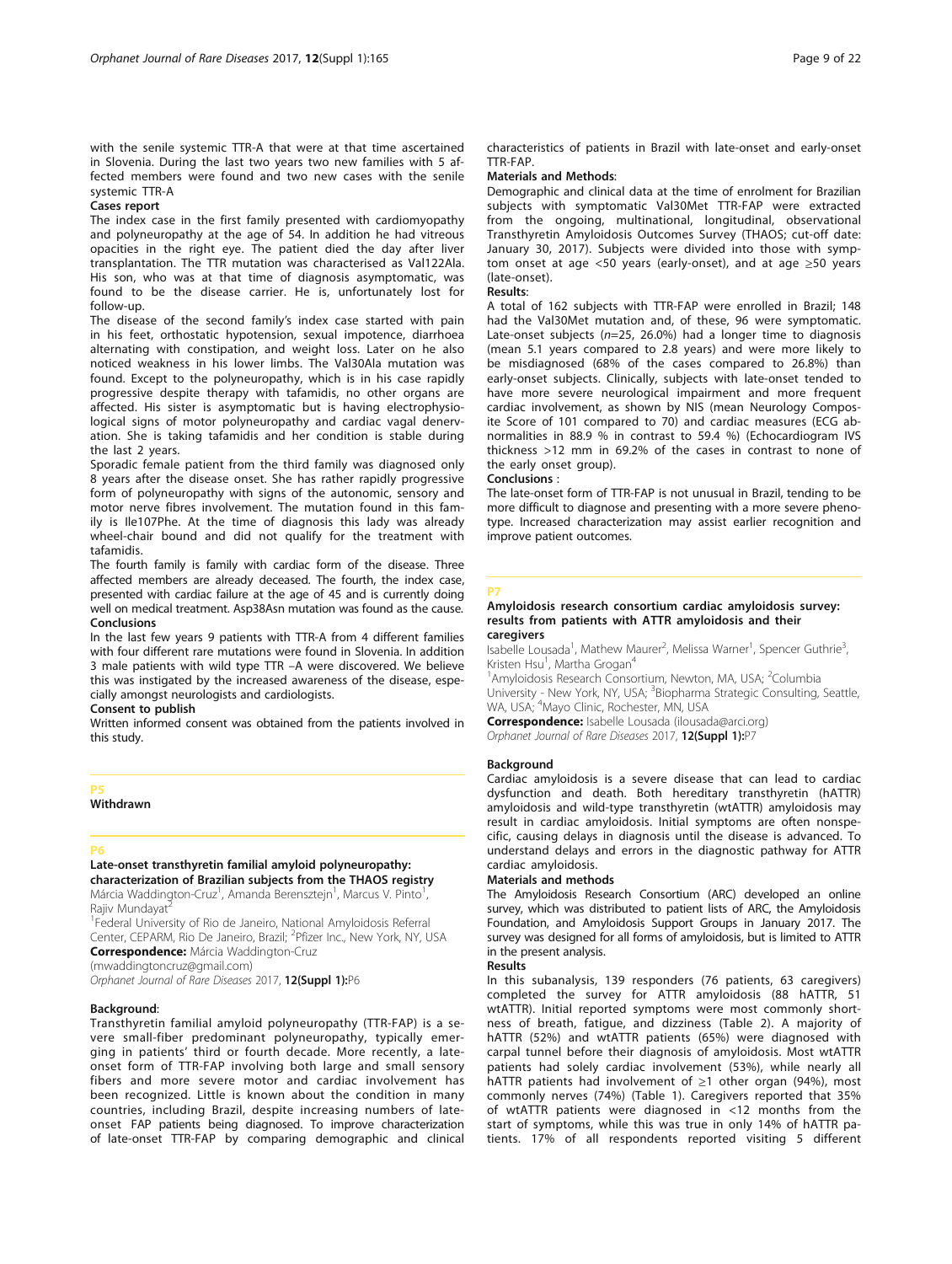with the senile systemic TTR-A that were at that time ascertained in Slovenia. During the last two years two new families with 5 affected members were found and two new cases with the senile systemic TTR-A

**Cases report**

The index case in the first family presented with cardiomyopathy and polyneuropathy at the age of 54. In addition he had vitreous opacities in the right eye. The patient died the day after liver transplantation. The TTR mutation was characterised as Val122Ala. His son, who was at that time of diagnosis asymptomatic, was found to be the disease carrier. He is, unfortunately lost for follow-up.

The disease of the second family's index case started with pain in his feet, orthostatic hypotension, sexual impotence, diarrhoea alternating with constipation, and weight loss. Later on he also noticed weakness in his lower limbs. The Val30Ala mutation was found. Except to the polyneuropathy, which is in his case rapidly progressive despite therapy with tafamidis, no other organs are affected. His sister is asymptomatic but is having electrophysiological signs of motor polyneuropathy and cardiac vagal denervation. She is taking tafamidis and her condition is stable during the last 2 years.

Sporadic female patient from the third family was diagnosed only 8 years after the disease onset. She has rather rapidly progressive form of polyneuropathy with signs of the autonomic, sensory and motor nerve fibres involvement. The mutation found in this family is Ile107Phe. At the time of diagnosis this lady was already wheel-chair bound and did not qualify for the treatment with tafamidis.

The fourth family is family with cardiac form of the disease. Three affected members are already deceased. The fourth, the index case, presented with cardiac failure at the age of 45 and is currently doing well on medical treatment. Asp38Asn mutation was found as the cause.

**Conclusions**

In the last few years 9 patients with TTR-A from 4 different families with four different rare mutations were found in Slovenia. In addition 3 male patients with wild type TTR –A were discovered. We believe this was instigated by the increased awareness of the disease, especially amongst neurologists and cardiologists.

**Consent to publish**

Written informed consent was obtained from the patients involved in this study.

## P5

**Withdrawn**

## P6

### Late-onset transthyretin familial amyloid polyneuropathy: characterization of Brazilian subjects from the THAOS registry

Márcia Waddington-Cruz[1], Amanda Berensztejn[1], Marcus V. Pinto[1], Rajiv Mundayat[2]

[1]Federal University of Rio de Janeiro, National Amyloidosis Referral Center, CEPARM, Rio De Janeiro, Brazil; [2]Pfizer Inc., New York, NY, USA

**Correspondence:** Márcia Waddington-Cruz (mwaddingtoncruz@gmail.com)

*Orphanet Journal of Rare Diseases* 2017, **12(Suppl 1):**P6

**Background**:

Transthyretin familial amyloid polyneuropathy (TTR-FAP) is a severe small-fiber predominant polyneuropathy, typically emerging in patients' third or fourth decade. More recently, a late-onset form of TTR-FAP involving both large and small sensory fibers and more severe motor and cardiac involvement has been recognized. Little is known about the condition in many countries, including Brazil, despite increasing numbers of late-onset FAP patients being diagnosed. To improve characterization of late-onset TTR-FAP by comparing demographic and clinical characteristics of patients in Brazil with late-onset and early-onset TTR-FAP.

**Materials and Methods**:

Demographic and clinical data at the time of enrolment for Brazilian subjects with symptomatic Val30Met TTR-FAP were extracted from the ongoing, multinational, longitudinal, observational Transthyretin Amyloidosis Outcomes Survey (THAOS; cut-off date: January 30, 2017). Subjects were divided into those with symptom onset at age <50 years (early-onset), and at age ≥50 years (late-onset).

**Results**:

A total of 162 subjects with TTR-FAP were enrolled in Brazil; 148 had the Val30Met mutation and, of these, 96 were symptomatic. Late-onset subjects (*n*=25, 26.0%) had a longer time to diagnosis (mean 5.1 years compared to 2.8 years) and were more likely to be misdiagnosed (68% of the cases compared to 26.8%) than early-onset subjects. Clinically, subjects with late-onset tended to have more severe neurological impairment and more frequent cardiac involvement, as shown by NIS (mean Neurology Composite Score of 101 compared to 70) and cardiac measures (ECG abnormalities in 88.9 % in contrast to 59.4 %) (Echocardiogram IVS thickness >12 mm in 69.2% of the cases in contrast to none of the early onset group).

**Conclusions** :

The late-onset form of TTR-FAP is not unusual in Brazil, tending to be more difficult to diagnose and presenting with a more severe phenotype. Increased characterization may assist earlier recognition and improve patient outcomes.

## P7

### Amyloidosis research consortium cardiac amyloidosis survey: results from patients with ATTR amyloidosis and their caregivers

Isabelle Lousada[1], Mathew Maurer[2], Melissa Warner[1], Spencer Guthrie[3], Kristen Hsu[1], Martha Grogan[4]

[1]Amyloidosis Research Consortium, Newton, MA, USA; [2]Columbia University - New York, NY, USA; [3]Biopharma Strategic Consulting, Seattle, WA, USA; [4]Mayo Clinic, Rochester, MN, USA

**Correspondence:** Isabelle Lousada (ilousada@arci.org)

*Orphanet Journal of Rare Diseases* 2017, **12(Suppl 1):**P7

**Background**

Cardiac amyloidosis is a severe disease that can lead to cardiac dysfunction and death. Both hereditary transthyretin (hATTR) amyloidosis and wild-type transthyretin (wtATTR) amyloidosis may result in cardiac amyloidosis. Initial symptoms are often nonspecific, causing delays in diagnosis until the disease is advanced. To understand delays and errors in the diagnostic pathway for ATTR cardiac amyloidosis.

**Materials and methods**

The Amyloidosis Research Consortium (ARC) developed an online survey, which was distributed to patient lists of ARC, the Amyloidosis Foundation, and Amyloidosis Support Groups in January 2017. The survey was designed for all forms of amyloidosis, but is limited to ATTR in the present analysis.

**Results**

In this subanalysis, 139 responders (76 patients, 63 caregivers) completed the survey for ATTR amyloidosis (88 hATTR, 51 wtATTR). Initial reported symptoms were most commonly shortness of breath, fatigue, and dizziness (Table 2). A majority of hATTR (52%) and wtATTR patients (65%) were diagnosed with carpal tunnel before their diagnosis of amyloidosis. Most wtATTR patients had solely cardiac involvement (53%), while nearly all hATTR patients had involvement of ≥1 other organ (94%), most commonly nerves (74%) (Table 1). Caregivers reported that 35% of wtATTR patients were diagnosed in <12 months from the start of symptoms, while this was true in only 14% of hATTR patients. 17% of all respondents reported visiting 5 different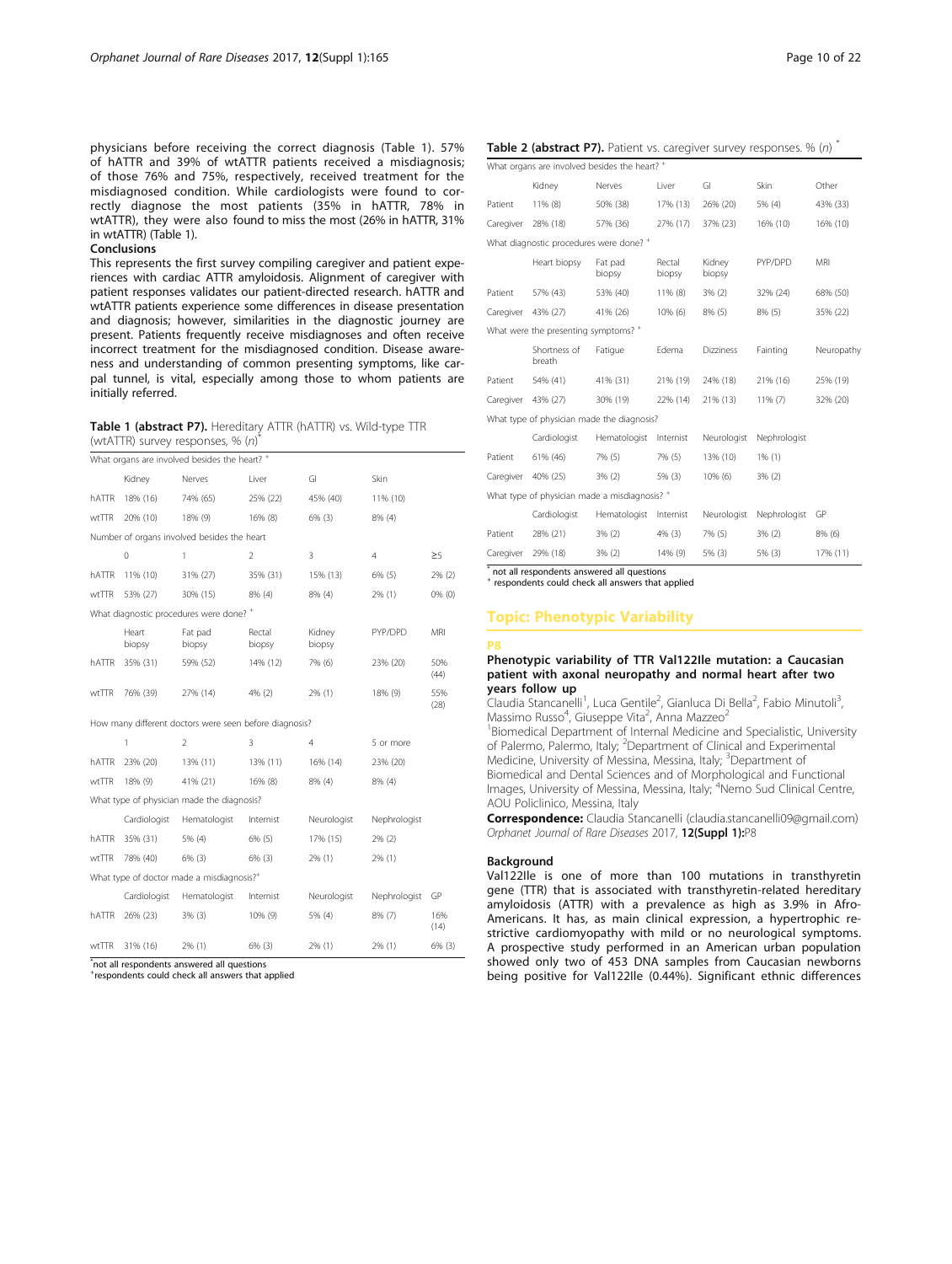physicians before receiving the correct diagnosis (Table 1). 57% of hATTR and 39% of wtATTR patients received a misdiagnosis; of those 76% and 75%, respectively, received treatment for the misdiagnosed condition. While cardiologists were found to correctly diagnose the most patients (35% in hATTR, 78% in wtATTR), they were also found to miss the most (26% in hATTR, 31% in wtATTR) (Table 1).

**Conclusions**

This represents the first survey compiling caregiver and patient experiences with cardiac ATTR amyloidosis. Alignment of caregiver with patient responses validates our patient-directed research. hATTR and wtATTR patients experience some differences in disease presentation and diagnosis; however, similarities in the diagnostic journey are present. Patients frequently receive misdiagnoses and often receive incorrect treatment for the misdiagnosed condition. Disease awareness and understanding of common presenting symptoms, like carpal tunnel, is vital, especially among those to whom patients are initially referred.

**Table 1 (abstract P7).** Hereditary ATTR (hATTR) vs. Wild-type TTR (wtATTR) survey responses, % (*n*)*

| What organs are involved besides the heart? + | | | | | | |
|---|---|---|---|---|---|---|
| | Kidney | Nerves | Liver | GI | Skin | |
| hATTR | 18% (16) | 74% (65) | 25% (22) | 45% (40) | 11% (10) | |
| wtTTR | 20% (10) | 18% (9) | 16% (8) | 6% (3) | 8% (4) | |
| **Number of organs involved besides the heart** | | | | | | |
| | 0 | 1 | 2 | 3 | 4 | ≥5 |
| hATTR | 11% (10) | 31% (27) | 35% (31) | 15% (13) | 6% (5) | 2% (2) |
| wtTTR | 53% (27) | 30% (15) | 8% (4) | 8% (4) | 2% (1) | 0% (0) |
| **What diagnostic procedures were done? +** | | | | | | |
| | Heart biopsy | Fat pad biopsy | Rectal biopsy | Kidney biopsy | PYP/DPD | MRI |
| hATTR | 35% (31) | 59% (52) | 14% (12) | 7% (6) | 23% (20) | 50% (44) |
| wtTTR | 76% (39) | 27% (14) | 4% (2) | 2% (1) | 18% (9) | 55% (28) |
| **How many different doctors were seen before diagnosis?** | | | | | | |
| | 1 | 2 | 3 | 4 | 5 or more | |
| hATTR | 23% (20) | 13% (11) | 13% (11) | 16% (14) | 23% (20) | |
| wtTTR | 18% (9) | 41% (21) | 16% (8) | 8% (4) | 8% (4) | |
| **What type of physician made the diagnosis?** | | | | | | |
| | Cardiologist | Hematologist | Internist | Neurologist | Nephrologist | |
| hATTR | 35% (31) | 5% (4) | 6% (5) | 17% (15) | 2% (2) | |
| wtTTR | 78% (40) | 6% (3) | 6% (3) | 2% (1) | 2% (1) | |
| **What type of doctor made a misdiagnosis?+** | | | | | | |
| | Cardiologist | Hematologist | Internist | Neurologist | Nephrologist | GP |
| hATTR | 26% (23) | 3% (3) | 10% (9) | 5% (4) | 8% (7) | 16% (14) |
| wtTTR | 31% (16) | 2% (1) | 6% (3) | 2% (1) | 2% (1) | 6% (3) |

*not all respondents answered all questions
+respondents could check all answers that applied

**Table 2 (abstract P7).** Patient vs. caregiver survey responses. % (*n*) *

| What organs are involved besides the heart? + | | | | | | |
|---|---|---|---|---|---|---|
| | Kidney | Nerves | Liver | GI | Skin | Other |
| Patient | 11% (8) | 50% (38) | 17% (13) | 26% (20) | 5% (4) | 43% (33) |
| Caregiver | 28% (18) | 57% (36) | 27% (17) | 37% (23) | 16% (10) | 16% (10) |
| **What diagnostic procedures were done? +** | | | | | | |
| | Heart biopsy | Fat pad biopsy | Rectal biopsy | Kidney biopsy | PYP/DPD | MRI |
| Patient | 57% (43) | 53% (40) | 11% (8) | 3% (2) | 32% (24) | 68% (50) |
| Caregiver | 43% (27) | 41% (26) | 10% (6) | 8% (5) | 8% (5) | 35% (22) |
| **What were the presenting symptoms? +** | | | | | | |
| | Shortness of breath | Fatigue | Edema | Dizziness | Fainting | Neuropathy |
| Patient | 54% (41) | 41% (31) | 21% (19) | 24% (18) | 21% (16) | 25% (19) |
| Caregiver | 43% (27) | 30% (19) | 22% (14) | 21% (13) | 11% (7) | 32% (20) |
| **What type of physician made the diagnosis?** | | | | | | |
| | Cardiologist | Hematologist | Internist | Neurologist | Nephrologist | |
| Patient | 61% (46) | 7% (5) | 7% (5) | 13% (10) | 1% (1) | |
| Caregiver | 40% (25) | 3% (2) | 5% (3) | 10% (6) | 3% (2) | |
| **What type of physician made a misdiagnosis? +** | | | | | | |
| | Cardiologist | Hematologist | Internist | Neurologist | Nephrologist | GP |
| Patient | 28% (21) | 3% (2) | 4% (3) | 7% (5) | 3% (2) | 8% (6) |
| Caregiver | 29% (18) | 3% (2) | 14% (9) | 5% (3) | 5% (3) | 17% (11) |

* not all respondents answered all questions
+ respondents could check all answers that applied

## Topic: Phenotypic Variability

**P8**

### Phenotypic variability of TTR Val122Ile mutation: a Caucasian patient with axonal neuropathy and normal heart after two years follow up

Claudia Stancanelli[1], Luca Gentile[2], Gianluca Di Bella[2], Fabio Minutoli[3], Massimo Russo[4], Giuseppe Vita[2], Anna Mazzeo[2]

[1]Biomedical Department of Internal Medicine and Specialistic, University of Palermo, Palermo, Italy; [2]Department of Clinical and Experimental Medicine, University of Messina, Messina, Italy; [3]Department of Biomedical and Dental Sciences and of Morphological and Functional Images, University of Messina, Messina, Italy; [4]Nemo Sud Clinical Centre, AOU Policlinico, Messina, Italy

**Correspondence:** Claudia Stancanelli (claudia.stancanelli09@gmail.com)
*Orphanet Journal of Rare Diseases* 2017, **12(Suppl 1):**P8

**Background**

Val122Ile is one of more than 100 mutations in transthyretin gene (TTR) that is associated with transthyretin-related hereditary amyloidosis (ATTR) with a prevalence as high as 3.9% in Afro-Americans. It has, as main clinical expression, a hypertrophic restrictive cardiomyopathy with mild or no neurological symptoms. A prospective study performed in an American urban population showed only two of 453 DNA samples from Caucasian newborns being positive for Val122Ile (0.44%). Significant ethnic differences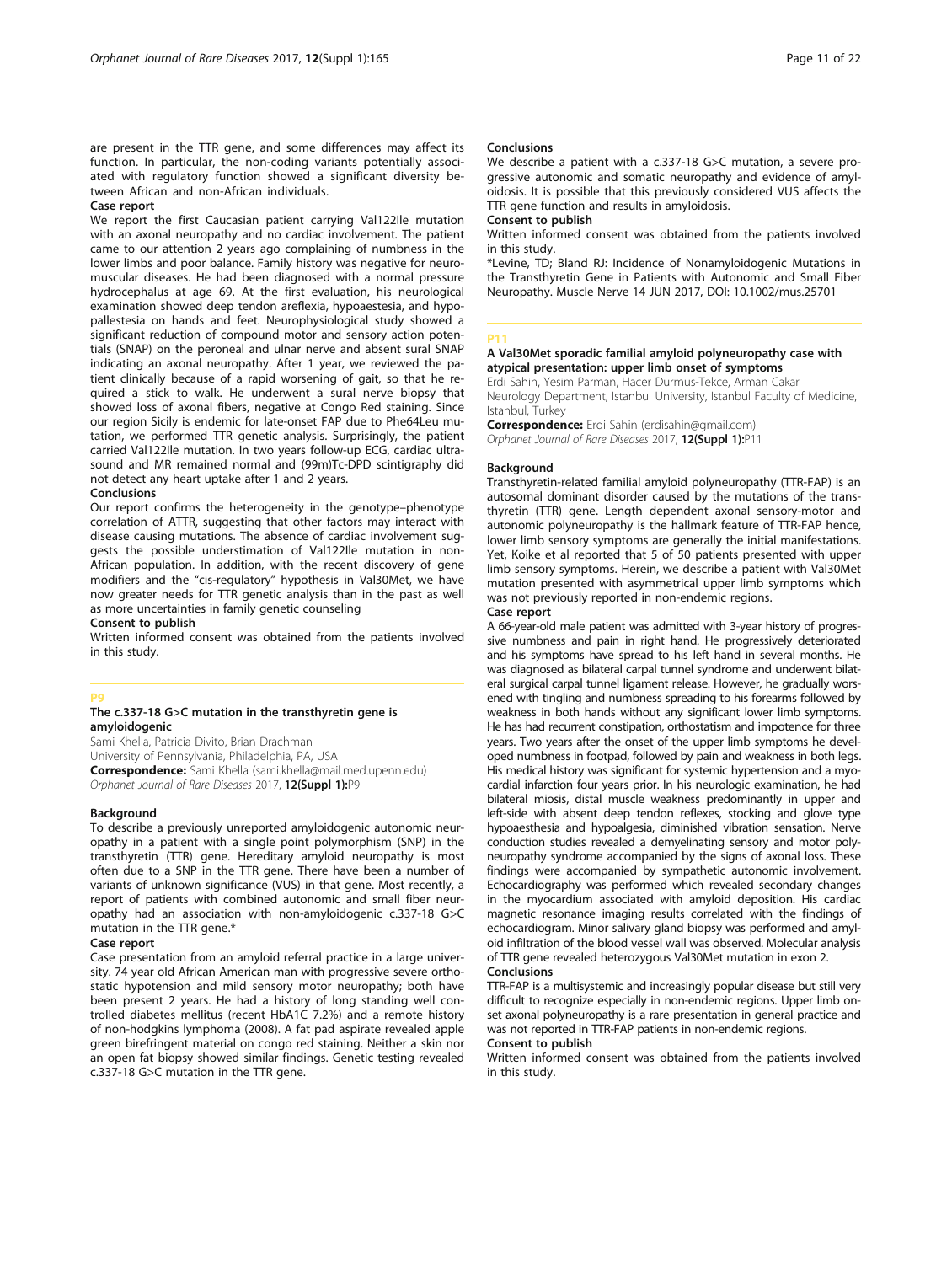are present in the TTR gene, and some differences may affect its function. In particular, the non-coding variants potentially associated with regulatory function showed a significant diversity between African and non-African individuals.

**Case report**

We report the first Caucasian patient carrying Val122Ile mutation with an axonal neuropathy and no cardiac involvement. The patient came to our attention 2 years ago complaining of numbness in the lower limbs and poor balance. Family history was negative for neuromuscular diseases. He had been diagnosed with a normal pressure hydrocephalus at age 69. At the first evaluation, his neurological examination showed deep tendon areflexia, hypoaestesia, and hypopallestesia on hands and feet. Neurophysiological study showed a significant reduction of compound motor and sensory action potentials (SNAP) on the peroneal and ulnar nerve and absent sural SNAP indicating an axonal neuropathy. After 1 year, we reviewed the patient clinically because of a rapid worsening of gait, so that he required a stick to walk. He underwent a sural nerve biopsy that showed loss of axonal fibers, negative at Congo Red staining. Since our region Sicily is endemic for late-onset FAP due to Phe64Leu mutation, we performed TTR genetic analysis. Surprisingly, the patient carried Val122Ile mutation. In two years follow-up ECG, cardiac ultrasound and MR remained normal and (99m)Tc-DPD scintigraphy did not detect any heart uptake after 1 and 2 years.

**Conclusions**

Our report confirms the heterogeneity in the genotype–phenotype correlation of ATTR, suggesting that other factors may interact with disease causing mutations. The absence of cardiac involvement suggests the possible understimation of Val122Ile mutation in non-African population. In addition, with the recent discovery of gene modifiers and the "cis-regulatory" hypothesis in Val30Met, we have now greater needs for TTR genetic analysis than in the past as well as more uncertainties in family genetic counseling

**Consent to publish**

Written informed consent was obtained from the patients involved in this study.

## P9

### The c.337-18 G>C mutation in the transthyretin gene is amyloidogenic

Sami Khella, Patricia Divito, Brian Drachman

University of Pennsylvania, Philadelphia, PA, USA

**Correspondence:** Sami Khella (sami.khella@mail.med.upenn.edu)

*Orphanet Journal of Rare Diseases* 2017, **12(Suppl 1):**P9

**Background**

To describe a previously unreported amyloidogenic autonomic neuropathy in a patient with a single point polymorphism (SNP) in the transthyretin (TTR) gene. Hereditary amyloid neuropathy is most often due to a SNP in the TTR gene. There have been a number of variants of unknown significance (VUS) in that gene. Most recently, a report of patients with combined autonomic and small fiber neuropathy had an association with non-amyloidogenic c.337-18 G>C mutation in the TTR gene.*

**Case report**

Case presentation from an amyloid referral practice in a large university. 74 year old African American man with progressive severe orthostatic hypotension and mild sensory motor neuropathy; both have been present 2 years. He had a history of long standing well controlled diabetes mellitus (recent HbA1C 7.2%) and a remote history of non-hodgkins lymphoma (2008). A fat pad aspirate revealed apple green birefringent material on congo red staining. Neither a skin nor an open fat biopsy showed similar findings. Genetic testing revealed c.337-18 G>C mutation in the TTR gene.

**Conclusions**

We describe a patient with a c.337-18 G>C mutation, a severe progressive autonomic and somatic neuropathy and evidence of amyloidosis. It is possible that this previously considered VUS affects the TTR gene function and results in amyloidosis.

**Consent to publish**

Written informed consent was obtained from the patients involved in this study.

*Levine, TD; Bland RJ: Incidence of Nonamyloidogenic Mutations in the Transthyretin Gene in Patients with Autonomic and Small Fiber Neuropathy. Muscle Nerve 14 JUN 2017, DOI: 10.1002/mus.25701

## P11

### A Val30Met sporadic familial amyloid polyneuropathy case with atypical presentation: upper limb onset of symptoms

Erdi Sahin, Yesim Parman, Hacer Durmus-Tekce, Arman Cakar

Neurology Department, Istanbul University, Istanbul Faculty of Medicine, Istanbul, Turkey

**Correspondence:** Erdi Sahin (erdisahin@gmail.com)

*Orphanet Journal of Rare Diseases* 2017, **12(Suppl 1):**P11

**Background**

Transthyretin-related familial amyloid polyneuropathy (TTR-FAP) is an autosomal dominant disorder caused by the mutations of the transthyretin (TTR) gene. Length dependent axonal sensory-motor and autonomic polyneuropathy is the hallmark feature of TTR-FAP hence, lower limb sensory symptoms are generally the initial manifestations. Yet, Koike et al reported that 5 of 50 patients presented with upper limb sensory symptoms. Herein, we describe a patient with Val30Met mutation presented with asymmetrical upper limb symptoms which was not previously reported in non-endemic regions.

**Case report**

A 66-year-old male patient was admitted with 3-year history of progressive numbness and pain in right hand. He progressively deteriorated and his symptoms have spread to his left hand in several months. He was diagnosed as bilateral carpal tunnel syndrome and underwent bilateral surgical carpal tunnel ligament release. However, he gradually worsened with tingling and numbness spreading to his forearms followed by weakness in both hands without any significant lower limb symptoms. He has had recurrent constipation, orthostatism and impotence for three years. Two years after the onset of the upper limb symptoms he developed numbness in footpad, followed by pain and weakness in both legs. His medical history was significant for systemic hypertension and a myocardial infarction four years prior. In his neurologic examination, he had bilateral miosis, distal muscle weakness predominantly in upper and left-side with absent deep tendon reflexes, stocking and glove type hypoaesthesia and hypoalgesia, diminished vibration sensation. Nerve conduction studies revealed a demyelinating sensory and motor polyneuropathy syndrome accompanied by the signs of axonal loss. These findings were accompanied by sympathetic autonomic involvement. Echocardiography was performed which revealed secondary changes in the myocardium associated with amyloid deposition. His cardiac magnetic resonance imaging results correlated with the findings of echocardiogram. Minor salivary gland biopsy was performed and amyloid infiltration of the blood vessel wall was observed. Molecular analysis of TTR gene revealed heterozygous Val30Met mutation in exon 2.

**Conclusions**

TTR-FAP is a multisystemic and increasingly popular disease but still very difficult to recognize especially in non-endemic regions. Upper limb onset axonal polyneuropathy is a rare presentation in general practice and was not reported in TTR-FAP patients in non-endemic regions.

**Consent to publish**

Written informed consent was obtained from the patients involved in this study.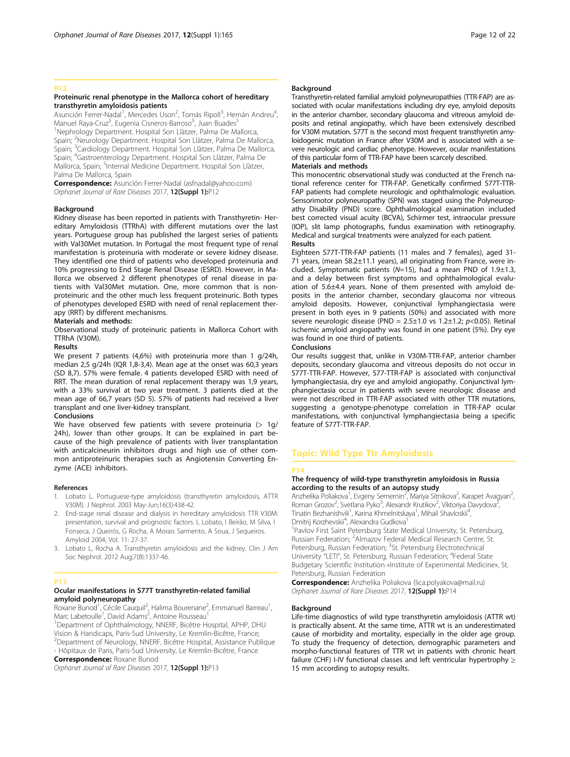## P12

### Proteinuric renal phenotype in the Mallorca cohort of hereditary transthyretin amyloidosis patients

Asunción Ferrer-Nadal[1], Mercedes Uson[2], Tomás Ripoll[3], Hernán Andreu[4], Manuel Raya-Cruz[5], Eugenia Cisneros-Barroso[5], Juan Buades[5]

[1]Nephrology Department. Hospital Son Llàtzer, Palma De Mallorca, Spain; [2]Neurology Department. Hospital Son Llàtzer, Palma De Mallorca, Spain; [3]Cardiology Department. Hospital Son Llàtzer, Palma De Mallorca, Spain; [4]Gastroenterology Department. Hospital Son Llàtzer, Palma De Mallorca, Spain; [5]Internal Medicine Department. Hospital Son Llàtzer, Palma De Mallorca, Spain

**Correspondence:** Asunción Ferrer-Nadal (asfnadal@yahoo.com)

*Orphanet Journal of Rare Diseases* 2017, **12(Suppl 1):**P12

#### Background

Kidney disease has been reported in patients with Transthyretin- Hereditary Amyloidosis (TTRhA) with different mutations over the last years. Portuguese group has published the largest series of patients with Val30Met mutation. In Portugal the most frequent type of renal manifestation is proteinuria with moderate or severe kidney disease. They identified one third of patients who developed proteinuria and 10% progressing to End Stage Renal Disease (ESRD). However, in Mallorca we observed 2 different phenotypes of renal disease in patients with Val30Met mutation. One, more common that is nonproteinuric and the other much less frequent proteinuric. Both types of phenotypes developed ESRD with need of renal replacement therapy (RRT) by different mechanisms.

#### Materials and methods:

Observational study of proteinuric patients in Mallorca Cohort with TTRhA (V30M).

#### Results

We present 7 patients (4,6%) with proteinuria more than 1 g/24h, median 2,5 g/24h (IQR 1,8-3,4). Mean age at the onset was 60,3 years (SD 8,7). 57% were female. 4 patients developed ESRD with need of RRT. The mean duration of renal replacement therapy was 1,9 years, with a 33% survival at two year treatment. 3 patients died at the mean age of 66,7 years (SD 5). 57% of patients had received a liver transplant and one liver-kidney transplant.

#### Conclusions

We have observed few patients with severe proteinuria (> 1g/24h), lower than other groups. It can be explained in part because of the high prevalence of patients with liver transplantation with anticalcineurin inhibitors drugs and high use of other common antiproteinuric therapies such as Angiotensin Converting Enzyme (ACE) inhibitors.

#### References

1. Lobato L. Portuguese-type amyloidosis (transthyretin amyloidosis, ATTR V30M). J Nephrol. 2003 May-Jun;16(3):438-42.
2. End-stage renal disease and dialysis in hereditary amyloidosis TTR V30M: presentation, survival and prognostic factors. L Lobato, I Beirão, M Silva, I Fonseca, J Queirós, G Rocha, A Morais Sarmento, A Soua, J Sequeiros. Amyloid 2004; Vol. 11: 27-37.
3. Lobato L, Rocha A. Transthyretin amyloidosis and the kidney. Clin J Am Soc Nephrol. 2012 Aug;7(8):1337-46.

## P13

### Ocular manifestations in S77T transthyretin-related familial amyloid polyneuropathy

Roxane Bunod[1], Cécile Cauquil[2], Halima Bourenane[2], Emmanuel Barreau[1], Marc Labetoulle[1], David Adams[2], Antoine Rousseau[1]

[1]Department of Ophthalmology, NNERF, Bicêtre Hospital, APHP, DHU Vision & Handicaps, Paris-Sud University, Le Kremlin-Bicêtre, France; [2]Department of Neurology, NNERF, Bicêtre Hospital, Assistance Publique - Hôpitaux de Paris, Paris-Sud University, Le Kremlin-Bicêtre, France

**Correspondence:** Roxane Bunod

*Orphanet Journal of Rare Diseases* 2017, **12(Suppl 1):**P13

#### Background

Transthyretin-related familial amyloid polyneuropathies (TTR-FAP) are associated with ocular manifestations including dry eye, amyloid deposits in the anterior chamber, secondary glaucoma and vitreous amyloid deposits and retinal angiopathy, which have been extensively described for V30M mutation. S77T is the second most frequent transthyretin amyloidogenic mutation in France after V30M and is associated with a severe neurologic and cardiac phenotype. However, ocular manifestations of this particular form of TTR-FAP have been scarcely described.

#### Materials and methods

This monocentric observational study was conducted at the French national reference center for TTR-FAP. Genetically confirmed S77T-TTR-FAP patients had complete neurologic and ophthalmologic evaluation. Sensorimotor polyneuropathy (SPN) was staged using the Polyneuropathy Disability (PND) score. Ophthalmological examination included best corrected visual acuity (BCVA), Schirmer test, intraocular pressure (IOP), slit lamp photographs, fundus examination with retinography. Medical and surgical treatments were analyzed for each patient.

#### Results

Eighteen S77T-TTR-FAP patients (11 males and 7 females), aged 31-71 years, (mean 58.2±11.1 years), all originating from France, were included. Symptomatic patients ($N$=15), had a mean PND of 1.9±1.3, and a delay between first symptoms and ophthalmological evaluation of 5.6±4.4 years. None of them presented with amyloid deposits in the anterior chamber, secondary glaucoma nor vitreous amyloid deposits. However, conjunctival lymphangiectasia were present in both eyes in 9 patients (50%) and associated with more severe neurologic disease (PND = 2.5±1.0 vs 1.2±1.2; $p$<0.05). Retinal ischemic amyloid angiopathy was found in one patient (5%). Dry eye was found in one third of patients.

#### Conclusions

Our results suggest that, unlike in V30M-TTR-FAP, anterior chamber deposits, secondary glaucoma and vitreous deposits do not occur in S77T-TTR-FAP. However, S77-TTR-FAP is associated with conjunctival lymphangiectasia, dry eye and amyloid angiopathy. Conjunctival lymphangiectasia occur in patients with severe neurologic disease and were not described in TTR-FAP associated with other TTR mutations, suggesting a genotype-phenotype correlation in TTR-FAP ocular manifestations, with conjunctival lymphangiectasia being a specific feature of S77T-TTR-FAP.

# Topic: Wild Type Ttr Amyloidosis

## P14

### The frequency of wild-type transthyretin amyloidosis in Russia according to the results of an autopsy study

Anzhelika Poliakova[1], Evgeny Semernin[2], Mariya Sitnikova[2], Karapet Avagyan[2], Roman Grozov[2], Svetlana Pyko[3], Alexandr Krutikov[2], Viktoriya Davydova[2], Tinatin Bezhanishvili[1], Karina Khmelnitskaya[1], Mihail Shavloskii[4], Dmitrij Korzhevskii[4], Alexandra Gudkova[1]

[1]Pavlov First Saint Petersburg State Medical University, St. Petersburg, Russian Federation; [2]Almazov Federal Medical Research Centre, St. Petersburg, Russian Federation; [3]St. Petersburg Electrotechnical University "LETI", St. Petersburg, Russian Federation; [4]Federal State Budgetary Scientific Institution «Institute of Experimental Medicine», St. Petersburg, Russian Federation

**Correspondence:** Anzhelika Poliakova (lica.polyakova@mail.ru)

*Orphanet Journal of Rare Diseases* 2017, **12(Suppl 1):**P14

#### Background

Life-time diagnostics of wild type transthyretin amyloidosis (ATTR wt) is practically absent. At the same time, ATTR wt is an underestimated cause of morbidity and mortality, especially in the older age group. To study the frequency of detection, demographic parameters and morpho-functional features of TTR wt in patients with chronic heart failure (CHF) I-IV functional classes and left ventricular hypertrophy ≥ 15 mm according to autopsy results.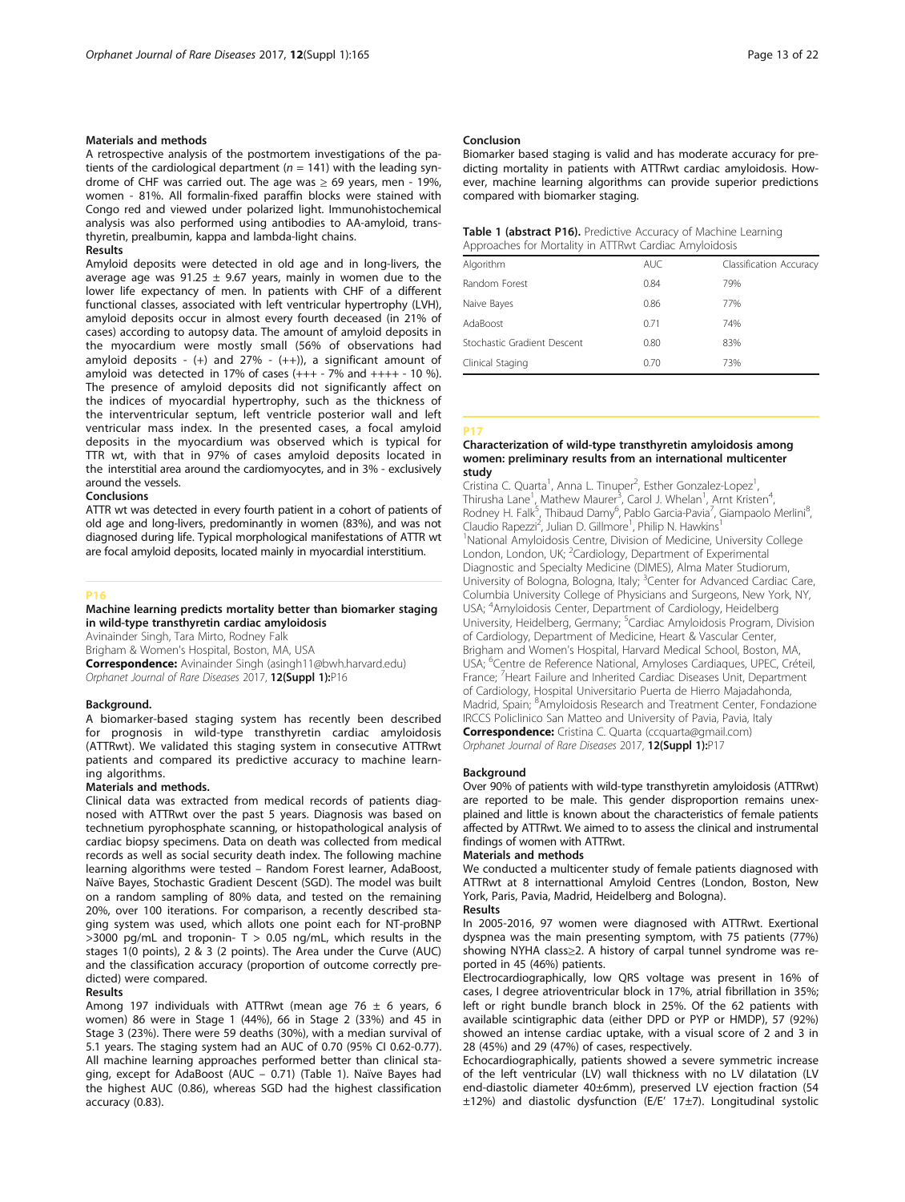### Materials and methods

A retrospective analysis of the postmortem investigations of the patients of the cardiological department ($n = 141$) with the leading syndrome of CHF was carried out. The age was ≥ 69 years, men - 19%, women - 81%. All formalin-fixed paraffin blocks were stained with Congo red and viewed under polarized light. Immunohistochemical analysis was also performed using antibodies to AA-amyloid, transthyretin, prealbumin, kappa and lambda-light chains.

### Results

Amyloid deposits were detected in old age and in long-livers, the average age was 91.25 ± 9.67 years, mainly in women due to the lower life expectancy of men. In patients with CHF of a different functional classes, associated with left ventricular hypertrophy (LVH), amyloid deposits occur in almost every fourth deceased (in 21% of cases) according to autopsy data. The amount of amyloid deposits in the myocardium were mostly small (56% of observations had amyloid deposits - (+) and 27% - (++)), a significant amount of amyloid was detected in 17% of cases (+++ - 7% and ++++ - 10 %). The presence of amyloid deposits did not significantly affect on the indices of myocardial hypertrophy, such as the thickness of the interventricular septum, left ventricle posterior wall and left ventricular mass index. In the presented cases, a focal amyloid deposits in the myocardium was observed which is typical for TTR wt, with that in 97% of cases amyloid deposits located in the interstitial area around the cardiomyocytes, and in 3% - exclusively around the vessels.

### Conclusions

ATTR wt was detected in every fourth patient in a cohort of patients of old age and long-livers, predominantly in women (83%), and was not diagnosed during life. Typical morphological manifestations of ATTR wt are focal amyloid deposits, located mainly in myocardial interstitium.

## P16

### Machine learning predicts mortality better than biomarker staging in wild-type transthyretin cardiac amyloidosis

Avinainder Singh, Tara Mirto, Rodney Falk

Brigham & Women's Hospital, Boston, MA, USA

**Correspondence:** Avinainder Singh (asingh11@bwh.harvard.edu)

*Orphanet Journal of Rare Diseases* 2017, **12(Suppl 1):**P16

#### Background.

A biomarker-based staging system has recently been described for prognosis in wild-type transthyretin cardiac amyloidosis (ATTRwt). We validated this staging system in consecutive ATTRwt patients and compared its predictive accuracy to machine learning algorithms.

#### Materials and methods.

Clinical data was extracted from medical records of patients diagnosed with ATTRwt over the past 5 years. Diagnosis was based on technetium pyrophosphate scanning, or histopathological analysis of cardiac biopsy specimens. Data on death was collected from medical records as well as social security death index. The following machine learning algorithms were tested – Random Forest learner, AdaBoost, Naïve Bayes, Stochastic Gradient Descent (SGD). The model was built on a random sampling of 80% data, and tested on the remaining 20%, over 100 iterations. For comparison, a recently described staging system was used, which allots one point each for NT-proBNP >3000 pg/mL and troponin- T > 0.05 ng/mL, which results in the stages 1(0 points), 2 & 3 (2 points). The Area under the Curve (AUC) and the classification accuracy (proportion of outcome correctly predicted) were compared.

#### Results

Among 197 individuals with ATTRwt (mean age 76 ± 6 years, 6 women) 86 were in Stage 1 (44%), 66 in Stage 2 (33%) and 45 in Stage 3 (23%). There were 59 deaths (30%), with a median survival of 5.1 years. The staging system had an AUC of 0.70 (95% CI 0.62-0.77). All machine learning approaches performed better than clinical staging, except for AdaBoost (AUC – 0.71) (Table 1). Naïve Bayes had the highest AUC (0.86), whereas SGD had the highest classification accuracy (0.83).

#### Conclusion

Biomarker based staging is valid and has moderate accuracy for predicting mortality in patients with ATTRwt cardiac amyloidosis. However, machine learning algorithms can provide superior predictions compared with biomarker staging.

**Table 1 (abstract P16).** Predictive Accuracy of Machine Learning Approaches for Mortality in ATTRwt Cardiac Amyloidosis

| Algorithm | AUC | Classification Accuracy |
|---|---|---|
| Random Forest | 0.84 | 79% |
| Naive Bayes | 0.86 | 77% |
| AdaBoost | 0.71 | 74% |
| Stochastic Gradient Descent | 0.80 | 83% |
| Clinical Staging | 0.70 | 73% |

## P17

### Characterization of wild-type transthyretin amyloidosis among women: preliminary results from an international multicenter study

Cristina C. Quarta[1], Anna L. Tinuper[2], Esther Gonzalez-Lopez[1], Thirusha Lane[1], Mathew Maurer[3], Carol J. Whelan[1], Arnt Kristen[4], Rodney H. Falk[5], Thibaud Damy[6], Pablo Garcia-Pavia[7], Giampaolo Merlini[8], Claudio Rapezzi[2], Julian D. Gillmore[1], Philip N. Hawkins[1]

[1]National Amyloidosis Centre, Division of Medicine, University College London, London, UK; [2]Cardiology, Department of Experimental Diagnostic and Specialty Medicine (DIMES), Alma Mater Studiorum, University of Bologna, Bologna, Italy; [3]Center for Advanced Cardiac Care, Columbia University College of Physicians and Surgeons, New York, NY, USA; [4]Amyloidosis Center, Department of Cardiology, Heidelberg University, Heidelberg, Germany; [5]Cardiac Amyloidosis Program, Division of Cardiology, Department of Medicine, Heart & Vascular Center, Brigham and Women's Hospital, Harvard Medical School, Boston, MA, USA; [6]Centre de Reference National, Amyloses Cardiaques, UPEC, Créteil, France; [7]Heart Failure and Inherited Cardiac Diseases Unit, Department of Cardiology, Hospital Universitario Puerta de Hierro Majadahonda, Madrid, Spain; [8]Amyloidosis Research and Treatment Center, Fondazione IRCCS Policlinico San Matteo and University of Pavia, Pavia, Italy

**Correspondence:** Cristina C. Quarta (ccquarta@gmail.com)

*Orphanet Journal of Rare Diseases* 2017, **12(Suppl 1):**P17

#### Background

Over 90% of patients with wild-type transthyretin amyloidosis (ATTRwt) are reported to be male. This gender disproportion remains unexplained and little is known about the characteristics of female patients affected by ATTRwt. We aimed to to assess the clinical and instrumental findings of women with ATTRwt.

#### Materials and methods

We conducted a multicenter study of female patients diagnosed with ATTRwt at 8 internattional Amyloid Centres (London, Boston, New York, Paris, Pavia, Madrid, Heidelberg and Bologna).

#### Results

In 2005-2016, 97 women were diagnosed with ATTRwt. Exertional dyspnea was the main presenting symptom, with 75 patients (77%) showing NYHA class≥2. A history of carpal tunnel syndrome was reported in 45 (46%) patients.

Electrocardiographically, low QRS voltage was present in 16% of cases, I degree atrioventricular block in 17%, atrial fibrillation in 35%; left or right bundle branch block in 25%. Of the 62 patients with available scintigraphic data (either DPD or PYP or HMDP), 57 (92%) showed an intense cardiac uptake, with a visual score of 2 and 3 in 28 (45%) and 29 (47%) of cases, respectively.

Echocardiographically, patients showed a severe symmetric increase of the left ventricular (LV) wall thickness with no LV dilatation (LV end-diastolic diameter 40±6mm), preserved LV ejection fraction (54 ±12%) and diastolic dysfunction (E/E' 17±7). Longitudinal systolic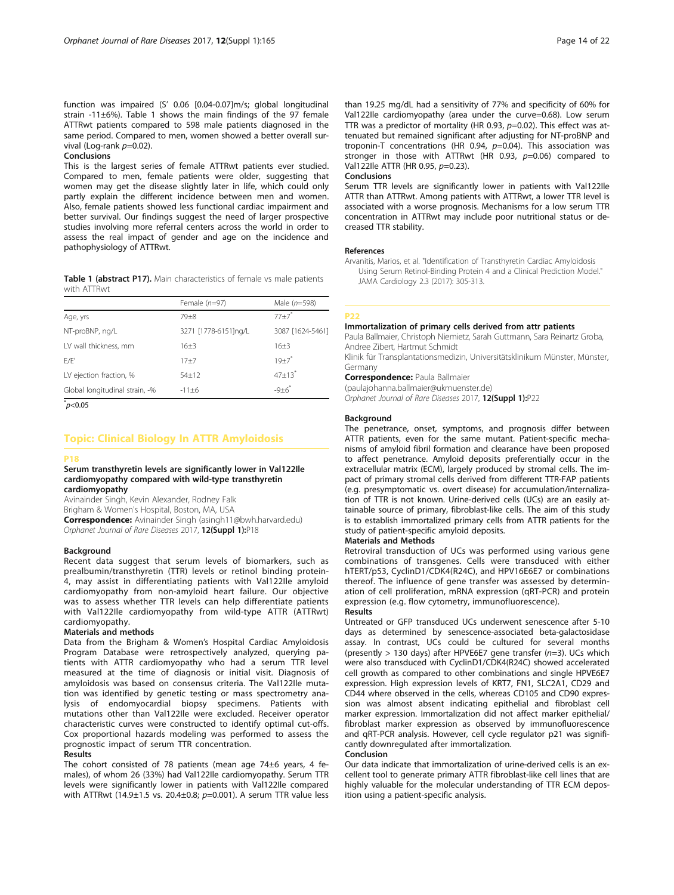function was impaired (S' 0.06 [0.04-0.07]m/s; global longitudinal strain -11±6%). Table 1 shows the main findings of the 97 female ATTRwt patients compared to 598 male patients diagnosed in the same period. Compared to men, women showed a better overall survival (Log-rank $p=0.02$).

### Conclusions

This is the largest series of female ATTRwt patients ever studied. Compared to men, female patients were older, suggesting that women may get the disease slightly later in life, which could only partly explain the different incidence between men and women. Also, female patients showed less functional cardiac impairment and better survival. Our findings suggest the need of larger prospective studies involving more referral centers across the world in order to assess the real impact of gender and age on the incidence and pathophysiology of ATTRwt.

**Table 1 (abstract P17).** Main characteristics of female vs male patients with ATTRwt

| | Female (*n*=97) | Male (*n*=598) |
|---|---|---|
| Age, yrs | 79±8 | 77±7* |
| NT-proBNP, ng/L | 3271 [1778-6151]ng/L | 3087 [1624-5461] |
| LV wall thickness, mm | 16±3 | 16±3 |
| E/E' | 17±7 | 19±7* |
| LV ejection fraction, % | 54±12 | 47±13* |
| Global longitudinal strain, -% | -11±6 | -9±6* |

*$p<0.05$

## Topic: Clinical Biology In ATTR Amyloidosis

### P18

### Serum transthyretin levels are significantly lower in Val122Ile cardiomyopathy compared with wild-type transthyretin cardiomyopathy

Avinainder Singh, Kevin Alexander, Rodney Falk

Brigham & Women's Hospital, Boston, MA, USA

**Correspondence:** Avinainder Singh (asingh11@bwh.harvard.edu)

*Orphanet Journal of Rare Diseases* 2017, **12(Suppl 1):**P18

#### Background

Recent data suggest that serum levels of biomarkers, such as prealbumin/transthyretin (TTR) levels or retinol binding protein-4, may assist in differentiating patients with Val122Ile amyloid cardiomyopathy from non-amyloid heart failure. Our objective was to assess whether TTR levels can help differentiate patients with Val122Ile cardiomyopathy from wild-type ATTR (ATTRwt) cardiomyopathy.

#### Materials and methods

Data from the Brigham & Women's Hospital Cardiac Amyloidosis Program Database were retrospectively analyzed, querying patients with ATTR cardiomyopathy who had a serum TTR level measured at the time of diagnosis or initial visit. Diagnosis of amyloidosis was based on consensus criteria. The Val122Ile mutation was identified by genetic testing or mass spectrometry analysis of endomyocardial biopsy specimens. Patients with mutations other than Val122Ile were excluded. Receiver operator characteristic curves were constructed to identify optimal cut-offs. Cox proportional hazards modeling was performed to assess the prognostic impact of serum TTR concentration.

#### Results

The cohort consisted of 78 patients (mean age 74±6 years, 4 females), of whom 26 (33%) had Val122Ile cardiomyopathy. Serum TTR levels were significantly lower in patients with Val122Ile compared with ATTRwt (14.9±1.5 vs. 20.4±0.8; $p=0.001$). A serum TTR value less than 19.25 mg/dL had a sensitivity of 77% and specificity of 60% for Val122Ile cardiomyopathy (area under the curve=0.68). Low serum TTR was a predictor of mortality (HR 0.93, $p=0.02$). This effect was attenuated but remained significant after adjusting for NT-proBNP and troponin-T concentrations (HR 0.94, $p=0.04$). This association was stronger in those with ATTRwt (HR 0.93, $p=0.06$) compared to Val122Ile ATTR (HR 0.95, $p=0.23$).

#### Conclusions

Serum TTR levels are significantly lower in patients with Val122Ile ATTR than ATTRwt. Among patients with ATTRwt, a lower TTR level is associated with a worse prognosis. Mechanisms for a low serum TTR concentration in ATTRwt may include poor nutritional status or decreased TTR stability.

#### References

Arvanitis, Marios, et al. "Identification of Transthyretin Cardiac Amyloidosis Using Serum Retinol-Binding Protein 4 and a Clinical Prediction Model." JAMA Cardiology 2.3 (2017): 305-313.

### P22

### Immortalization of primary cells derived from attr patients

Paula Ballmaier, Christoph Niemietz, Sarah Guttmann, Sara Reinartz Groba, Andree Zibert, Hartmut Schmidt

Klinik für Transplantationsmedizin, Universitätsklinikum Münster, Münster, Germany

**Correspondence:** Paula Ballmaier (paulajohanna.ballmaier@ukmuenster.de)

*Orphanet Journal of Rare Diseases* 2017, **12(Suppl 1):**P22

#### Background

The penetrance, onset, symptoms, and prognosis differ between ATTR patients, even for the same mutant. Patient-specific mechanisms of amyloid fibril formation and clearance have been proposed to affect penetrance. Amyloid deposits preferentially occur in the extracellular matrix (ECM), largely produced by stromal cells. The impact of primary stromal cells derived from different TTR-FAP patients (e.g. presymptomatic vs. overt disease) for accumulation/internalization of TTR is not known. Urine-derived cells (UCs) are an easily attainable source of primary, fibroblast-like cells. The aim of this study is to establish immortalized primary cells from ATTR patients for the study of patient-specific amyloid deposits.

#### Materials and Methods

Retroviral transduction of UCs was performed using various gene combinations of transgenes. Cells were transduced with either hTERT/p53, CyclinD1/CDK4(R24C), and HPV16E6E7 or combinations thereof. The influence of gene transfer was assessed by determination of cell proliferation, mRNA expression (qRT-PCR) and protein expression (e.g. flow cytometry, immunofluorescence).

#### Results

Untreated or GFP transduced UCs underwent senescence after 5-10 days as determined by senescence-associated beta-galactosidase assay. In contrast, UCs could be cultured for several months (presently > 130 days) after HPVE6E7 gene transfer (*n*=3). UCs which were also transduced with CyclinD1/CDK4(R24C) showed accelerated cell growth as compared to other combinations and single HPVE6E7 expression. High expression levels of KRT7, FN1, SLC2A1, CD29 and CD44 where observed in the cells, whereas CD105 and CD90 expression was almost absent indicating epithelial and fibroblast cell marker expression. Immortalization did not affect marker epithelial/fibroblast marker expression as observed by immunofluorescence and qRT-PCR analysis. However, cell cycle regulator p21 was significantly downregulated after immortalization.

#### Conclusion

Our data indicate that immortalization of urine-derived cells is an excellent tool to generate primary ATTR fibroblast-like cell lines that are highly valuable for the molecular understanding of TTR ECM deposition using a patient-specific analysis.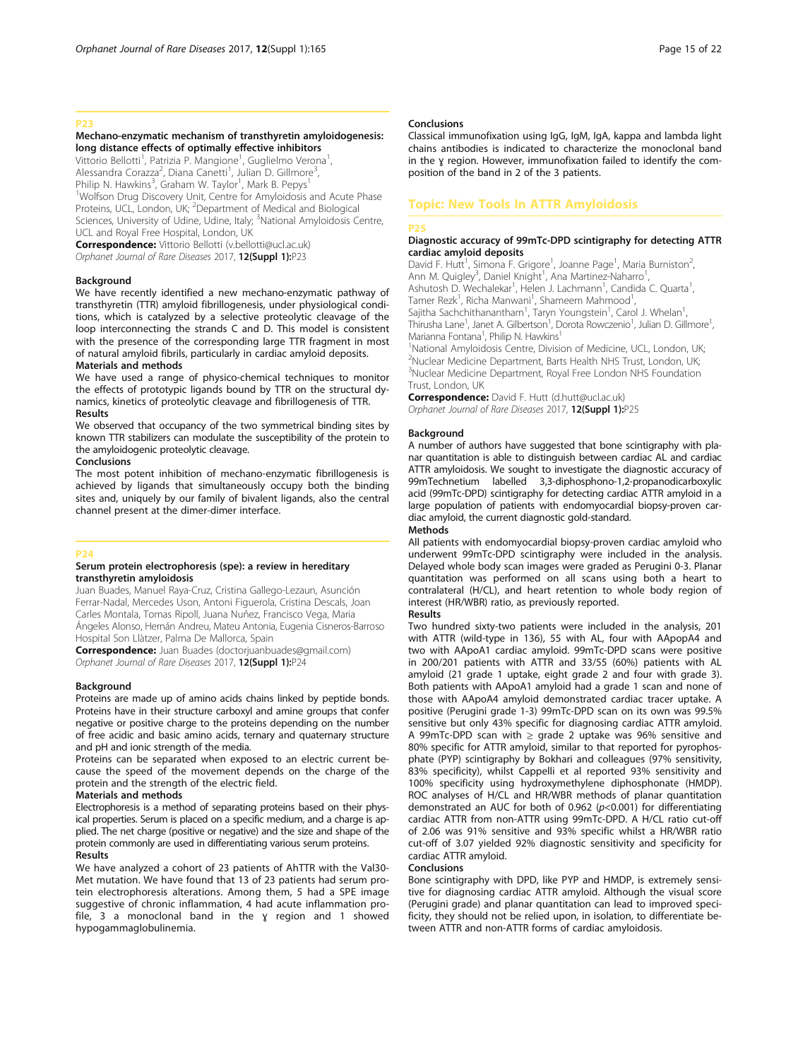## P23

### Mechano-enzymatic mechanism of transthyretin amyloidogenesis: long distance effects of optimally effective inhibitors

Vittorio Bellotti[1], Patrizia P. Mangione[1], Guglielmo Verona[1], Alessandra Corazza[2], Diana Canetti[1], Julian D. Gillmore[3], Philip N. Hawkins[3], Graham W. Taylor[1], Mark B. Pepys[1]

[1]Wolfson Drug Discovery Unit, Centre for Amyloidosis and Acute Phase Proteins, UCL, London, UK; [2]Department of Medical and Biological Sciences, University of Udine, Udine, Italy; [3]National Amyloidosis Centre, UCL and Royal Free Hospital, London, UK

**Correspondence:** Vittorio Bellotti (v.bellotti@ucl.ac.uk)
*Orphanet Journal of Rare Diseases* 2017, **12(Suppl 1):**P23

#### Background

We have recently identified a new mechano-enzymatic pathway of transthyretin (TTR) amyloid fibrillogenesis, under physiological conditions, which is catalyzed by a selective proteolytic cleavage of the loop interconnecting the strands C and D. This model is consistent with the presence of the corresponding large TTR fragment in most of natural amyloid fibrils, particularly in cardiac amyloid deposits.

#### Materials and methods

We have used a range of physico-chemical techniques to monitor the effects of prototypic ligands bound by TTR on the structural dynamics, kinetics of proteolytic cleavage and fibrillogenesis of TTR.

#### Results

We observed that occupancy of the two symmetrical binding sites by known TTR stabilizers can modulate the susceptibility of the protein to the amyloidogenic proteolytic cleavage.

#### Conclusions

The most potent inhibition of mechano-enzymatic fibrillogenesis is achieved by ligands that simultaneously occupy both the binding sites and, uniquely by our family of bivalent ligands, also the central channel present at the dimer-dimer interface.

## P24

### Serum protein electrophoresis (spe): a review in hereditary transthyretin amyloidosis

Juan Buades, Manuel Raya-Cruz, Cristina Gallego-Lezaun, Asunción Ferrar-Nadal, Mercedes Uson, Antoni Figuerola, Cristina Descals, Joan Carles Montala, Tomas Ripoll, Juana Nuñez, Francisco Vega, Maria Ángeles Alonso, Hernán Andreu, Mateu Antonia, Eugenia Cisneros-Barroso
Hospital Son Llàtzer, Palma De Mallorca, Spain

**Correspondence:** Juan Buades (doctorjuanbuades@gmail.com)
*Orphanet Journal of Rare Diseases* 2017, **12(Suppl 1):**P24

#### Background

Proteins are made up of amino acids chains linked by peptide bonds. Proteins have in their structure carboxyl and amine groups that confer negative or positive charge to the proteins depending on the number of free acidic and basic amino acids, ternary and quaternary structure and pH and ionic strength of the media.

Proteins can be separated when exposed to an electric current because the speed of the movement depends on the charge of the protein and the strength of the electric field.

#### Materials and methods

Electrophoresis is a method of separating proteins based on their physical properties. Serum is placed on a specific medium, and a charge is applied. The net charge (positive or negative) and the size and shape of the protein commonly are used in differentiating various serum proteins.

#### Results

We have analyzed a cohort of 23 patients of AhTTR with the Val30-Met mutation. We have found that 13 of 23 patients had serum protein electrophoresis alterations. Among them, 5 had a SPE image suggestive of chronic inflammation, 4 had acute inflammation profile, 3 a monoclonal band in the ɣ region and 1 showed hypogammaglobulinemia.

#### Conclusions

Classical immunofixation using IgG, IgM, IgA, kappa and lambda light chains antibodies is indicated to characterize the monoclonal band in the ɣ region. However, immunofixation failed to identify the composition of the band in 2 of the 3 patients.

# Topic: New Tools In ATTR Amyloidosis

## P25

### Diagnostic accuracy of 99mTc-DPD scintigraphy for detecting ATTR cardiac amyloid deposits

David F. Hutt[1], Simona F. Grigore[1], Joanne Page[1], Maria Burniston[2], Ann M. Quigley[3], Daniel Knight[1], Ana Martinez-Naharro[1], Ashutosh D. Wechalekar[1], Helen J. Lachmann[1], Candida C. Quarta[1], Tamer Rezk[1], Richa Manwani[1], Shameem Mahmood[1], Sajitha Sachchithanantham[1], Taryn Youngstein[1], Carol J. Whelan[1], Thirusha Lane[1], Janet A. Gilbertson[1], Dorota Rowczenio[1], Julian D. Gillmore[1], Marianna Fontana[1], Philip N. Hawkins[1]

[1]National Amyloidosis Centre, Division of Medicine, UCL, London, UK; [2]Nuclear Medicine Department, Barts Health NHS Trust, London, UK; [3]Nuclear Medicine Department, Royal Free London NHS Foundation Trust, London, UK

**Correspondence:** David F. Hutt (d.hutt@ucl.ac.uk)
*Orphanet Journal of Rare Diseases* 2017, **12(Suppl 1):**P25

#### Background

A number of authors have suggested that bone scintigraphy with planar quantitation is able to distinguish between cardiac AL and cardiac ATTR amyloidosis. We sought to investigate the diagnostic accuracy of 99mTechnetium labelled 3,3-diphosphono-1,2-propanodicarboxylic acid (99mTc-DPD) scintigraphy for detecting cardiac ATTR amyloid in a large population of patients with endomyocardial biopsy-proven cardiac amyloid, the current diagnostic gold-standard.

#### Methods

All patients with endomyocardial biopsy-proven cardiac amyloid who underwent 99mTc-DPD scintigraphy were included in the analysis. Delayed whole body scan images were graded as Perugini 0-3. Planar quantitation was performed on all scans using both a heart to contralateral (H/CL), and heart retention to whole body region of interest (HR/WBR) ratio, as previously reported.

#### Results

Two hundred sixty-two patients were included in the analysis, 201 with ATTR (wild-type in 136), 55 with AL, four with AApopA4 and two with AApoA1 cardiac amyloid. 99mTc-DPD scans were positive in 200/201 patients with ATTR and 33/55 (60%) patients with AL amyloid (21 grade 1 uptake, eight grade 2 and four with grade 3). Both patients with AApoA1 amyloid had a grade 1 scan and none of those with AApoA4 amyloid demonstrated cardiac tracer uptake. A positive (Perugini grade 1-3) 99mTc-DPD scan on its own was 99.5% sensitive but only 43% specific for diagnosing cardiac ATTR amyloid. A 99mTc-DPD scan with ≥ grade 2 uptake was 96% sensitive and 80% specific for ATTR amyloid, similar to that reported for pyrophosphate (PYP) scintigraphy by Bokhari and colleagues (97% sensitivity, 83% specificity), whilst Cappelli et al reported 93% sensitivity and 100% specificity using hydroxymethylene diphosphonate (HMDP). ROC analyses of H/CL and HR/WBR methods of planar quantitation demonstrated an AUC for both of 0.962 ($p<0.001$) for differentiating cardiac ATTR from non-ATTR using 99mTc-DPD. A H/CL ratio cut-off of 2.06 was 91% sensitive and 93% specific whilst a HR/WBR ratio cut-off of 3.07 yielded 92% diagnostic sensitivity and specificity for cardiac ATTR amyloid.

#### Conclusions

Bone scintigraphy with DPD, like PYP and HMDP, is extremely sensitive for diagnosing cardiac ATTR amyloid. Although the visual score (Perugini grade) and planar quantitation can lead to improved specificity, they should not be relied upon, in isolation, to differentiate between ATTR and non-ATTR forms of cardiac amyloidosis.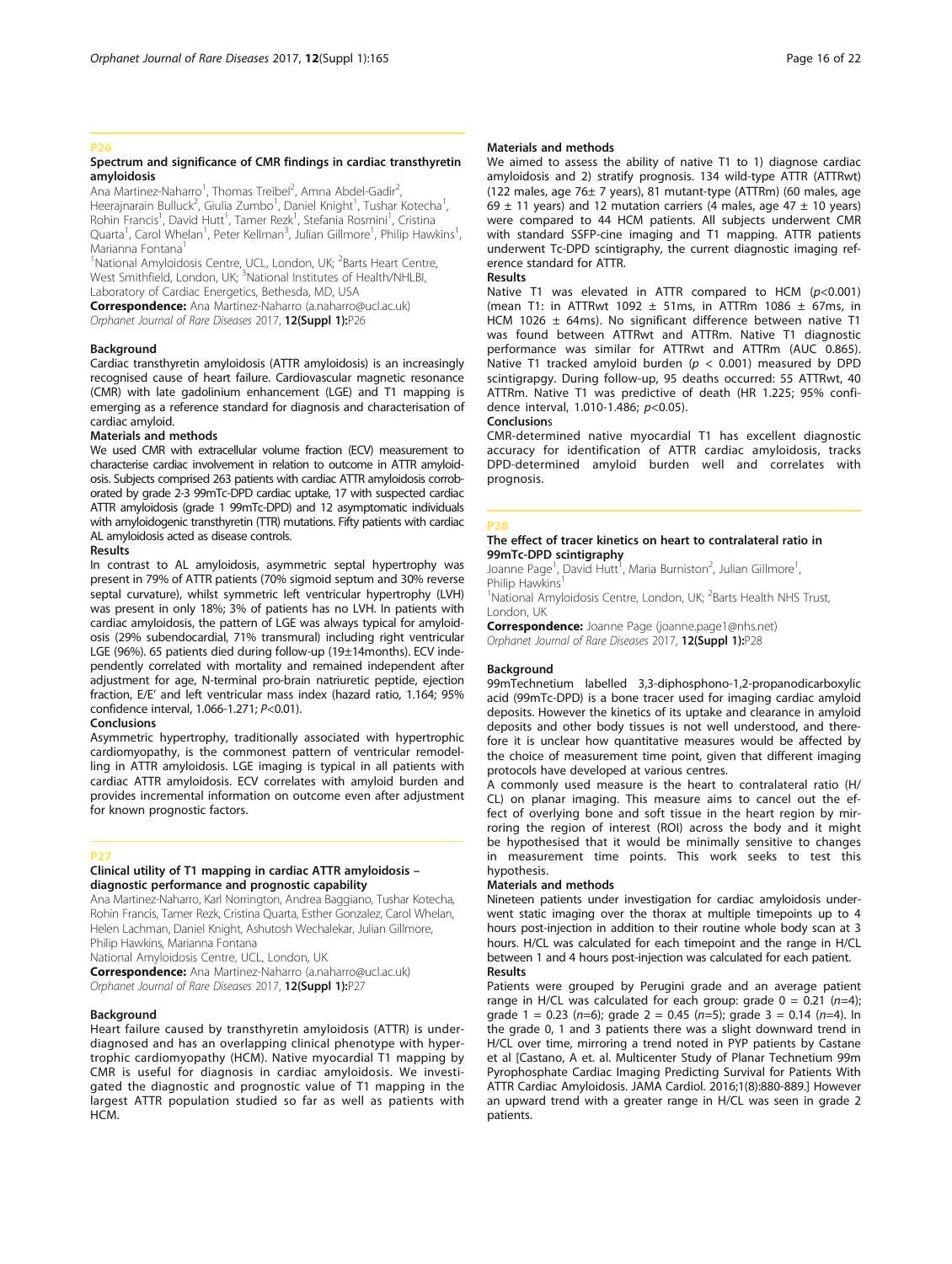## P26

### Spectrum and significance of CMR findings in cardiac transthyretin amyloidosis

Ana Martinez-Naharro[1], Thomas Treibel[2], Amna Abdel-Gadir[2], Heerajnarain Bulluck[2], Giulia Zumbo[1], Daniel Knight[1], Tushar Kotecha[1], Rohin Francis[1], David Hutt[1], Tamer Rezk[1], Stefania Rosmini[1], Cristina Quarta[1], Carol Whelan[1], Peter Kellman[3], Julian Gillmore[1], Philip Hawkins[1], Marianna Fontana[1]

[1]National Amyloidosis Centre, UCL, London, UK; [2]Barts Heart Centre, West Smithfield, London, UK; [3]National Institutes of Health/NHLBI, Laboratory of Cardiac Energetics, Bethesda, MD, USA

**Correspondence:** Ana Martinez-Naharro (a.naharro@ucl.ac.uk)
*Orphanet Journal of Rare Diseases* 2017, **12(Suppl 1):**P26

#### Background

Cardiac transthyretin amyloidosis (ATTR amyloidosis) is an increasingly recognised cause of heart failure. Cardiovascular magnetic resonance (CMR) with late gadolinium enhancement (LGE) and T1 mapping is emerging as a reference standard for diagnosis and characterisation of cardiac amyloid.

#### Materials and methods

We used CMR with extracellular volume fraction (ECV) measurement to characterise cardiac involvement in relation to outcome in ATTR amyloidosis. Subjects comprised 263 patients with cardiac ATTR amyloidosis corroborated by grade 2-3 99mTc-DPD cardiac uptake, 17 with suspected cardiac ATTR amyloidosis (grade 1 99mTc-DPD) and 12 asymptomatic individuals with amyloidogenic transthyretin (TTR) mutations. Fifty patients with cardiac AL amyloidosis acted as disease controls.

#### Results

In contrast to AL amyloidosis, asymmetric septal hypertrophy was present in 79% of ATTR patients (70% sigmoid septum and 30% reverse septal curvature), whilst symmetric left ventricular hypertrophy (LVH) was present in only 18%; 3% of patients has no LVH. In patients with cardiac amyloidosis, the pattern of LGE was always typical for amyloidosis (29% subendocardial, 71% transmural) including right ventricular LGE (96%). 65 patients died during follow-up (19±14months). ECV independently correlated with mortality and remained independent after adjustment for age, N-terminal pro-brain natriuretic peptide, ejection fraction, E/E' and left ventricular mass index (hazard ratio, 1.164; 95% confidence interval, 1.066-1.271; $P<0.01$).

#### Conclusions

Asymmetric hypertrophy, traditionally associated with hypertrophic cardiomyopathy, is the commonest pattern of ventricular remodelling in ATTR amyloidosis. LGE imaging is typical in all patients with cardiac ATTR amyloidosis. ECV correlates with amyloid burden and provides incremental information on outcome even after adjustment for known prognostic factors.

## P27

### Clinical utility of T1 mapping in cardiac ATTR amyloidosis – diagnostic performance and prognostic capability

Ana Martinez-Naharro, Karl Norrington, Andrea Baggiano, Tushar Kotecha, Rohin Francis, Tamer Rezk, Cristina Quarta, Esther Gonzalez, Carol Whelan, Helen Lachman, Daniel Knight, Ashutosh Wechalekar, Julian Gillmore, Philip Hawkins, Marianna Fontana

National Amyloidosis Centre, UCL, London, UK

**Correspondence:** Ana Martinez-Naharro (a.naharro@ucl.ac.uk)
*Orphanet Journal of Rare Diseases* 2017, **12(Suppl 1):**P27

#### Background

Heart failure caused by transthyretin amyloidosis (ATTR) is underdiagnosed and has an overlapping clinical phenotype with hypertrophic cardiomyopathy (HCM). Native myocardial T1 mapping by CMR is useful for diagnosis in cardiac amyloidosis. We investigated the diagnostic and prognostic value of T1 mapping in the largest ATTR population studied so far as well as patients with HCM.

#### Materials and methods

We aimed to assess the ability of native T1 to 1) diagnose cardiac amyloidosis and 2) stratify prognosis. 134 wild-type ATTR (ATTRwt) (122 males, age 76± 7 years), 81 mutant-type (ATTRm) (60 males, age 69 ± 11 years) and 12 mutation carriers (4 males, age 47 ± 10 years) were compared to 44 HCM patients. All subjects underwent CMR with standard SSFP-cine imaging and T1 mapping. ATTR patients underwent Tc-DPD scintigraphy, the current diagnostic imaging reference standard for ATTR.

#### Results

Native T1 was elevated in ATTR compared to HCM ($p<0.001$) (mean T1: in ATTRwt 1092 ± 51ms, in ATTRm 1086 ± 67ms, in HCM 1026 ± 64ms). No significant difference between native T1 was found between ATTRwt and ATTRm. Native T1 diagnostic performance was similar for ATTRwt and ATTRm (AUC 0.865). Native T1 tracked amyloid burden ($p < 0.001$) measured by DPD scintigrapgy. During follow-up, 95 deaths occurred: 55 ATTRwt, 40 ATTRm. Native T1 was predictive of death (HR 1.225; 95% confidence interval, 1.010-1.486; $p<0.05$).

#### Conclusions

CMR-determined native myocardial T1 has excellent diagnostic accuracy for identification of ATTR cardiac amyloidosis, tracks DPD-determined amyloid burden well and correlates with prognosis.

## P28

### The effect of tracer kinetics on heart to contralateral ratio in 99mTc-DPD scintigraphy

Joanne Page[1], David Hutt[1], Maria Burniston[2], Julian Gillmore[1], Philip Hawkins[1]

[1]National Amyloidosis Centre, London, UK; [2]Barts Health NHS Trust, London, UK

**Correspondence:** Joanne Page (joanne.page1@nhs.net)
*Orphanet Journal of Rare Diseases* 2017, **12(Suppl 1):**P28

#### Background

99mTechnetium labelled 3,3-diphosphono-1,2-propanodicarboxylic acid (99mTc-DPD) is a bone tracer used for imaging cardiac amyloid deposits. However the kinetics of its uptake and clearance in amyloid deposits and other body tissues is not well understood, and therefore it is unclear how quantitative measures would be affected by the choice of measurement time point, given that different imaging protocols have developed at various centres.

A commonly used measure is the heart to contralateral ratio (H/CL) on planar imaging. This measure aims to cancel out the effect of overlying bone and soft tissue in the heart region by mirroring the region of interest (ROI) across the body and it might be hypothesised that it would be minimally sensitive to changes in measurement time points. This work seeks to test this hypothesis.

#### Materials and methods

Nineteen patients under investigation for cardiac amyloidosis underwent static imaging over the thorax at multiple timepoints up to 4 hours post-injection in addition to their routine whole body scan at 3 hours. H/CL was calculated for each timepoint and the range in H/CL between 1 and 4 hours post-injection was calculated for each patient.

#### Results

Patients were grouped by Perugini grade and an average patient range in H/CL was calculated for each group: grade 0 = 0.21 ($n=4$); grade 1 = 0.23 ($n=6$); grade 2 = 0.45 ($n=5$); grade 3 = 0.14 ($n=4$). In the grade 0, 1 and 3 patients there was a slight downward trend in H/CL over time, mirroring a trend noted in PYP patients by Castane et al [Castano, A et. al. Multicenter Study of Planar Technetium 99m Pyrophosphate Cardiac Imaging Predicting Survival for Patients With ATTR Cardiac Amyloidosis. JAMA Cardiol. 2016;1(8):880-889.] However an upward trend with a greater range in H/CL was seen in grade 2 patients.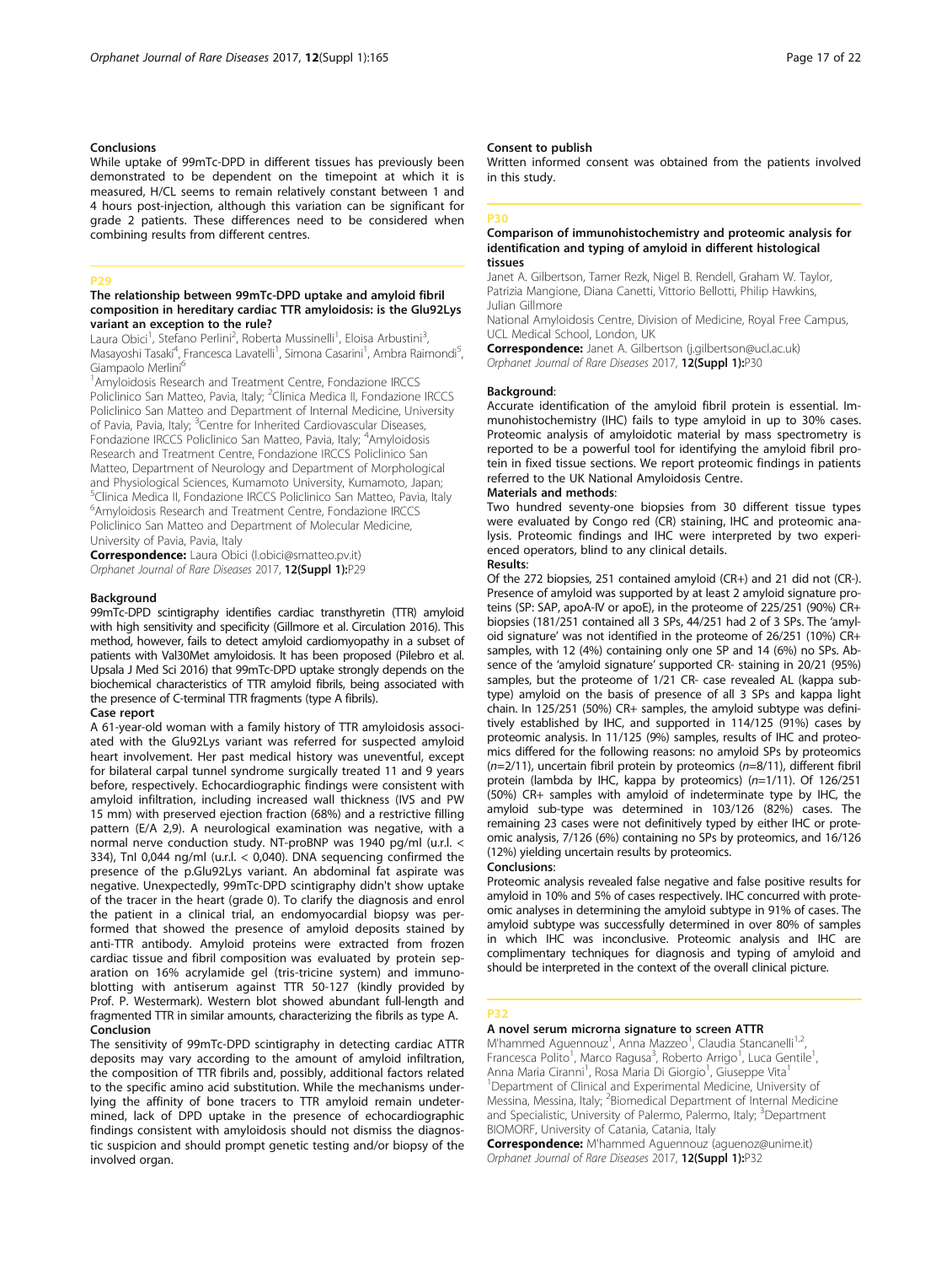#### Conclusions

While uptake of 99mTc-DPD in different tissues has previously been demonstrated to be dependent on the timepoint at which it is measured, H/CL seems to remain relatively constant between 1 and 4 hours post-injection, although this variation can be significant for grade 2 patients. These differences need to be considered when combining results from different centres.

## P29

### The relationship between 99mTc-DPD uptake and amyloid fibril composition in hereditary cardiac TTR amyloidosis: is the Glu92Lys variant an exception to the rule?

Laura Obici[1], Stefano Perlini[2], Roberta Mussinelli[1], Eloisa Arbustini[3], Masayoshi Tasaki[4], Francesca Lavatelli[1], Simona Casarini[1], Ambra Raimondi[5], Giampaolo Merlini[6]

[1]Amyloidosis Research and Treatment Centre, Fondazione IRCCS Policlinico San Matteo, Pavia, Italy; [2]Clinica Medica II, Fondazione IRCCS Policlinico San Matteo and Department of Internal Medicine, University of Pavia, Pavia, Italy; [3]Centre for Inherited Cardiovascular Diseases, Fondazione IRCCS Policlinico San Matteo, Pavia, Italy; [4]Amyloidosis Research and Treatment Centre, Fondazione IRCCS Policlinico San Matteo, Department of Neurology and Department of Morphological and Physiological Sciences, Kumamoto University, Kumamoto, Japan; [5]Clinica Medica II, Fondazione IRCCS Policlinico San Matteo, Pavia, Italy [6]Amyloidosis Research and Treatment Centre, Fondazione IRCCS Policlinico San Matteo and Department of Molecular Medicine, University of Pavia, Pavia, Italy

**Correspondence:** Laura Obici (l.obici@smatteo.pv.it)
*Orphanet Journal of Rare Diseases* 2017, **12(Suppl 1):**P29

#### Background

99mTc-DPD scintigraphy identifies cardiac transthyretin (TTR) amyloid with high sensitivity and specificity (Gillmore et al. Circulation 2016). This method, however, fails to detect amyloid cardiomyopathy in a subset of patients with Val30Met amyloidosis. It has been proposed (Pilebro et al. Upsala J Med Sci 2016) that 99mTc-DPD uptake strongly depends on the biochemical characteristics of TTR amyloid fibrils, being associated with the presence of C-terminal TTR fragments (type A fibrils).

#### Case report

A 61-year-old woman with a family history of TTR amyloidosis associated with the Glu92Lys variant was referred for suspected amyloid heart involvement. Her past medical history was uneventful, except for bilateral carpal tunnel syndrome surgically treated 11 and 9 years before, respectively. Echocardiographic findings were consistent with amyloid infiltration, including increased wall thickness (IVS and PW 15 mm) with preserved ejection fraction (68%) and a restrictive filling pattern (E/A 2,9). A neurological examination was negative, with a normal nerve conduction study. NT-proBNP was 1940 pg/ml (u.r.l. < 334), TnI 0,044 ng/ml (u.r.l. < 0,040). DNA sequencing confirmed the presence of the p.Glu92Lys variant. An abdominal fat aspirate was negative. Unexpectedly, 99mTc-DPD scintigraphy didn't show uptake of the tracer in the heart (grade 0). To clarify the diagnosis and enrol the patient in a clinical trial, an endomyocardial biopsy was performed that showed the presence of amyloid deposits stained by anti-TTR antibody. Amyloid proteins were extracted from frozen cardiac tissue and fibril composition was evaluated by protein separation on 16% acrylamide gel (tris-tricine system) and immunoblotting with antiserum against TTR 50-127 (kindly provided by Prof. P. Westermark). Western blot showed abundant full-length and fragmented TTR in similar amounts, characterizing the fibrils as type A.

#### Conclusion

The sensitivity of 99mTc-DPD scintigraphy in detecting cardiac ATTR deposits may vary according to the amount of amyloid infiltration, the composition of TTR fibrils and, possibly, additional factors related to the specific amino acid substitution. While the mechanisms underlying the affinity of bone tracers to TTR amyloid remain undetermined, lack of DPD uptake in the presence of echocardiographic findings consistent with amyloidosis should not dismiss the diagnostic suspicion and should prompt genetic testing and/or biopsy of the involved organ.

#### Consent to publish

Written informed consent was obtained from the patients involved in this study.

## P30

### Comparison of immunohistochemistry and proteomic analysis for identification and typing of amyloid in different histological tissues

Janet A. Gilbertson, Tamer Rezk, Nigel B. Rendell, Graham W. Taylor, Patrizia Mangione, Diana Canetti, Vittorio Bellotti, Philip Hawkins, Julian Gillmore

National Amyloidosis Centre, Division of Medicine, Royal Free Campus, UCL Medical School, London, UK

**Correspondence:** Janet A. Gilbertson (j.gilbertson@ucl.ac.uk)
*Orphanet Journal of Rare Diseases* 2017, **12(Suppl 1):**P30

#### Background:

Accurate identification of the amyloid fibril protein is essential. Immunohistochemistry (IHC) fails to type amyloid in up to 30% cases. Proteomic analysis of amyloidotic material by mass spectrometry is reported to be a powerful tool for identifying the amyloid fibril protein in fixed tissue sections. We report proteomic findings in patients referred to the UK National Amyloidosis Centre.

#### Materials and methods:

Two hundred seventy-one biopsies from 30 different tissue types were evaluated by Congo red (CR) staining, IHC and proteomic analysis. Proteomic findings and IHC were interpreted by two experienced operators, blind to any clinical details.

#### Results:

Of the 272 biopsies, 251 contained amyloid (CR+) and 21 did not (CR-). Presence of amyloid was supported by at least 2 amyloid signature proteins (SP: SAP, apoA-IV or apoE), in the proteome of 225/251 (90%) CR+ biopsies (181/251 contained all 3 SPs, 44/251 had 2 of 3 SPs. The 'amyloid signature' was not identified in the proteome of 26/251 (10%) CR+ samples, with 12 (4%) containing only one SP and 14 (6%) no SPs. Absence of the 'amyloid signature' supported CR- staining in 20/21 (95%) samples, but the proteome of 1/21 CR- case revealed AL (kappa subtype) amyloid on the basis of presence of all 3 SPs and kappa light chain. In 125/251 (50%) CR+ samples, the amyloid subtype was definitively established by IHC, and supported in 114/125 (91%) cases by proteomic analysis. In 11/125 (9%) samples, results of IHC and proteomics differed for the following reasons: no amyloid SPs by proteomics ($n$=2/11), uncertain fibril protein by proteomics ($n$=8/11), different fibril protein (lambda by IHC, kappa by proteomics) ($n$=1/11). Of 126/251 (50%) CR+ samples with amyloid of indeterminate type by IHC, the amyloid sub-type was determined in 103/126 (82%) cases. The remaining 23 cases were not definitively typed by either IHC or proteomic analysis, 7/126 (6%) containing no SPs by proteomics, and 16/126 (12%) yielding uncertain results by proteomics.

#### Conclusions:

Proteomic analysis revealed false negative and false positive results for amyloid in 10% and 5% of cases respectively. IHC concurred with proteomic analyses in determining the amyloid subtype in 91% of cases. The amyloid subtype was successfully determined in over 80% of samples in which IHC was inconclusive. Proteomic analysis and IHC are complimentary techniques for diagnosis and typing of amyloid and should be interpreted in the context of the overall clinical picture.

## P32

### A novel serum microrna signature to screen ATTR

M'hammed Aguennouz[1], Anna Mazzeo[1], Claudia Stancanelli[1,2], Francesca Polito[1], Marco Ragusa[3], Roberto Arrigo[1], Luca Gentile[1], Anna Maria Ciranni[1], Rosa Maria Di Giorgio[1], Giuseppe Vita[1]

[1]Department of Clinical and Experimental Medicine, University of Messina, Messina, Italy; [2]Biomedical Department of Internal Medicine and Specialistic, University of Palermo, Palermo, Italy; [3]Department BIOMORF, University of Catania, Catania, Italy

**Correspondence:** M'hammed Aguennouz (aguenoz@unime.it)
*Orphanet Journal of Rare Diseases* 2017, **12(Suppl 1):**P32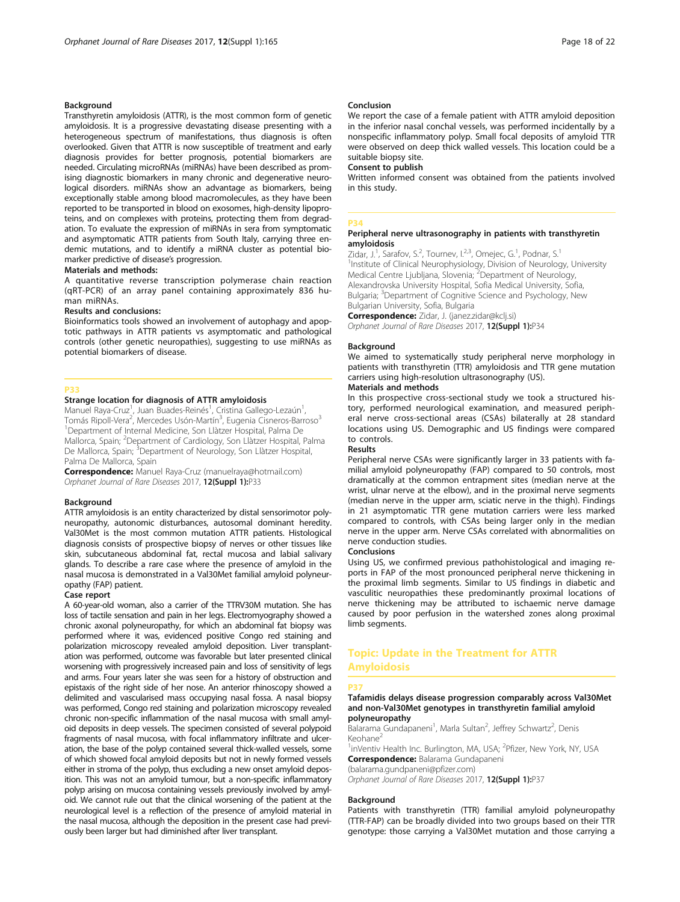### Background

Transthyretin amyloidosis (ATTR), is the most common form of genetic amyloidosis. It is a progressive devastating disease presenting with a heterogeneous spectrum of manifestations, thus diagnosis is often overlooked. Given that ATTR is now susceptible of treatment and early diagnosis provides for better prognosis, potential biomarkers are needed. Circulating microRNAs (miRNAs) have been described as promising diagnostic biomarkers in many chronic and degenerative neurological disorders. miRNAs show an advantage as biomarkers, being exceptionally stable among blood macromolecules, as they have been reported to be transported in blood on exosomes, high-density lipoproteins, and on complexes with proteins, protecting them from degradation. To evaluate the expression of miRNAs in sera from symptomatic and asymptomatic ATTR patients from South Italy, carrying three endemic mutations, and to identify a miRNA cluster as potential biomarker predictive of disease's progression.

### Materials and methods:

A quantitative reverse transcription polymerase chain reaction (qRT-PCR) of an array panel containing approximately 836 human miRNAs.

### Results and conclusions:

Bioinformatics tools showed an involvement of autophagy and apoptotic pathways in ATTR patients vs asymptomatic and pathological controls (other genetic neuropathies), suggesting to use miRNAs as potential biomarkers of disease.

## P33

### Strange location for diagnosis of ATTR amyloidosis

Manuel Raya-Cruz[1], Juan Buades-Reinés[1], Cristina Gallego-Lezaún[1], Tomás Ripoll-Vera[2], Mercedes Usón-Martín[3], Eugenia Cisneros-Barroso[3]

[1]Department of Internal Medicine, Son Llàtzer Hospital, Palma De Mallorca, Spain; [2]Department of Cardiology, Son Llàtzer Hospital, Palma De Mallorca, Spain; [3]Department of Neurology, Son Llàtzer Hospital, Palma De Mallorca, Spain

**Correspondence:** Manuel Raya-Cruz (manuelraya@hotmail.com)

*Orphanet Journal of Rare Diseases* 2017, **12(Suppl 1):**P33

### Background

ATTR amyloidosis is an entity characterized by distal sensorimotor polyneuropathy, autonomic disturbances, autosomal dominant heredity. Val30Met is the most common mutation ATTR patients. Histological diagnosis consists of prospective biopsy of nerves or other tissues like skin, subcutaneous abdominal fat, rectal mucosa and labial salivary glands. To describe a rare case where the presence of amyloid in the nasal mucosa is demonstrated in a Val30Met familial amyloid polyneuropathy (FAP) patient.

### Case report

A 60-year-old woman, also a carrier of the TTRV30M mutation. She has loss of tactile sensation and pain in her legs. Electromyography showed a chronic axonal polyneuropathy, for which an abdominal fat biopsy was performed where it was, evidenced positive Congo red staining and polarization microscopy revealed amyloid deposition. Liver transplantation was performed, outcome was favorable but later presented clinical worsening with progressively increased pain and loss of sensitivity of legs and arms. Four years later she was seen for a history of obstruction and epistaxis of the right side of her nose. An anterior rhinoscopy showed a delimited and vascularised mass occupying nasal fossa. A nasal biopsy was performed, Congo red staining and polarization microscopy revealed chronic non-specific inflammation of the nasal mucosa with small amyloid deposits in deep vessels. The specimen consisted of several polypoid fragments of nasal mucosa, with focal inflammatory infiltrate and ulceration, the base of the polyp contained several thick-walled vessels, some of which showed focal amyloid deposits but not in newly formed vessels either in stroma of the polyp, thus excluding a new onset amyloid deposition. This was not an amyloid tumour, but a non-specific inflammatory polyp arising on mucosa containing vessels previously involved by amyloid. We cannot rule out that the clinical worsening of the patient at the neurological level is a reflection of the presence of amyloid material in the nasal mucosa, although the deposition in the present case had previously been larger but had diminished after liver transplant.

### Conclusion

We report the case of a female patient with ATTR amyloid deposition in the inferior nasal conchal vessels, was performed incidentally by a nonspecific inflammatory polyp. Small focal deposits of amyloid TTR were observed on deep thick walled vessels. This location could be a suitable biopsy site.

### Consent to publish

Written informed consent was obtained from the patients involved in this study.

## P34

### Peripheral nerve ultrasonography in patients with transthyretin amyloidosis

Zidar, J.[1], Sarafov, S.[2], Tournev, I.[2,3], Omejec, G.[1], Podnar, S.[1]

[1]Institute of Clinical Neurophysiology, Division of Neurology, University Medical Centre Ljubljana, Slovenia; [2]Department of Neurology, Alexandrovska University Hospital, Sofia Medical University, Sofia, Bulgaria; [3]Department of Cognitive Science and Psychology, New Bulgarian University, Sofia, Bulgaria

**Correspondence:** Zidar, J. (janez.zidar@kclj.si)

*Orphanet Journal of Rare Diseases* 2017, **12(Suppl 1):**P34

### Background

We aimed to systematically study peripheral nerve morphology in patients with transthyretin (TTR) amyloidosis and TTR gene mutation carriers using high-resolution ultrasonography (US).

### Materials and methods

In this prospective cross-sectional study we took a structured history, performed neurological examination, and measured peripheral nerve cross-sectional areas (CSAs) bilaterally at 28 standard locations using US. Demographic and US findings were compared to controls.

### Results

Peripheral nerve CSAs were significantly larger in 33 patients with familial amyloid polyneuropathy (FAP) compared to 50 controls, most dramatically at the common entrapment sites (median nerve at the wrist, ulnar nerve at the elbow), and in the proximal nerve segments (median nerve in the upper arm, sciatic nerve in the thigh). Findings in 21 asymptomatic TTR gene mutation carriers were less marked compared to controls, with CSAs being larger only in the median nerve in the upper arm. Nerve CSAs correlated with abnormalities on nerve conduction studies.

### Conclusions

Using US, we confirmed previous pathohistological and imaging reports in FAP of the most pronounced peripheral nerve thickening in the proximal limb segments. Similar to US findings in diabetic and vasculitic neuropathies these predominantly proximal locations of nerve thickening may be attributed to ischaemic nerve damage caused by poor perfusion in the watershed zones along proximal limb segments.

# Topic: Update in the Treatment for ATTR Amyloidosis

## P37

### Tafamidis delays disease progression comparably across Val30Met and non-Val30Met genotypes in transthyretin familial amyloid polyneuropathy

Balarama Gundapaneni[1], Marla Sultan[2], Jeffrey Schwartz[2], Denis Keohane[2]

[1]inVentiv Health Inc. Burlington, MA, USA; [2]Pfizer, New York, NY, USA

**Correspondence:** Balarama Gundapaneni (balarama.gundpaneni@pfizer.com)

*Orphanet Journal of Rare Diseases* 2017, **12(Suppl 1):**P37

### Background

Patients with transthyretin (TTR) familial amyloid polyneuropathy (TTR-FAP) can be broadly divided into two groups based on their TTR genotype: those carrying a Val30Met mutation and those carrying a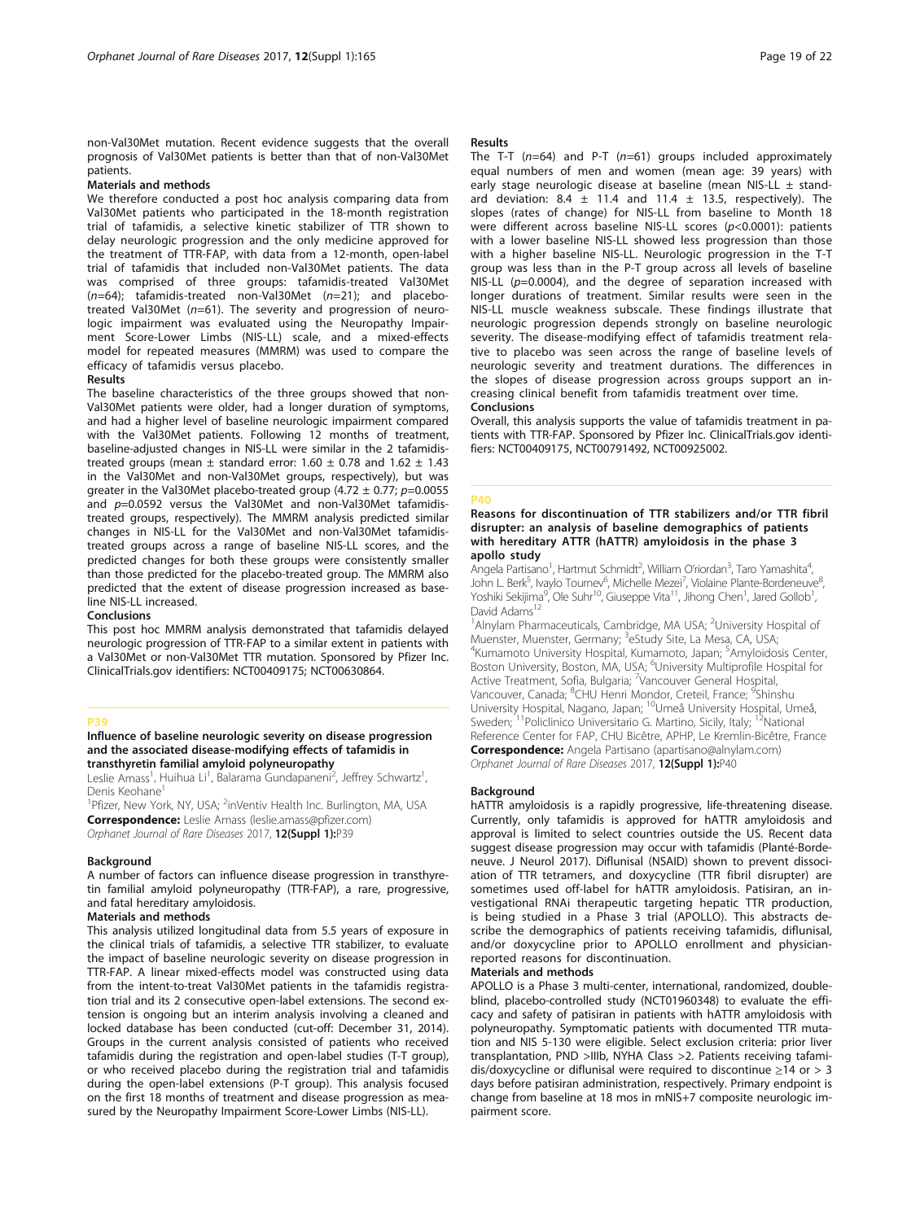non-Val30Met mutation. Recent evidence suggests that the overall prognosis of Val30Met patients is better than that of non-Val30Met patients.

**Materials and methods**

We therefore conducted a post hoc analysis comparing data from Val30Met patients who participated in the 18-month registration trial of tafamidis, a selective kinetic stabilizer of TTR shown to delay neurologic progression and the only medicine approved for the treatment of TTR-FAP, with data from a 12-month, open-label trial of tafamidis that included non-Val30Met patients. The data was comprised of three groups: tafamidis-treated Val30Met ($n$=64); tafamidis-treated non-Val30Met ($n$=21); and placebo-treated Val30Met ($n$=61). The severity and progression of neurologic impairment was evaluated using the Neuropathy Impairment Score-Lower Limbs (NIS-LL) scale, and a mixed-effects model for repeated measures (MMRM) was used to compare the efficacy of tafamidis versus placebo.

**Results**

The baseline characteristics of the three groups showed that non-Val30Met patients were older, had a longer duration of symptoms, and had a higher level of baseline neurologic impairment compared with the Val30Met patients. Following 12 months of treatment, baseline-adjusted changes in NIS-LL were similar in the 2 tafamidis-treated groups (mean ± standard error: 1.60 ± 0.78 and 1.62 ± 1.43 in the Val30Met and non-Val30Met groups, respectively), but was greater in the Val30Met placebo-treated group (4.72 ± 0.77; $p$=0.0055 and $p$=0.0592 versus the Val30Met and non-Val30Met tafamidis-treated groups, respectively). The MMRM analysis predicted similar changes in NIS-LL for the Val30Met and non-Val30Met tafamidis-treated groups across a range of baseline NIS-LL scores, and the predicted changes for both these groups were consistently smaller than those predicted for the placebo-treated group. The MMRM also predicted that the extent of disease progression increased as baseline NIS-LL increased.

**Conclusions**

This post hoc MMRM analysis demonstrated that tafamidis delayed neurologic progression of TTR-FAP to a similar extent in patients with a Val30Met or non-Val30Met TTR mutation. Sponsored by Pfizer Inc. ClinicalTrials.gov identifiers: NCT00409175; NCT00630864.

## P39

### Influence of baseline neurologic severity on disease progression and the associated disease-modifying effects of tafamidis in transthyretin familial amyloid polyneuropathy

Leslie Amass[1], Huihua Li[1], Balarama Gundapaneni[2], Jeffrey Schwartz[1], Denis Keohane[1]

[1]Pfizer, New York, NY, USA; [2]inVentiv Health Inc. Burlington, MA, USA

**Correspondence:** Leslie Amass (leslie.amass@pfizer.com)

*Orphanet Journal of Rare Diseases* 2017, **12(Suppl 1):**P39

**Background**

A number of factors can influence disease progression in transthyretin familial amyloid polyneuropathy (TTR-FAP), a rare, progressive, and fatal hereditary amyloidosis.

**Materials and methods**

This analysis utilized longitudinal data from 5.5 years of exposure in the clinical trials of tafamidis, a selective TTR stabilizer, to evaluate the impact of baseline neurologic severity on disease progression in TTR-FAP. A linear mixed-effects model was constructed using data from the intent-to-treat Val30Met patients in the tafamidis registration trial and its 2 consecutive open-label extensions. The second extension is ongoing but an interim analysis involving a cleaned and locked database has been conducted (cut-off: December 31, 2014). Groups in the current analysis consisted of patients who received tafamidis during the registration and open-label studies (T-T group), or who received placebo during the registration trial and tafamidis during the open-label extensions (P-T group). This analysis focused on the first 18 months of treatment and disease progression as measured by the Neuropathy Impairment Score-Lower Limbs (NIS-LL).

**Results**

The T-T ($n$=64) and P-T ($n$=61) groups included approximately equal numbers of men and women (mean age: 39 years) with early stage neurologic disease at baseline (mean NIS-LL ± standard deviation: 8.4 ± 11.4 and 11.4 ± 13.5, respectively). The slopes (rates of change) for NIS-LL from baseline to Month 18 were different across baseline NIS-LL scores ($p$<0.0001): patients with a lower baseline NIS-LL showed less progression than those with a higher baseline NIS-LL. Neurologic progression in the T-T group was less than in the P-T group across all levels of baseline NIS-LL ($p$=0.0004), and the degree of separation increased with longer durations of treatment. Similar results were seen in the NIS-LL muscle weakness subscale. These findings illustrate that neurologic progression depends strongly on baseline neurologic severity. The disease-modifying effect of tafamidis treatment relative to placebo was seen across the range of baseline levels of neurologic severity and treatment durations. The differences in the slopes of disease progression across groups support an increasing clinical benefit from tafamidis treatment over time.

**Conclusions**

Overall, this analysis supports the value of tafamidis treatment in patients with TTR-FAP. Sponsored by Pfizer Inc. ClinicalTrials.gov identifiers: NCT00409175, NCT00791492, NCT00925002.

## P40

### Reasons for discontinuation of TTR stabilizers and/or TTR fibril disrupter: an analysis of baseline demographics of patients with hereditary ATTR (hATTR) amyloidosis in the phase 3 apollo study

Angela Partisano[1], Hartmut Schmidt[2], William O'riordan[3], Taro Yamashita[4], John L. Berk[5], Ivaylo Tournev[6], Michelle Mezei[7], Violaine Plante-Bordeneuve[8], Yoshiki Sekijima[9], Ole Suhr[10], Giuseppe Vita[11], Jihong Chen[1], Jared Gollob[1], David Adams[12]

[1]Alnylam Pharmaceuticals, Cambridge, MA USA; [2]University Hospital of Muenster, Muenster, Germany; [3]eStudy Site, La Mesa, CA, USA; [4]Kumamoto University Hospital, Kumamoto, Japan; [5]Amyloidosis Center, Boston University, Boston, MA, USA; [6]University Multiprofile Hospital for Active Treatment, Sofia, Bulgaria; [7]Vancouver General Hospital, Vancouver, Canada; [8]CHU Henri Mondor, Creteil, France; [9]Shinshu University Hospital, Nagano, Japan; [10]Umeå University Hospital, Umeå, Sweden; [11]Policlinico Universitario G. Martino, Sicily, Italy; [12]National Reference Center for FAP, CHU Bicêtre, APHP, Le Kremlin-Bicêtre, France

**Correspondence:** Angela Partisano (apartisano@alnylam.com)

*Orphanet Journal of Rare Diseases* 2017, **12(Suppl 1):**P40

**Background**

hATTR amyloidosis is a rapidly progressive, life-threatening disease. Currently, only tafamidis is approved for hATTR amyloidosis and approval is limited to select countries outside the US. Recent data suggest disease progression may occur with tafamidis (Planté-Bordeneuve. J Neurol 2017). Diflunisal (NSAID) shown to prevent dissociation of TTR tetramers, and doxycycline (TTR fibril disrupter) are sometimes used off-label for hATTR amyloidosis. Patisiran, an investigational RNAi therapeutic targeting hepatic TTR production, is being studied in a Phase 3 trial (APOLLO). This abstracts describe the demographics of patients receiving tafamidis, diflunisal, and/or doxycycline prior to APOLLO enrollment and physician-reported reasons for discontinuation.

**Materials and methods**

APOLLO is a Phase 3 multi-center, international, randomized, double-blind, placebo-controlled study (NCT01960348) to evaluate the efficacy and safety of patisiran in patients with hATTR amyloidosis with polyneuropathy. Symptomatic patients with documented TTR mutation and NIS 5-130 were eligible. Select exclusion criteria: prior liver transplantation, PND >IIIb, NYHA Class >2. Patients receiving tafamidis/doxycycline or diflunisal were required to discontinue ≥14 or > 3 days before patisiran administration, respectively. Primary endpoint is change from baseline at 18 mos in mNIS+7 composite neurologic impairment score.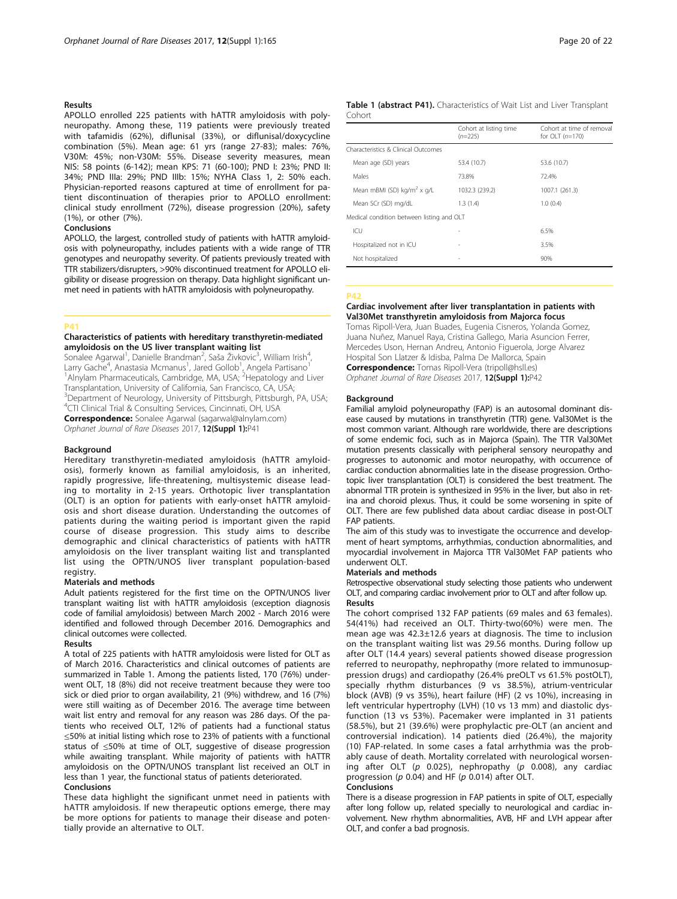#### Results

APOLLO enrolled 225 patients with hATTR amyloidosis with polyneuropathy. Among these, 119 patients were previously treated with tafamidis (62%), diflunisal (33%), or diflunisal/doxycycline combination (5%). Mean age: 61 yrs (range 27-83); males: 76%, V30M: 45%; non-V30M: 55%. Disease severity measures, mean NIS: 58 points (6-142); mean KPS: 71 (60-100); PND I: 23%; PND II: 34%; PND IIIa: 29%; PND IIIb: 15%; NYHA Class 1, 2: 50% each. Physician-reported reasons captured at time of enrollment for patient discontinuation of therapies prior to APOLLO enrollment: clinical study enrollment (72%), disease progression (20%), safety (1%), or other (7%).

#### Conclusions

APOLLO, the largest, controlled study of patients with hATTR amyloidosis with polyneuropathy, includes patients with a wide range of TTR genotypes and neuropathy severity. Of patients previously treated with TTR stabilizers/disrupters, >90% discontinued treatment for APOLLO eligibility or disease progression on therapy. Data highlight significant unmet need in patients with hATTR amyloidosis with polyneuropathy.

## P41

### Characteristics of patients with hereditary transthyretin-mediated amyloidosis on the US liver transplant waiting list

Sonalee Agarwal[1], Danielle Brandman[2], Saša Živkovic[3], William Irish[4], Larry Gache[4], Anastasia Mcmanus[1], Jared Gollob[1], Angela Partisano[1]

[1]Alnylam Pharmaceuticals, Cambridge, MA, USA; [2]Hepatology and Liver Transplantation, University of California, San Francisco, CA, USA; [3]Department of Neurology, University of Pittsburgh, Pittsburgh, PA, USA; [4]CTI Clinical Trial & Consulting Services, Cincinnati, OH, USA

**Correspondence:** Sonalee Agarwal (sagarwal@alnylam.com)

*Orphanet Journal of Rare Diseases* 2017, **12(Suppl 1):**P41

#### Background

Hereditary transthyretin-mediated amyloidosis (hATTR amyloidosis), formerly known as familial amyloidosis, is an inherited, rapidly progressive, life-threatening, multisystemic disease leading to mortality in 2-15 years. Orthotopic liver transplantation (OLT) is an option for patients with early-onset hATTR amyloidosis and short disease duration. Understanding the outcomes of patients during the waiting period is important given the rapid course of disease progression. This study aims to describe demographic and clinical characteristics of patients with hATTR amyloidosis on the liver transplant waiting list and transplanted list using the OPTN/UNOS liver transplant population-based registry.

#### Materials and methods

Adult patients registered for the first time on the OPTN/UNOS liver transplant waiting list with hATTR amyloidosis (exception diagnosis code of familial amyloidosis) between March 2002 - March 2016 were identified and followed through December 2016. Demographics and clinical outcomes were collected.

#### Results

A total of 225 patients with hATTR amyloidosis were listed for OLT as of March 2016. Characteristics and clinical outcomes of patients are summarized in Table 1. Among the patients listed, 170 (76%) underwent OLT, 18 (8%) did not receive treatment because they were too sick or died prior to organ availability, 21 (9%) withdrew, and 16 (7%) were still waiting as of December 2016. The average time between wait list entry and removal for any reason was 286 days. Of the patients who received OLT, 12% of patients had a functional status ≤50% at initial listing which rose to 23% of patients with a functional status of ≤50% at time of OLT, suggestive of disease progression while awaiting transplant. While majority of patients with hATTR amyloidosis on the OPTN/UNOS transplant list received an OLT in less than 1 year, the functional status of patients deteriorated.

#### Conclusions

These data highlight the significant unmet need in patients with hATTR amyloidosis. If new therapeutic options emerge, there may be more options for patients to manage their disease and potentially provide an alternative to OLT.

**Table 1 (abstract P41).** Characteristics of Wait List and Liver Transplant Cohort

| | Cohort at listing time ($n$=225) | Cohort at time of removal for OLT ($n$=170) |
|---|---|---|
| Characteristics & Clinical Outcomes | | |
| Mean age (SD) years | 53.4 (10.7) | 53.6 (10.7) |
| Males | 73.8% | 72.4% |
| Mean mBMI (SD) kg/m$^2$ x g/L | 1032.3 (239.2) | 1007.1 (261.3) |
| Mean SCr (SD) mg/dL | 1.3 (1.4) | 1.0 (0.4) |
| Medical condition between listing and OLT | | |
| ICU | - | 6.5% |
| Hospitalized not in ICU | - | 3.5% |
| Not hospitalized | - | 90% |

## P42

### Cardiac involvement after liver transplantation in patients with Val30Met transthyretin amyloidosis from Majorca focus

Tomas Ripoll-Vera, Juan Buades, Eugenia Cisneros, Yolanda Gomez, Juana Nuñez, Manuel Raya, Cristina Gallego, Maria Asuncion Ferrer, Mercedes Uson, Hernan Andreu, Antonio Figuerola, Jorge Alvarez

Hospital Son Llatzer & Idisba, Palma De Mallorca, Spain

**Correspondence:** Tomas Ripoll-Vera (tripoll@hsll.es)

*Orphanet Journal of Rare Diseases* 2017, **12(Suppl 1):**P42

#### Background

Familial amyloid polyneuropathy (FAP) is an autosomal dominant disease caused by mutations in transthyretin (TTR) gene. Val30Met is the most common variant. Although rare worldwide, there are descriptions of some endemic foci, such as in Majorca (Spain). The TTR Val30Met mutation presents classically with peripheral sensory neuropathy and progresses to autonomic and motor neuropathy, with occurrence of cardiac conduction abnormalities late in the disease progression. Orthotopic liver transplantation (OLT) is considered the best treatment. The abnormal TTR protein is synthesized in 95% in the liver, but also in retina and choroid plexus. Thus, it could be some worsening in spite of OLT. There are few published data about cardiac disease in post-OLT FAP patients.

The aim of this study was to investigate the occurrence and development of heart symptoms, arrhythmias, conduction abnormalities, and myocardial involvement in Majorca TTR Val30Met FAP patients who underwent OLT.

#### Materials and methods

Retrospective observational study selecting those patients who underwent OLT, and comparing cardiac involvement prior to OLT and after follow up.

#### Results

The cohort comprised 132 FAP patients (69 males and 63 females). 54(41%) had received an OLT. Thirty-two(60%) were men. The mean age was 42.3±12.6 years at diagnosis. The time to inclusion on the transplant waiting list was 29.56 months. During follow up after OLT (14.4 years) several patients showed disease progression referred to neuropathy, nephropathy (more related to immunosuppression drugs) and cardiopathy (26.4% preOLT vs 61.5% postOLT), specially rhythm disturbances (9 vs 38.5%), atrium-ventricular block (AVB) (9 vs 35%), heart failure (HF) (2 vs 10%), increasing in left ventricular hypertrophy (LVH) (10 vs 13 mm) and diastolic dysfunction (13 vs 53%). Pacemaker were implanted in 31 patients (58.5%), but 21 (39.6%) were prophylactic pre-OLT (an ancient and controversial indication). 14 patients died (26.4%), the majority (10) FAP-related. In some cases a fatal arrhythmia was the probably cause of death. Mortality correlated with neurological worsening after OLT ($p$ 0.025), nephropathy ($p$ 0.008), any cardiac progression ($p$ 0.04) and HF ($p$ 0.014) after OLT.

#### Conclusions

There is a disease progression in FAP patients in spite of OLT, especially after long follow up, related specially to neurological and cardiac involvement. New rhythm abnormalities, AVB, HF and LVH appear after OLT, and confer a bad prognosis.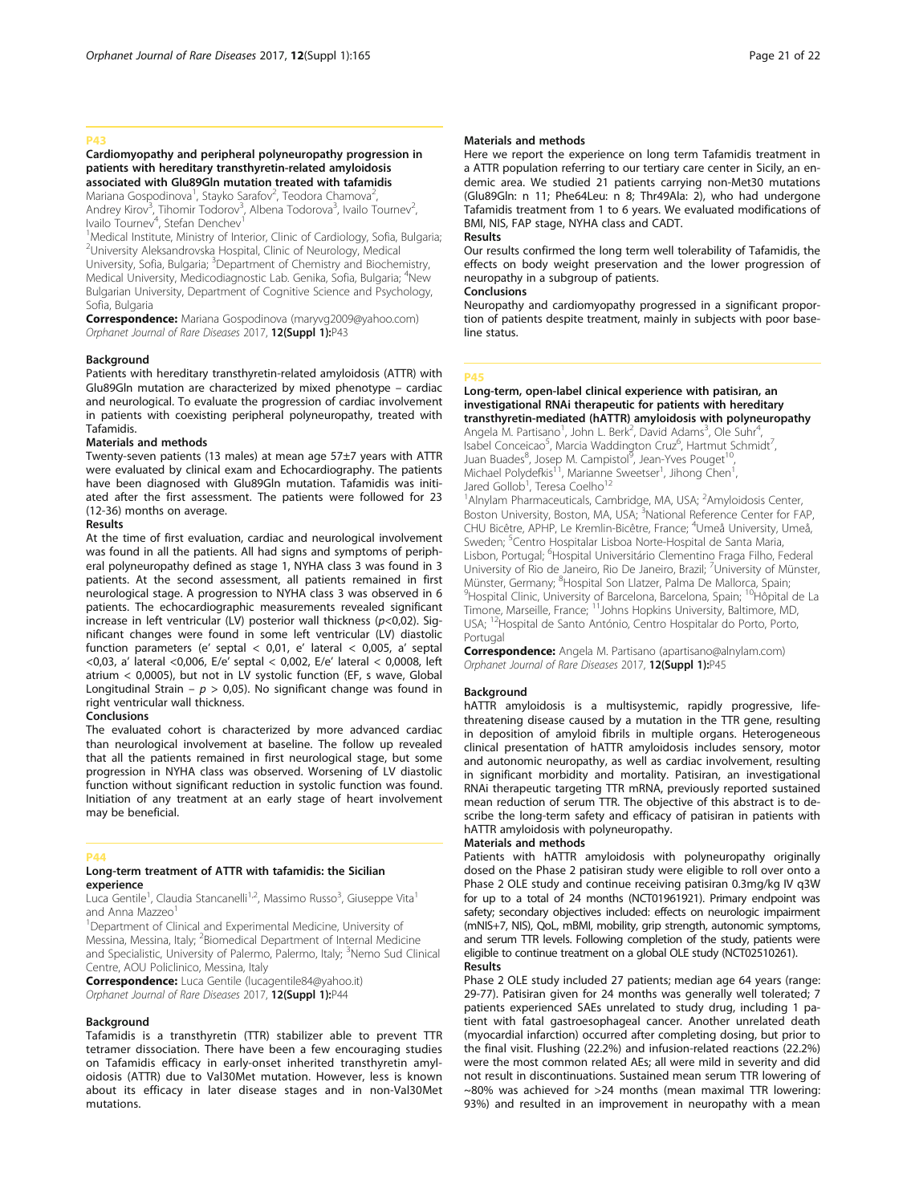## P43

### Cardiomyopathy and peripheral polyneuropathy progression in patients with hereditary transthyretin-related amyloidosis associated with Glu89Gln mutation treated with tafamidis

Mariana Gospodinova[1], Stayko Sarafov[2], Teodora Chamova[2], Andrey Kirov[3], Tihomir Todorov[3], Albena Todorova[3], Ivailo Tournev[2], Ivailo Tournev[4], Stefan Denchev[1]

[1]Medical Institute, Ministry of Interior, Clinic of Cardiology, Sofia, Bulgaria; [2]University Aleksandrovska Hospital, Clinic of Neurology, Medical University, Sofia, Bulgaria; [3]Department of Chemistry and Biochemistry, Medical University, Medicodiagnostic Lab. Genika, Sofia, Bulgaria; [4]New Bulgarian University, Department of Cognitive Science and Psychology, Sofia, Bulgaria

**Correspondence:** Mariana Gospodinova (maryvg2009@yahoo.com)
*Orphanet Journal of Rare Diseases* 2017, **12(Suppl 1):**P43

#### Background

Patients with hereditary transthyretin-related amyloidosis (ATTR) with Glu89Gln mutation are characterized by mixed phenotype – cardiac and neurological. To evaluate the progression of cardiac involvement in patients with coexisting peripheral polyneuropathy, treated with Tafamidis.

#### Materials and methods

Twenty-seven patients (13 males) at mean age 57±7 years with ATTR were evaluated by clinical exam and Echocardiography. The patients have been diagnosed with Glu89Gln mutation. Tafamidis was initiated after the first assessment. The patients were followed for 23 (12-36) months on average.

#### Results

At the time of first evaluation, cardiac and neurological involvement was found in all the patients. All had signs and symptoms of peripheral polyneuropathy defined as stage 1, NYHA class 3 was found in 3 patients. At the second assessment, all patients remained in first neurological stage. A progression to NYHA class 3 was observed in 6 patients. The echocardiographic measurements revealed significant increase in left ventricular (LV) posterior wall thickness ($p$<0,02). Significant changes were found in some left ventricular (LV) diastolic function parameters (e' septal < 0,01, e' lateral < 0,005, a' septal <0,03, a' lateral <0,006, E/e' septal < 0,002, E/e' lateral < 0,0008, left atrium < 0,0005), but not in LV systolic function (EF, s wave, Global Longitudinal Strain – $p$ > 0,05). No significant change was found in right ventricular wall thickness.

#### Conclusions

The evaluated cohort is characterized by more advanced cardiac than neurological involvement at baseline. The follow up revealed that all the patients remained in first neurological stage, but some progression in NYHA class was observed. Worsening of LV diastolic function without significant reduction in systolic function was found. Initiation of any treatment at an early stage of heart involvement may be beneficial.

## P44

### Long-term treatment of ATTR with tafamidis: the Sicilian experience

Luca Gentile[1], Claudia Stancanelli[1,2], Massimo Russo[3], Giuseppe Vita[1] and Anna Mazzeo[1]

[1]Department of Clinical and Experimental Medicine, University of Messina, Messina, Italy; [2]Biomedical Department of Internal Medicine and Specialistic, University of Palermo, Palermo, Italy; [3]Nemo Sud Clinical Centre, AOU Policlinico, Messina, Italy

**Correspondence:** Luca Gentile (lucagentile84@yahoo.it)
*Orphanet Journal of Rare Diseases* 2017, **12(Suppl 1):**P44

#### Background

Tafamidis is a transthyretin (TTR) stabilizer able to prevent TTR tetramer dissociation. There have been a few encouraging studies on Tafamidis efficacy in early-onset inherited transthyretin amyloidosis (ATTR) due to Val30Met mutation. However, less is known about its efficacy in later disease stages and in non-Val30Met mutations.

#### Materials and methods

Here we report the experience on long term Tafamidis treatment in a ATTR population referring to our tertiary care center in Sicily, an endemic area. We studied 21 patients carrying non-Met30 mutations (Glu89Gln: n 11; Phe64Leu: n 8; Thr49Ala: 2), who had undergone Tafamidis treatment from 1 to 6 years. We evaluated modifications of BMI, NIS, FAP stage, NYHA class and CADT.

#### Results

Our results confirmed the long term well tolerability of Tafamidis, the effects on body weight preservation and the lower progression of neuropathy in a subgroup of patients.

#### Conclusions

Neuropathy and cardiomyopathy progressed in a significant proportion of patients despite treatment, mainly in subjects with poor baseline status.

## P45

### Long-term, open-label clinical experience with patisiran, an investigational RNAi therapeutic for patients with hereditary transthyretin-mediated (hATTR) amyloidosis with polyneuropathy

Angela M. Partisano[1], John L. Berk[2], David Adams[3], Ole Suhr[4], Isabel Conceicao[5], Marcia Waddington Cruz[6], Hartmut Schmidt[7], Juan Buades[8], Josep M. Campistol[9], Jean-Yves Pouget[10], Michael Polydefkis[11], Marianne Sweetser[1], Jihong Chen[1], Jared Gollob[1], Teresa Coelho[12]

[1]Alnylam Pharmaceuticals, Cambridge, MA, USA; [2]Amyloidosis Center, Boston University, Boston, MA, USA; [3]National Reference Center for FAP, CHU Bicêtre, APHP, Le Kremlin-Bicêtre, France; [4]Umeå University, Umeå, Sweden; [5]Centro Hospitalar Lisboa Norte-Hospital de Santa Maria, Lisbon, Portugal; [6]Hospital Universitário Clementino Fraga Filho, Federal University of Rio de Janeiro, Rio De Janeiro, Brazil; [7]University of Münster, Münster, Germany; [8]Hospital Son Llatzer, Palma De Mallorca, Spain; [9]Hospital Clinic, University of Barcelona, Barcelona, Spain; [10]Hôpital de La Timone, Marseille, France; [11]Johns Hopkins University, Baltimore, MD, USA; [12]Hospital de Santo António, Centro Hospitalar do Porto, Porto, Portugal

**Correspondence:** Angela M. Partisano (apartisano@alnylam.com)
*Orphanet Journal of Rare Diseases* 2017, **12(Suppl 1):**P45

#### Background

hATTR amyloidosis is a multisystemic, rapidly progressive, life-threatening disease caused by a mutation in the TTR gene, resulting in deposition of amyloid fibrils in multiple organs. Heterogeneous clinical presentation of hATTR amyloidosis includes sensory, motor and autonomic neuropathy, as well as cardiac involvement, resulting in significant morbidity and mortality. Patisiran, an investigational RNAi therapeutic targeting TTR mRNA, previously reported sustained mean reduction of serum TTR. The objective of this abstract is to describe the long-term safety and efficacy of patisiran in patients with hATTR amyloidosis with polyneuropathy.

#### Materials and methods

Patients with hATTR amyloidosis with polyneuropathy originally dosed on the Phase 2 patisiran study were eligible to roll over onto a Phase 2 OLE study and continue receiving patisiran 0.3mg/kg IV q3W for up to a total of 24 months (NCT01961921). Primary endpoint was safety; secondary objectives included: effects on neurologic impairment (mNIS+7, NIS), QoL, mBMI, mobility, grip strength, autonomic symptoms, and serum TTR levels. Following completion of the study, patients were eligible to continue treatment on a global OLE study (NCT02510261).

#### Results

Phase 2 OLE study included 27 patients; median age 64 years (range: 29-77). Patisiran given for 24 months was generally well tolerated; 7 patients experienced SAEs unrelated to study drug, including 1 patient with fatal gastroesophageal cancer. Another unrelated death (myocardial infarction) occurred after completing dosing, but prior to the final visit. Flushing (22.2%) and infusion-related reactions (22.2%) were the most common related AEs; all were mild in severity and did not result in discontinuations. Sustained mean serum TTR lowering of ~80% was achieved for >24 months (mean maximal TTR lowering: 93%) and resulted in an improvement in neuropathy with a mean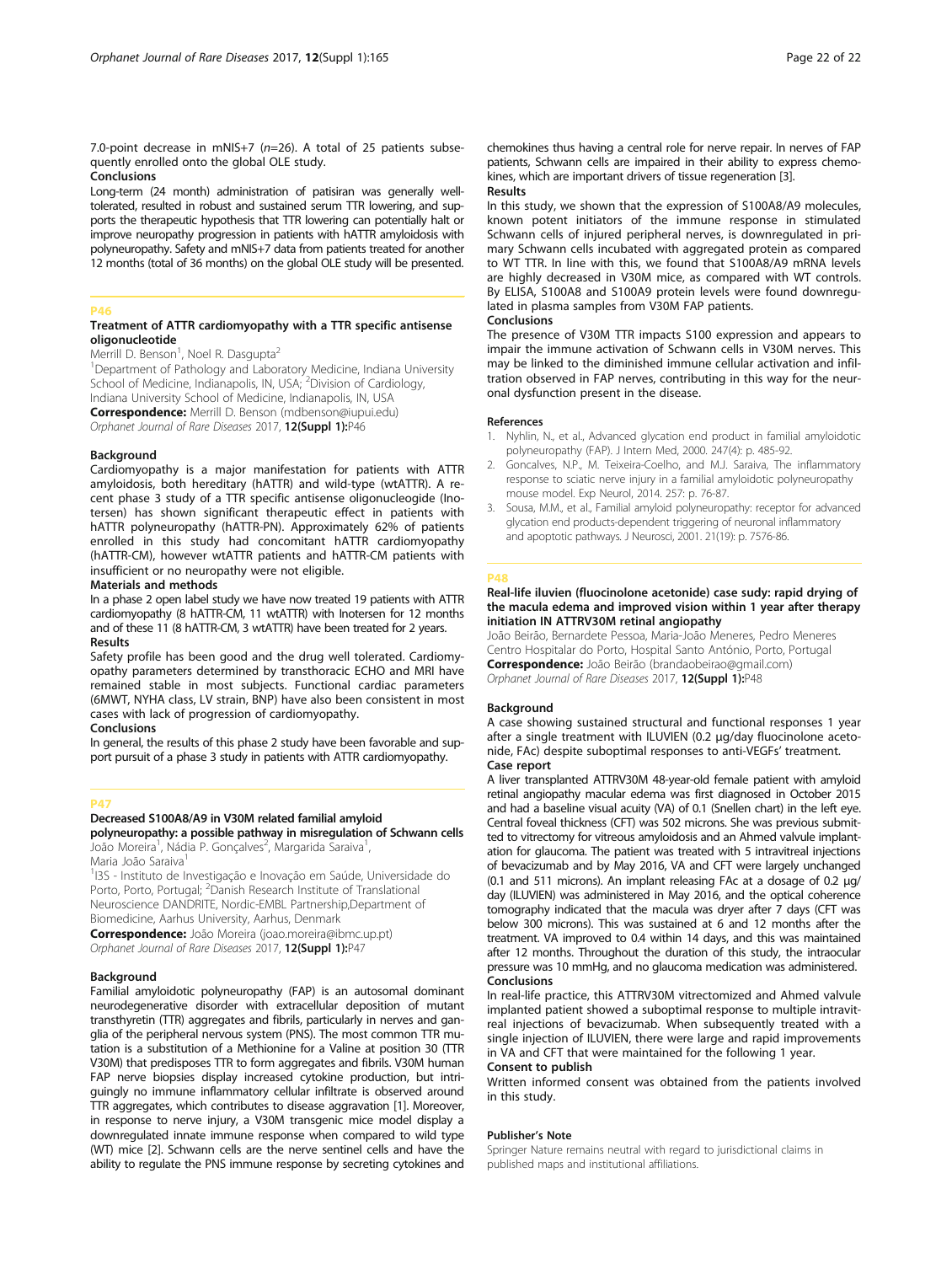7.0-point decrease in mNIS+7 (*n*=26). A total of 25 patients subsequently enrolled onto the global OLE study.

**Conclusions**

Long-term (24 month) administration of patisiran was generally well-tolerated, resulted in robust and sustained serum TTR lowering, and supports the therapeutic hypothesis that TTR lowering can potentially halt or improve neuropathy progression in patients with hATTR amyloidosis with polyneuropathy. Safety and mNIS+7 data from patients treated for another 12 months (total of 36 months) on the global OLE study will be presented.

## P46

### Treatment of ATTR cardiomyopathy with a TTR specific antisense oligonucleotide

Merrill D. Benson[1], Noel R. Dasgupta[2]

[1]Department of Pathology and Laboratory Medicine, Indiana University School of Medicine, Indianapolis, IN, USA; [2]Division of Cardiology, Indiana University School of Medicine, Indianapolis, IN, USA

**Correspondence:** Merrill D. Benson (mdbenson@iupui.edu)

*Orphanet Journal of Rare Diseases* 2017, **12(Suppl 1):**P46

**Background**

Cardiomyopathy is a major manifestation for patients with ATTR amyloidosis, both hereditary (hATTR) and wild-type (wtATTR). A recent phase 3 study of a TTR specific antisense oligonucleotide (Inotersen) has shown significant therapeutic effect in patients with hATTR polyneuropathy (hATTR-PN). Approximately 62% of patients enrolled in this study had concomitant hATTR cardiomyopathy (hATTR-CM), however wtATTR patients and hATTR-CM patients with insufficient or no neuropathy were not eligible.

**Materials and methods**

In a phase 2 open label study we have now treated 19 patients with ATTR cardiomyopathy (8 hATTR-CM, 11 wtATTR) with Inotersen for 12 months and of these 11 (8 hATTR-CM, 3 wtATTR) have been treated for 2 years.

**Results**

Safety profile has been good and the drug well tolerated. Cardiomyopathy parameters determined by transthoracic ECHO and MRI have remained stable in most subjects. Functional cardiac parameters (6MWT, NYHA class, LV strain, BNP) have also been consistent in most cases with lack of progression of cardiomyopathy.

**Conclusions**

In general, the results of this phase 2 study have been favorable and support pursuit of a phase 3 study in patients with ATTR cardiomyopathy.

## P47

### Decreased S100A8/A9 in V30M related familial amyloid polyneuropathy: a possible pathway in misregulation of Schwann cells

João Moreira[1], Nádia P. Gonçalves[2], Margarida Saraiva[1], Maria João Saraiva[1]

[1]I3S - Instituto de Investigação e Inovação em Saúde, Universidade do Porto, Porto, Portugal; [2]Danish Research Institute of Translational Neuroscience DANDRITE, Nordic-EMBL Partnership,Department of Biomedicine, Aarhus University, Aarhus, Denmark

**Correspondence:** João Moreira (joao.moreira@ibmc.up.pt)

*Orphanet Journal of Rare Diseases* 2017, **12(Suppl 1):**P47

**Background**

Familial amyloidotic polyneuropathy (FAP) is an autosomal dominant neurodegenerative disorder with extracellular deposition of mutant transthyretin (TTR) aggregates and fibrils, particularly in nerves and ganglia of the peripheral nervous system (PNS). The most common TTR mutation is a substitution of a Methionine for a Valine at position 30 (TTR V30M) that predisposes TTR to form aggregates and fibrils. V30M human FAP nerve biopsies display increased cytokine production, but intriguingly no immune inflammatory cellular infiltrate is observed around TTR aggregates, which contributes to disease aggravation [1]. Moreover, in response to nerve injury, a V30M transgenic mice model display a downregulated innate immune response when compared to wild type (WT) mice [2]. Schwann cells are the nerve sentinel cells and have the ability to regulate the PNS immune response by secreting cytokines and chemokines thus having a central role for nerve repair. In nerves of FAP patients, Schwann cells are impaired in their ability to express chemokines, which are important drivers of tissue regeneration [3].

**Results**

In this study, we shown that the expression of S100A8/A9 molecules, known potent initiators of the immune response in stimulated Schwann cells of injured peripheral nerves, is downregulated in primary Schwann cells incubated with aggregated protein as compared to WT TTR. In line with this, we found that S100A8/A9 mRNA levels are highly decreased in V30M mice, as compared with WT controls. By ELISA, S100A8 and S100A9 protein levels were found downregulated in plasma samples from V30M FAP patients.

**Conclusions**

The presence of V30M TTR impacts S100 expression and appears to impair the immune activation of Schwann cells in V30M nerves. This may be linked to the diminished immune cellular activation and infiltration observed in FAP nerves, contributing in this way for the neuronal dysfunction present in the disease.

**References**

1. Nyhlin, N., et al., Advanced glycation end product in familial amyloidotic polyneuropathy (FAP). J Intern Med, 2000. 247(4): p. 485-92.
2. Goncalves, N.P., M. Teixeira-Coelho, and M.J. Saraiva, The inflammatory response to sciatic nerve injury in a familial amyloidotic polyneuropathy mouse model. Exp Neurol, 2014. 257: p. 76-87.
3. Sousa, M.M., et al., Familial amyloid polyneuropathy: receptor for advanced glycation end products-dependent triggering of neuronal inflammatory and apoptotic pathways. J Neurosci, 2001. 21(19): p. 7576-86.

## P48

### Real-life iluvien (fluocinolone acetonide) case sudy: rapid drying of the macula edema and improved vision within 1 year after therapy initiation IN ATTRV30M retinal angiopathy

João Beirão, Bernardete Pessoa, Maria-João Meneres, Pedro Meneres

Centro Hospitalar do Porto, Hospital Santo António, Porto, Portugal

**Correspondence:** João Beirão (brandaobeirao@gmail.com)

*Orphanet Journal of Rare Diseases* 2017, **12(Suppl 1):**P48

**Background**

A case showing sustained structural and functional responses 1 year after a single treatment with ILUVIEN (0.2 µg/day fluocinolone acetonide, FAc) despite suboptimal responses to anti-VEGFs' treatment.

**Case report**

A liver transplanted ATTRV30M 48-year-old female patient with amyloid retinal angiopathy macular edema was first diagnosed in October 2015 and had a baseline visual acuity (VA) of 0.1 (Snellen chart) in the left eye. Central foveal thickness (CFT) was 502 microns. She was previous submitted to vitrectomy for vitreous amyloidosis and an Ahmed valvule implantation for glaucoma. The patient was treated with 5 intravitreal injections of bevacizumab and by May 2016, VA and CFT were largely unchanged (0.1 and 511 microns). An implant releasing FAc at a dosage of 0.2 µg/day (ILUVIEN) was administered in May 2016, and the optical coherence tomography indicated that the macula was dryer after 7 days (CFT was below 300 microns). This was sustained at 6 and 12 months after the treatment. VA improved to 0.4 within 14 days, and this was maintained after 12 months. Throughout the duration of this study, the intraocular pressure was 10 mmHg, and no glaucoma medication was administered.

**Conclusions**

In real-life practice, this ATTRV30M vitrectomized and Ahmed valvule implanted patient showed a suboptimal response to multiple intravitreal injections of bevacizumab. When subsequently treated with a single injection of ILUVIEN, there were large and rapid improvements in VA and CFT that were maintained for the following 1 year.

**Consent to publish**

Written informed consent was obtained from the patients involved in this study.

**Publisher's Note**

Springer Nature remains neutral with regard to jurisdictional claims in published maps and institutional affiliations.